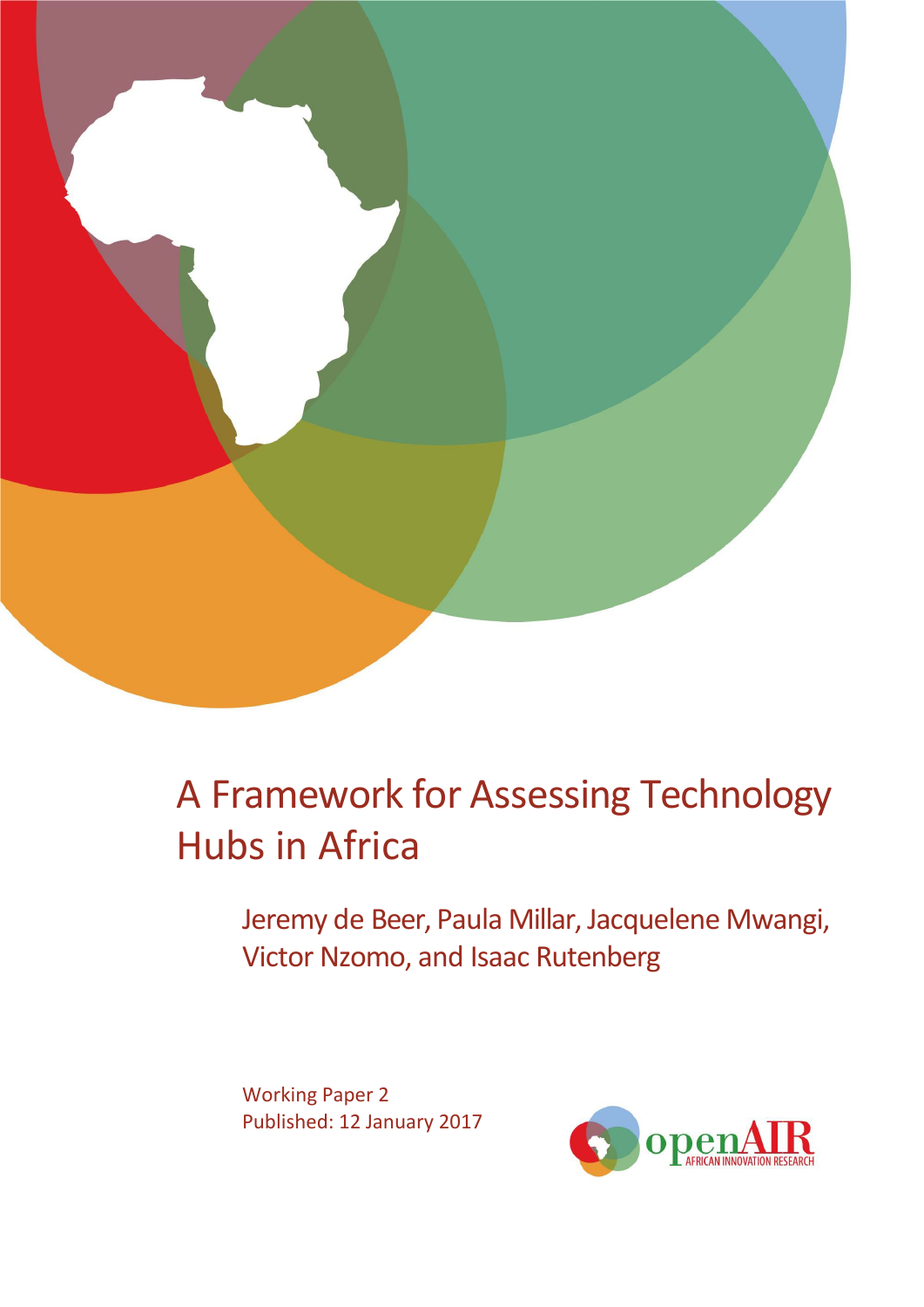# A Framework for Assessing Technology Hubs in Africa

Jeremy de Beer, Paula Millar, Jacquelene Mwangi, Victor Nzomo, and Isaac Rutenberg

Working Paper 2
Published: 12 January 2017

openAIR
AFRICAN INNOVATION RESEARCH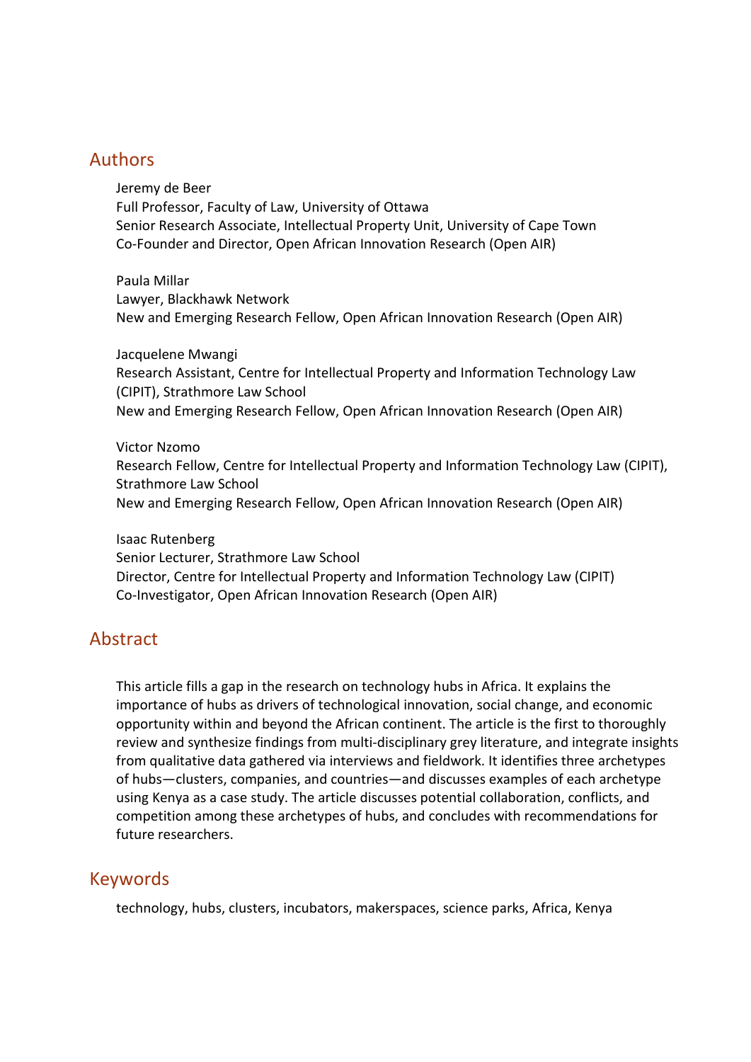## Authors

Jeremy de Beer
Full Professor, Faculty of Law, University of Ottawa
Senior Research Associate, Intellectual Property Unit, University of Cape Town
Co-Founder and Director, Open African Innovation Research (Open AIR)

Paula Millar
Lawyer, Blackhawk Network
New and Emerging Research Fellow, Open African Innovation Research (Open AIR)

Jacquelene Mwangi
Research Assistant, Centre for Intellectual Property and Information Technology Law (CIPIT), Strathmore Law School
New and Emerging Research Fellow, Open African Innovation Research (Open AIR)

Victor Nzomo
Research Fellow, Centre for Intellectual Property and Information Technology Law (CIPIT), Strathmore Law School
New and Emerging Research Fellow, Open African Innovation Research (Open AIR)

Isaac Rutenberg
Senior Lecturer, Strathmore Law School
Director, Centre for Intellectual Property and Information Technology Law (CIPIT)
Co-Investigator, Open African Innovation Research (Open AIR)

## Abstract

This article fills a gap in the research on technology hubs in Africa. It explains the importance of hubs as drivers of technological innovation, social change, and economic opportunity within and beyond the African continent. The article is the first to thoroughly review and synthesize findings from multi-disciplinary grey literature, and integrate insights from qualitative data gathered via interviews and fieldwork. It identifies three archetypes of hubs—clusters, companies, and countries—and discusses examples of each archetype using Kenya as a case study. The article discusses potential collaboration, conflicts, and competition among these archetypes of hubs, and concludes with recommendations for future researchers.

## Keywords

technology, hubs, clusters, incubators, makerspaces, science parks, Africa, Kenya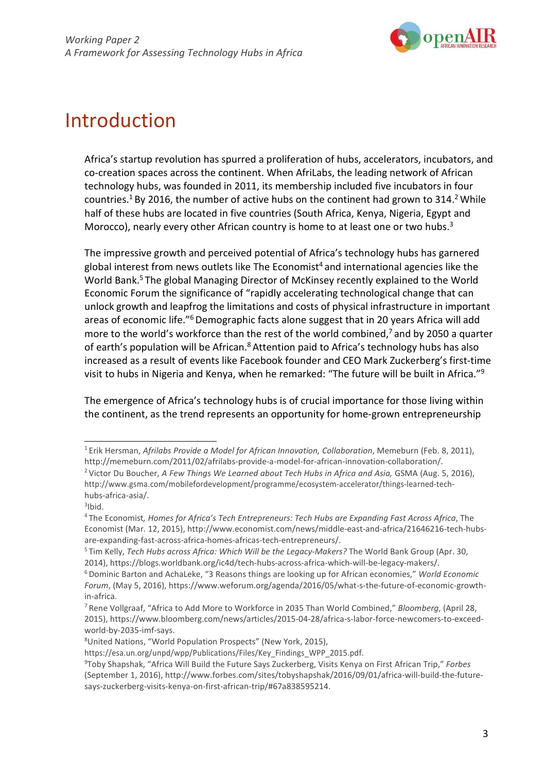# Introduction

Africa's startup revolution has spurred a proliferation of hubs, accelerators, incubators, and co-creation spaces across the continent. When AfriLabs, the leading network of African technology hubs, was founded in 2011, its membership included five incubators in four countries.[1] By 2016, the number of active hubs on the continent had grown to 314.[2] While half of these hubs are located in five countries (South Africa, Kenya, Nigeria, Egypt and Morocco), nearly every other African country is home to at least one or two hubs.[3]

The impressive growth and perceived potential of Africa's technology hubs has garnered global interest from news outlets like The Economist[4] and international agencies like the World Bank.[5] The global Managing Director of McKinsey recently explained to the World Economic Forum the significance of "rapidly accelerating technological change that can unlock growth and leapfrog the limitations and costs of physical infrastructure in important areas of economic life."[6] Demographic facts alone suggest that in 20 years Africa will add more to the world's workforce than the rest of the world combined,[7] and by 2050 a quarter of earth's population will be African.[8] Attention paid to Africa's technology hubs has also increased as a result of events like Facebook founder and CEO Mark Zuckerberg's first-time visit to hubs in Nigeria and Kenya, when he remarked: "The future will be built in Africa."[9]

The emergence of Africa's technology hubs is of crucial importance for those living within the continent, as the trend represents an opportunity for home-grown entrepreneurship

---

[1] Erik Hersman, *Afrilabs Provide a Model for African Innovation, Collaboration*, Memeburn (Feb. 8, 2011), http://memeburn.com/2011/02/afrilabs-provide-a-model-for-african-innovation-collaboration/.

[2] Victor Du Boucher, *A Few Things We Learned about Tech Hubs in Africa and Asia,* GSMA (Aug. 5, 2016), http://www.gsma.com/mobilefordevelopment/programme/ecosystem-accelerator/things-learned-tech-hubs-africa-asia/.

[3] Ibid.

[4] The Economist*, Homes for Africa's Tech Entrepreneurs: Tech Hubs are Expanding Fast Across Africa*, The Economist (Mar. 12, 2015), http://www.economist.com/news/middle-east-and-africa/21646216-tech-hubs-are-expanding-fast-across-africa-homes-africas-tech-entrepreneurs/.

[5] Tim Kelly, *Tech Hubs across Africa: Which Will be the Legacy-Makers?* The World Bank Group (Apr. 30, 2014), https://blogs.worldbank.org/ic4d/tech-hubs-across-africa-which-will-be-legacy-makers/.

[6] Dominic Barton and AchaLeke, "3 Reasons things are looking up for African economies," *World Economic Forum*, (May 5, 2016), https://www.weforum.org/agenda/2016/05/what-s-the-future-of-economic-growth-in-africa.

[7] Rene Vollgraaf, "Africa to Add More to Workforce in 2035 Than World Combined," *Bloomberg*, (April 28, 2015), https://www.bloomberg.com/news/articles/2015-04-28/africa-s-labor-force-newcomers-to-exceed-world-by-2035-imf-says.

[8] United Nations, "World Population Prospects" (New York, 2015), https://esa.un.org/unpd/wpp/Publications/Files/Key_Findings_WPP_2015.pdf.

[9] Toby Shapshak, "Africa Will Build the Future Says Zuckerberg, Visits Kenya on First African Trip," *Forbes* (September 1, 2016), http://www.forbes.com/sites/tobyshapshak/2016/09/01/africa-will-build-the-future-says-zuckerberg-visits-kenya-on-first-african-trip/#67a838595214.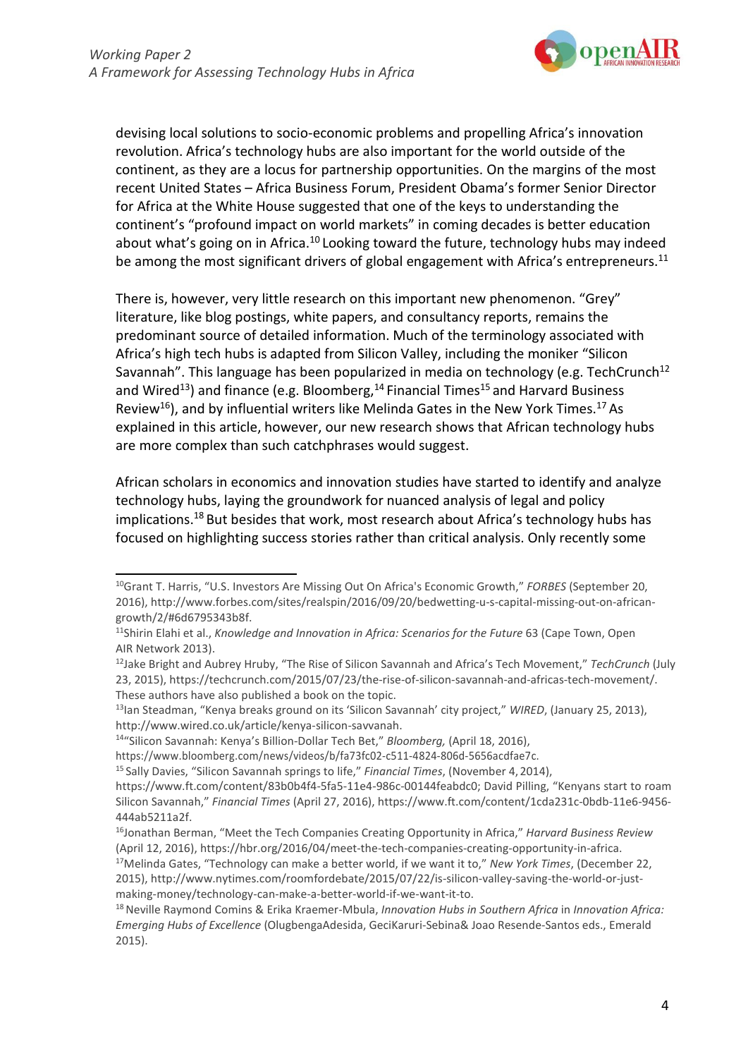devising local solutions to socio-economic problems and propelling Africa's innovation revolution. Africa's technology hubs are also important for the world outside of the continent, as they are a locus for partnership opportunities. On the margins of the most recent United States – Africa Business Forum, President Obama's former Senior Director for Africa at the White House suggested that one of the keys to understanding the continent's "profound impact on world markets" in coming decades is better education about what's going on in Africa.[10] Looking toward the future, technology hubs may indeed be among the most significant drivers of global engagement with Africa's entrepreneurs.[11]

There is, however, very little research on this important new phenomenon. "Grey" literature, like blog postings, white papers, and consultancy reports, remains the predominant source of detailed information. Much of the terminology associated with Africa's high tech hubs is adapted from Silicon Valley, including the moniker "Silicon Savannah". This language has been popularized in media on technology (e.g. TechCrunch[12] and Wired[13]) and finance (e.g. Bloomberg,[14] Financial Times[15] and Harvard Business Review[16]), and by influential writers like Melinda Gates in the New York Times.[17] As explained in this article, however, our new research shows that African technology hubs are more complex than such catchphrases would suggest.

African scholars in economics and innovation studies have started to identify and analyze technology hubs, laying the groundwork for nuanced analysis of legal and policy implications.[18] But besides that work, most research about Africa's technology hubs has focused on highlighting success stories rather than critical analysis. Only recently some

---

[10] Grant T. Harris, "U.S. Investors Are Missing Out On Africa's Economic Growth," *FORBES* (September 20, 2016), http://www.forbes.com/sites/realspin/2016/09/20/bedwetting-u-s-capital-missing-out-on-african-growth/2/#6d6795343b8f.

[11] Shirin Elahi et al., *Knowledge and Innovation in Africa: Scenarios for the Future* 63 (Cape Town, Open AIR Network 2013).

[12] Jake Bright and Aubrey Hruby, "The Rise of Silicon Savannah and Africa's Tech Movement," *TechCrunch* (July 23, 2015), https://techcrunch.com/2015/07/23/the-rise-of-silicon-savannah-and-africas-tech-movement/. These authors have also published a book on the topic.

[13] Ian Steadman, "Kenya breaks ground on its 'Silicon Savannah' city project," *WIRED*, (January 25, 2013), http://www.wired.co.uk/article/kenya-silicon-savvanah.

[14] "Silicon Savannah: Kenya's Billion-Dollar Tech Bet," *Bloomberg,* (April 18, 2016), https://www.bloomberg.com/news/videos/b/fa73fc02-c511-4824-806d-5656acdfae7c.

[15] Sally Davies, "Silicon Savannah springs to life," *Financial Times*, (November 4, 2014), https://www.ft.com/content/83b0b4f4-5fa5-11e4-986c-00144feabdc0; David Pilling, "Kenyans start to roam Silicon Savannah," *Financial Times* (April 27, 2016), https://www.ft.com/content/1cda231c-0bdb-11e6-9456-444ab5211a2f.

[16] Jonathan Berman, "Meet the Tech Companies Creating Opportunity in Africa," *Harvard Business Review* (April 12, 2016), https://hbr.org/2016/04/meet-the-tech-companies-creating-opportunity-in-africa.

[17] Melinda Gates, "Technology can make a better world, if we want it to," *New York Times*, (December 22, 2015), http://www.nytimes.com/roomfordebate/2015/07/22/is-silicon-valley-saving-the-world-or-just-making-money/technology-can-make-a-better-world-if-we-want-it-to.

[18] Neville Raymond Comins & Erika Kraemer-Mbula, *Innovation Hubs in Southern Africa* in *Innovation Africa: Emerging Hubs of Excellence* (OlugbengaAdesida, GeciKaruri-Sebina& Joao Resende-Santos eds., Emerald 2015).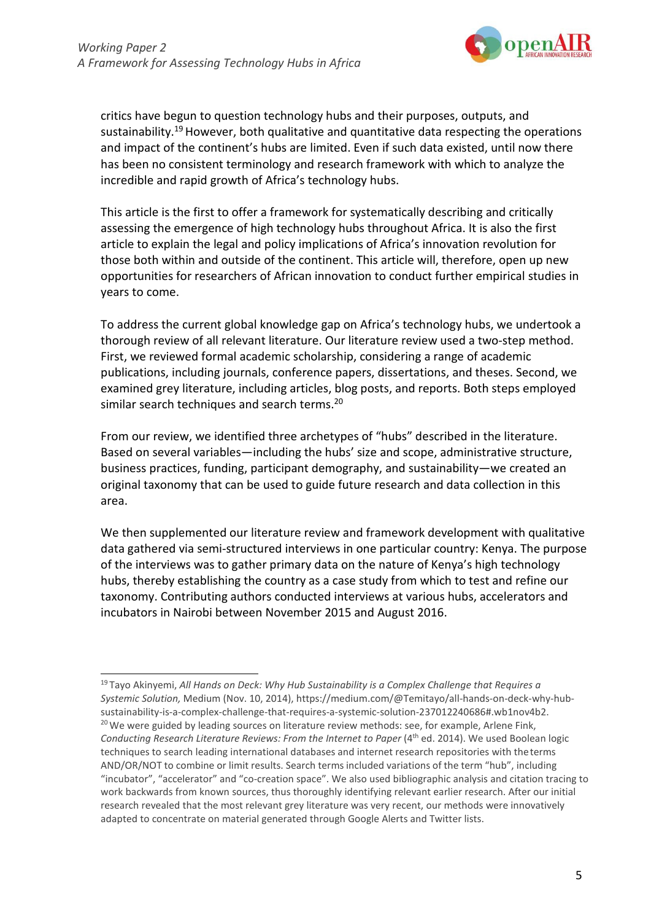critics have begun to question technology hubs and their purposes, outputs, and sustainability.[19] However, both qualitative and quantitative data respecting the operations and impact of the continent's hubs are limited. Even if such data existed, until now there has been no consistent terminology and research framework with which to analyze the incredible and rapid growth of Africa's technology hubs.

This article is the first to offer a framework for systematically describing and critically assessing the emergence of high technology hubs throughout Africa. It is also the first article to explain the legal and policy implications of Africa's innovation revolution for those both within and outside of the continent. This article will, therefore, open up new opportunities for researchers of African innovation to conduct further empirical studies in years to come.

To address the current global knowledge gap on Africa's technology hubs, we undertook a thorough review of all relevant literature. Our literature review used a two-step method. First, we reviewed formal academic scholarship, considering a range of academic publications, including journals, conference papers, dissertations, and theses. Second, we examined grey literature, including articles, blog posts, and reports. Both steps employed similar search techniques and search terms.[20]

From our review, we identified three archetypes of "hubs" described in the literature. Based on several variables—including the hubs' size and scope, administrative structure, business practices, funding, participant demography, and sustainability—we created an original taxonomy that can be used to guide future research and data collection in this area.

We then supplemented our literature review and framework development with qualitative data gathered via semi-structured interviews in one particular country: Kenya. The purpose of the interviews was to gather primary data on the nature of Kenya's high technology hubs, thereby establishing the country as a case study from which to test and refine our taxonomy. Contributing authors conducted interviews at various hubs, accelerators and incubators in Nairobi between November 2015 and August 2016.

---

[19] Tayo Akinyemi, *All Hands on Deck: Why Hub Sustainability is a Complex Challenge that Requires a Systemic Solution,* Medium (Nov. 10, 2014), https://medium.com/@Temitayo/all-hands-on-deck-why-hub-sustainability-is-a-complex-challenge-that-requires-a-systemic-solution-237012240686#.wb1nov4b2.

[20] We were guided by leading sources on literature review methods: see, for example, Arlene Fink, *Conducting Research Literature Reviews: From the Internet to Paper* (4th ed. 2014). We used Boolean logic techniques to search leading international databases and internet research repositories with the terms AND/OR/NOT to combine or limit results. Search terms included variations of the term "hub", including "incubator", "accelerator" and "co-creation space". We also used bibliographic analysis and citation tracing to work backwards from known sources, thus thoroughly identifying relevant earlier research. After our initial research revealed that the most relevant grey literature was very recent, our methods were innovatively adapted to concentrate on material generated through Google Alerts and Twitter lists.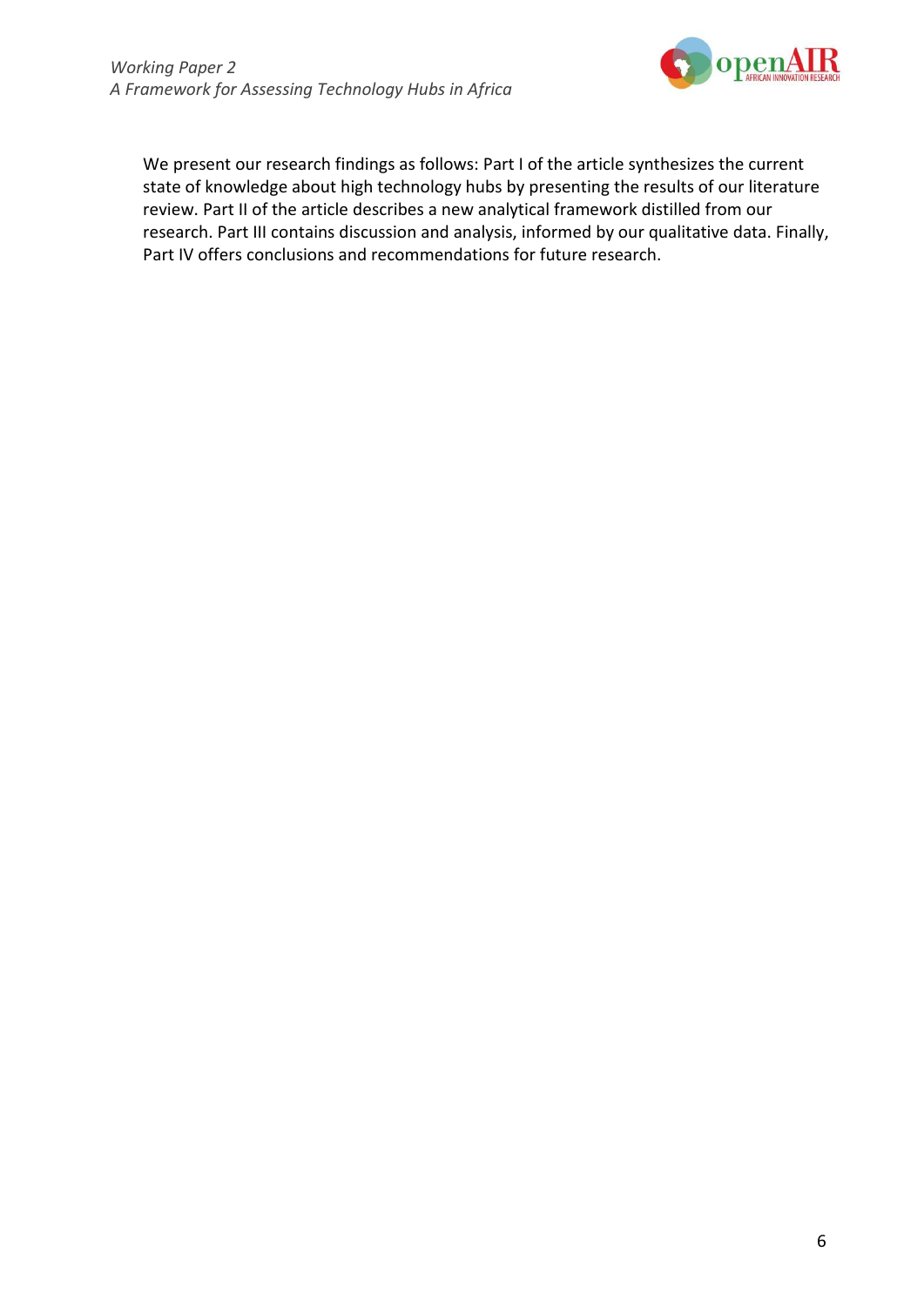We present our research findings as follows: Part I of the article synthesizes the current state of knowledge about high technology hubs by presenting the results of our literature review. Part II of the article describes a new analytical framework distilled from our research. Part III contains discussion and analysis, informed by our qualitative data. Finally, Part IV offers conclusions and recommendations for future research.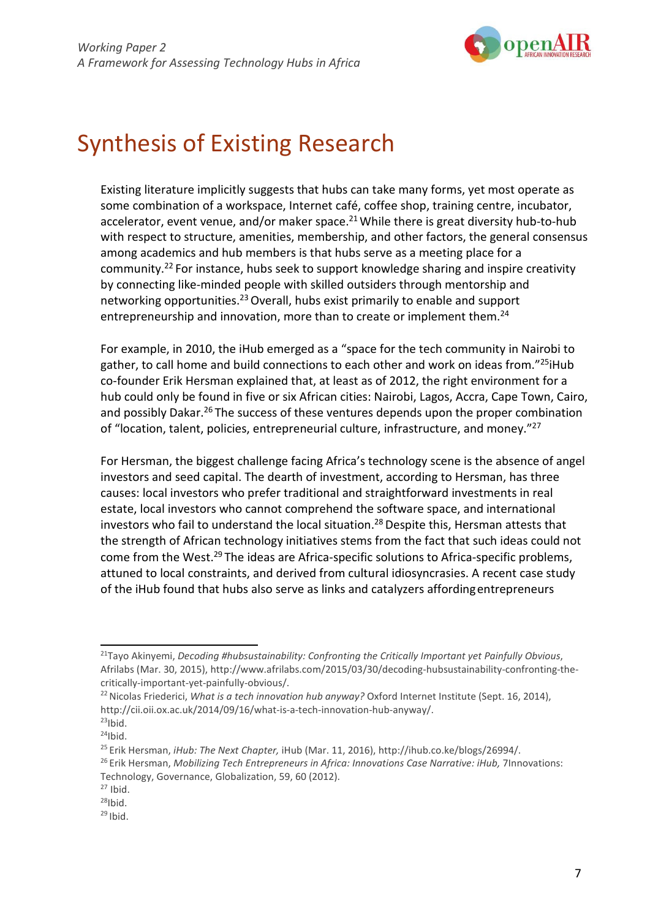# Synthesis of Existing Research

Existing literature implicitly suggests that hubs can take many forms, yet most operate as some combination of a workspace, Internet café, coffee shop, training centre, incubator, accelerator, event venue, and/or maker space.[21] While there is great diversity hub-to-hub with respect to structure, amenities, membership, and other factors, the general consensus among academics and hub members is that hubs serve as a meeting place for a community.[22] For instance, hubs seek to support knowledge sharing and inspire creativity by connecting like-minded people with skilled outsiders through mentorship and networking opportunities.[23] Overall, hubs exist primarily to enable and support entrepreneurship and innovation, more than to create or implement them.[24]

For example, in 2010, the iHub emerged as a "space for the tech community in Nairobi to gather, to call home and build connections to each other and work on ideas from."[25] iHub co-founder Erik Hersman explained that, at least as of 2012, the right environment for a hub could only be found in five or six African cities: Nairobi, Lagos, Accra, Cape Town, Cairo, and possibly Dakar.[26] The success of these ventures depends upon the proper combination of "location, talent, policies, entrepreneurial culture, infrastructure, and money."[27]

For Hersman, the biggest challenge facing Africa's technology scene is the absence of angel investors and seed capital. The dearth of investment, according to Hersman, has three causes: local investors who prefer traditional and straightforward investments in real estate, local investors who cannot comprehend the software space, and international investors who fail to understand the local situation.[28] Despite this, Hersman attests that the strength of African technology initiatives stems from the fact that such ideas could not come from the West.[29] The ideas are Africa-specific solutions to Africa-specific problems, attuned to local constraints, and derived from cultural idiosyncrasies. A recent case study of the iHub found that hubs also serve as links and catalyzers affording entrepreneurs

---

[21] Tayo Akinyemi, *Decoding #hubsustainability: Confronting the Critically Important yet Painfully Obvious*, Afrilabs (Mar. 30, 2015), http://www.afrilabs.com/2015/03/30/decoding-hubsustainability-confronting-the-critically-important-yet-painfully-obvious/.

[22] Nicolas Friederici, *What is a tech innovation hub anyway?* Oxford Internet Institute (Sept. 16, 2014), http://cii.oii.ox.ac.uk/2014/09/16/what-is-a-tech-innovation-hub-anyway/.

[23] Ibid.

[24] Ibid.

[25] Erik Hersman, *iHub: The Next Chapter,* iHub (Mar. 11, 2016), http://ihub.co.ke/blogs/26994/.

[26] Erik Hersman, *Mobilizing Tech Entrepreneurs in Africa: Innovations Case Narrative: iHub,* 7Innovations: Technology, Governance, Globalization, 59, 60 (2012).

[27] Ibid.

[28] Ibid.

[29] Ibid.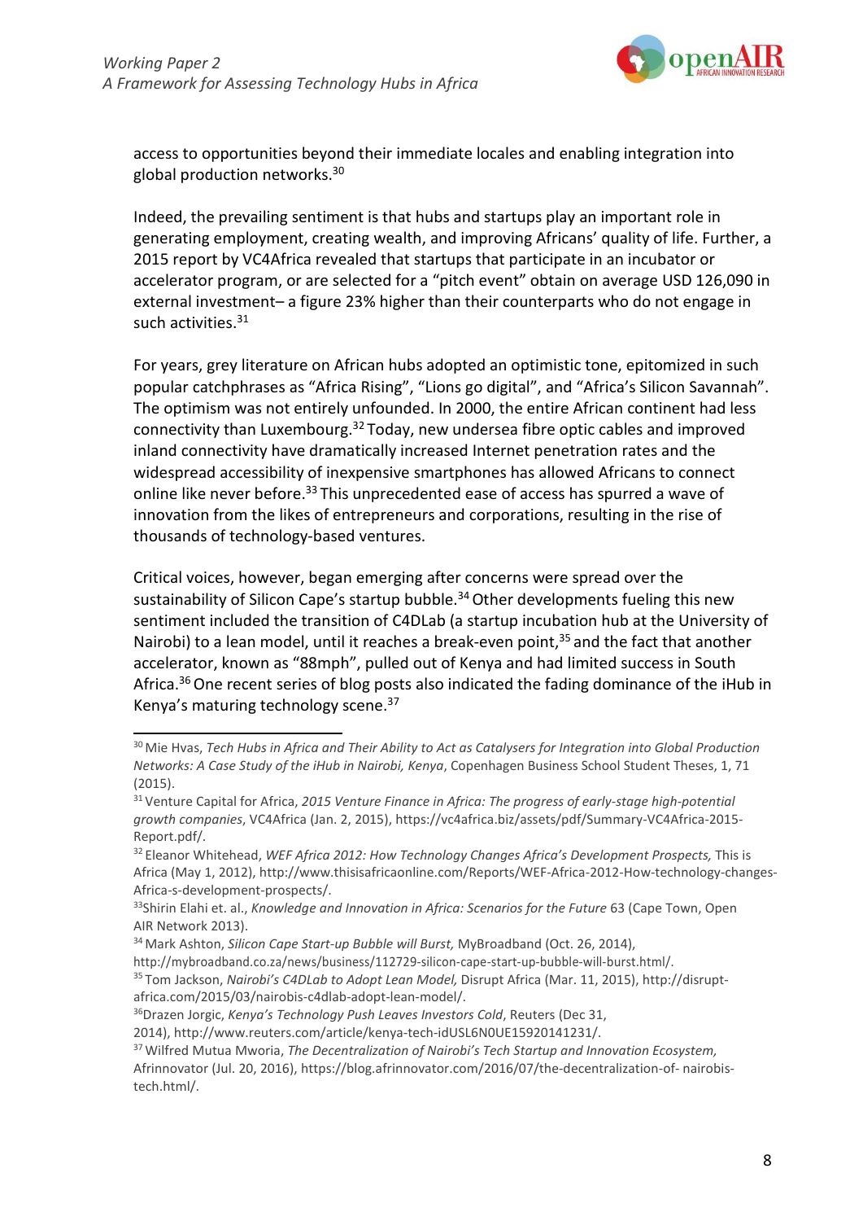access to opportunities beyond their immediate locales and enabling integration into global production networks.[30]

Indeed, the prevailing sentiment is that hubs and startups play an important role in generating employment, creating wealth, and improving Africans' quality of life. Further, a 2015 report by VC4Africa revealed that startups that participate in an incubator or accelerator program, or are selected for a "pitch event" obtain on average USD 126,090 in external investment– a figure 23% higher than their counterparts who do not engage in such activities.[31]

For years, grey literature on African hubs adopted an optimistic tone, epitomized in such popular catchphrases as "Africa Rising", "Lions go digital", and "Africa's Silicon Savannah". The optimism was not entirely unfounded. In 2000, the entire African continent had less connectivity than Luxembourg.[32] Today, new undersea fibre optic cables and improved inland connectivity have dramatically increased Internet penetration rates and the widespread accessibility of inexpensive smartphones has allowed Africans to connect online like never before.[33] This unprecedented ease of access has spurred a wave of innovation from the likes of entrepreneurs and corporations, resulting in the rise of thousands of technology-based ventures.

Critical voices, however, began emerging after concerns were spread over the sustainability of Silicon Cape's startup bubble.[34] Other developments fueling this new sentiment included the transition of C4DLab (a startup incubation hub at the University of Nairobi) to a lean model, until it reaches a break-even point,[35] and the fact that another accelerator, known as "88mph", pulled out of Kenya and had limited success in South Africa.[36] One recent series of blog posts also indicated the fading dominance of the iHub in Kenya's maturing technology scene.[37]

---

[30] Mie Hvas, *Tech Hubs in Africa and Their Ability to Act as Catalysers for Integration into Global Production Networks: A Case Study of the iHub in Nairobi, Kenya*, Copenhagen Business School Student Theses, 1, 71 (2015).

[31] Venture Capital for Africa, *2015 Venture Finance in Africa: The progress of early-stage high-potential growth companies*, VC4Africa (Jan. 2, 2015), https://vc4africa.biz/assets/pdf/Summary-VC4Africa-2015-Report.pdf/.

[32] Eleanor Whitehead, *WEF Africa 2012: How Technology Changes Africa's Development Prospects,* This is Africa (May 1, 2012), http://www.thisisafricaonline.com/Reports/WEF-Africa-2012-How-technology-changes-Africa-s-development-prospects/.

[33] Shirin Elahi et. al., *Knowledge and Innovation in Africa: Scenarios for the Future* 63 (Cape Town, Open AIR Network 2013).

[34] Mark Ashton, *Silicon Cape Start-up Bubble will Burst,* MyBroadband (Oct. 26, 2014), http://mybroadband.co.za/news/business/112729-silicon-cape-start-up-bubble-will-burst.html/.

[35] Tom Jackson, *Nairobi's C4DLab to Adopt Lean Model,* Disrupt Africa (Mar. 11, 2015), http://disrupt-africa.com/2015/03/nairobis-c4dlab-adopt-lean-model/.

[36] Drazen Jorgic, *Kenya's Technology Push Leaves Investors Cold*, Reuters (Dec 31, 2014), http://www.reuters.com/article/kenya-tech-idUSL6N0UE15920141231/.

[37] Wilfred Mutua Mworia, *The Decentralization of Nairobi's Tech Startup and Innovation Ecosystem,* Afrinnovator (Jul. 20, 2016), https://blog.afrinnovator.com/2016/07/the-decentralization-of- nairobis-tech.html/.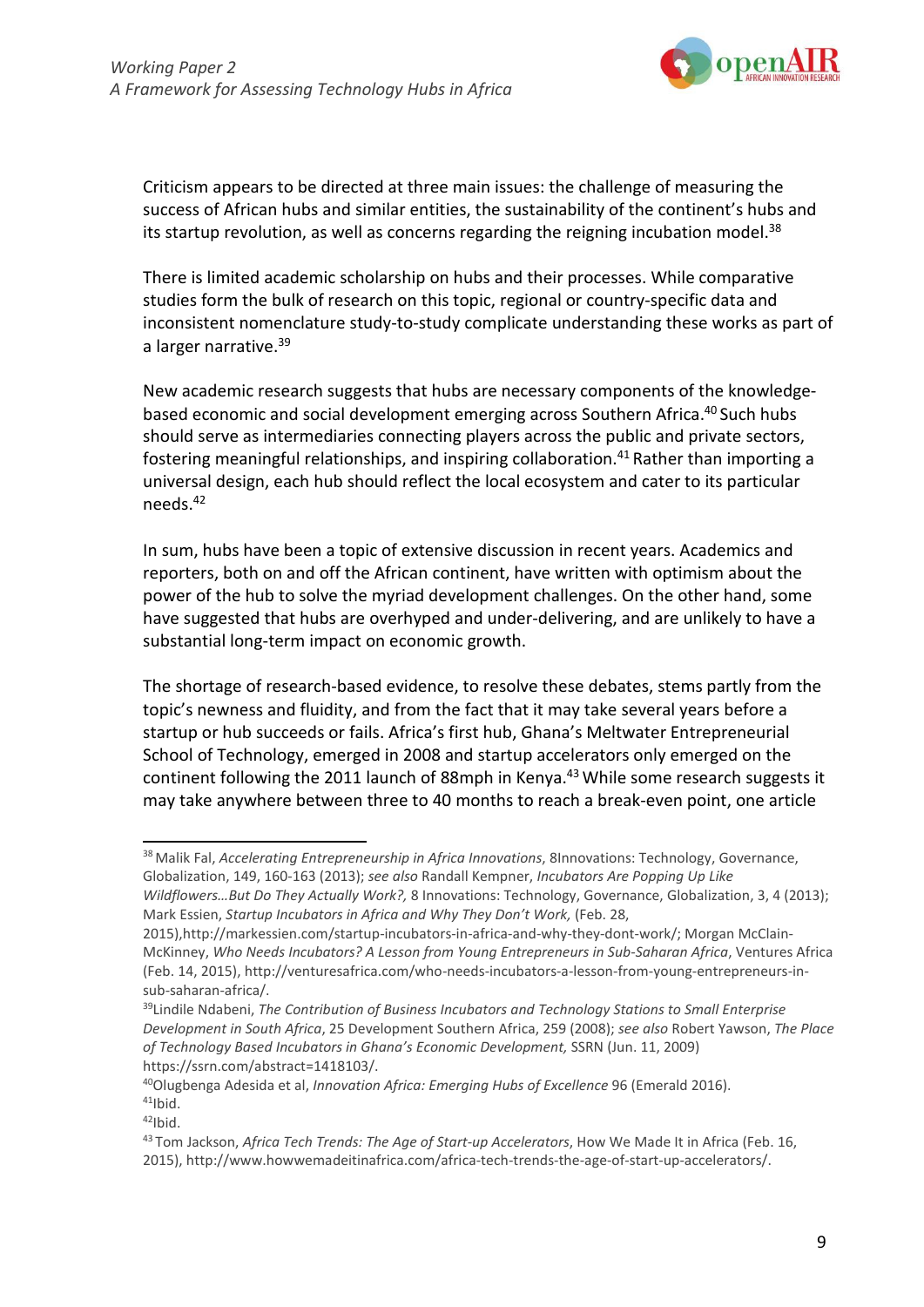Criticism appears to be directed at three main issues: the challenge of measuring the success of African hubs and similar entities, the sustainability of the continent's hubs and its startup revolution, as well as concerns regarding the reigning incubation model.[38]

There is limited academic scholarship on hubs and their processes. While comparative studies form the bulk of research on this topic, regional or country-specific data and inconsistent nomenclature study-to-study complicate understanding these works as part of a larger narrative.[39]

New academic research suggests that hubs are necessary components of the knowledge-based economic and social development emerging across Southern Africa.[40] Such hubs should serve as intermediaries connecting players across the public and private sectors, fostering meaningful relationships, and inspiring collaboration.[41] Rather than importing a universal design, each hub should reflect the local ecosystem and cater to its particular needs.[42]

In sum, hubs have been a topic of extensive discussion in recent years. Academics and reporters, both on and off the African continent, have written with optimism about the power of the hub to solve the myriad development challenges. On the other hand, some have suggested that hubs are overhyped and under-delivering, and are unlikely to have a substantial long-term impact on economic growth.

The shortage of research-based evidence, to resolve these debates, stems partly from the topic's newness and fluidity, and from the fact that it may take several years before a startup or hub succeeds or fails. Africa's first hub, Ghana's Meltwater Entrepreneurial School of Technology, emerged in 2008 and startup accelerators only emerged on the continent following the 2011 launch of 88mph in Kenya.[43] While some research suggests it may take anywhere between three to 40 months to reach a break-even point, one article

---

[38] Malik Fal, *Accelerating Entrepreneurship in Africa Innovations*, 8Innovations: Technology, Governance, Globalization, 149, 160-163 (2013); *see also* Randall Kempner, *Incubators Are Popping Up Like Wildflowers…But Do They Actually Work?,* 8 Innovations: Technology, Governance, Globalization, 3, 4 (2013); Mark Essien, *Startup Incubators in Africa and Why They Don't Work,* (Feb. 28, 2015),http://markessien.com/startup-incubators-in-africa-and-why-they-dont-work/; Morgan McClain-McKinney, *Who Needs Incubators? A Lesson from Young Entrepreneurs in Sub-Saharan Africa*, Ventures Africa (Feb. 14, 2015), http://venturesafrica.com/who-needs-incubators-a-lesson-from-young-entrepreneurs-in-sub-saharan-africa/.

[39] Lindile Ndabeni, *The Contribution of Business Incubators and Technology Stations to Small Enterprise Development in South Africa*, 25 Development Southern Africa, 259 (2008); *see also* Robert Yawson, *The Place of Technology Based Incubators in Ghana's Economic Development,* SSRN (Jun. 11, 2009) https://ssrn.com/abstract=1418103/.

[40] Olugbenga Adesida et al, *Innovation Africa: Emerging Hubs of Excellence* 96 (Emerald 2016).

[41] Ibid.

[42] Ibid.

[43] Tom Jackson, *Africa Tech Trends: The Age of Start-up Accelerators*, How We Made It in Africa (Feb. 16, 2015), http://www.howwemadeitinafrica.com/africa-tech-trends-the-age-of-start-up-accelerators/.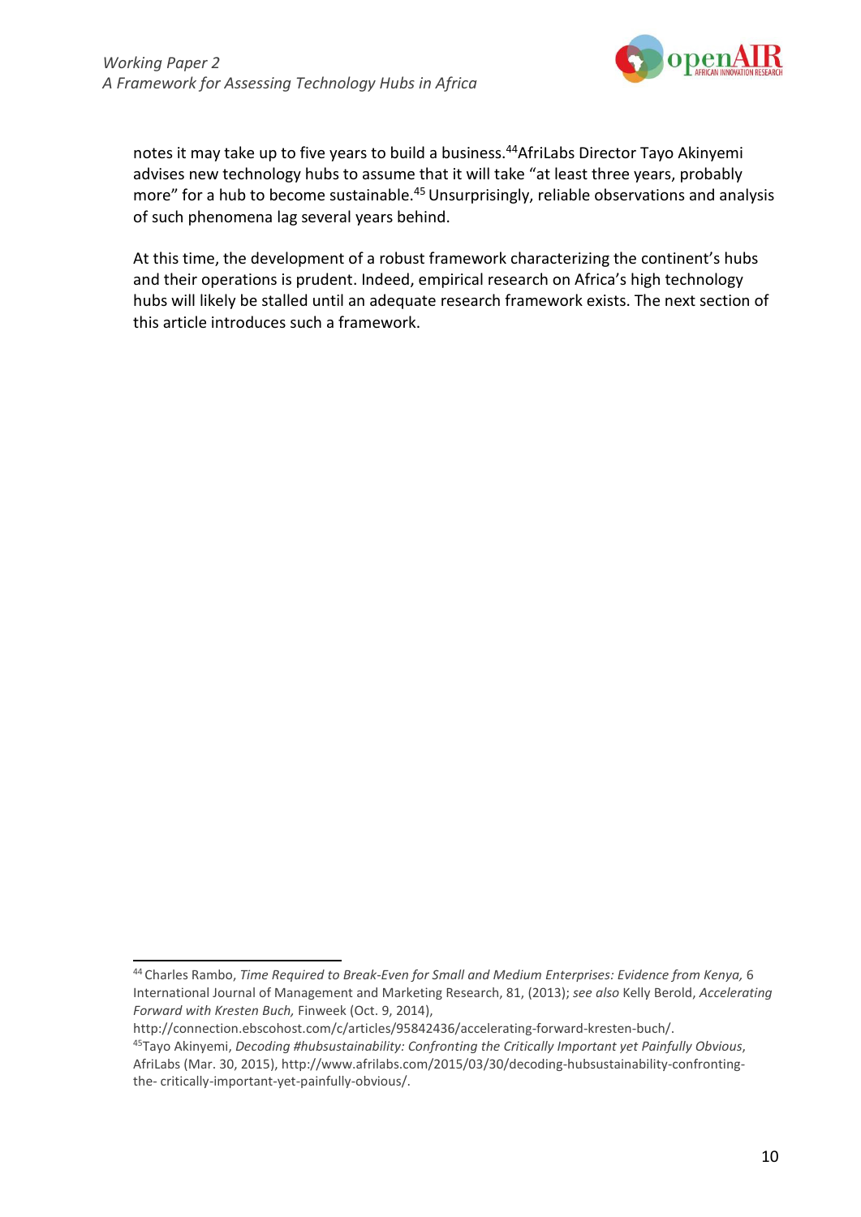notes it may take up to five years to build a business.[44] AfriLabs Director Tayo Akinyemi advises new technology hubs to assume that it will take "at least three years, probably more" for a hub to become sustainable.[45] Unsurprisingly, reliable observations and analysis of such phenomena lag several years behind.

At this time, the development of a robust framework characterizing the continent's hubs and their operations is prudent. Indeed, empirical research on Africa's high technology hubs will likely be stalled until an adequate research framework exists. The next section of this article introduces such a framework.

---

[44] Charles Rambo, *Time Required to Break-Even for Small and Medium Enterprises: Evidence from Kenya,* 6 International Journal of Management and Marketing Research, 81, (2013); *see also* Kelly Berold, *Accelerating Forward with Kresten Buch,* Finweek (Oct. 9, 2014), http://connection.ebscohost.com/c/articles/95842436/accelerating-forward-kresten-buch/.

[45] Tayo Akinyemi, *Decoding #hubsustainability: Confronting the Critically Important yet Painfully Obvious*, AfriLabs (Mar. 30, 2015), http://www.afrilabs.com/2015/03/30/decoding-hubsustainability-confronting-the- critically-important-yet-painfully-obvious/.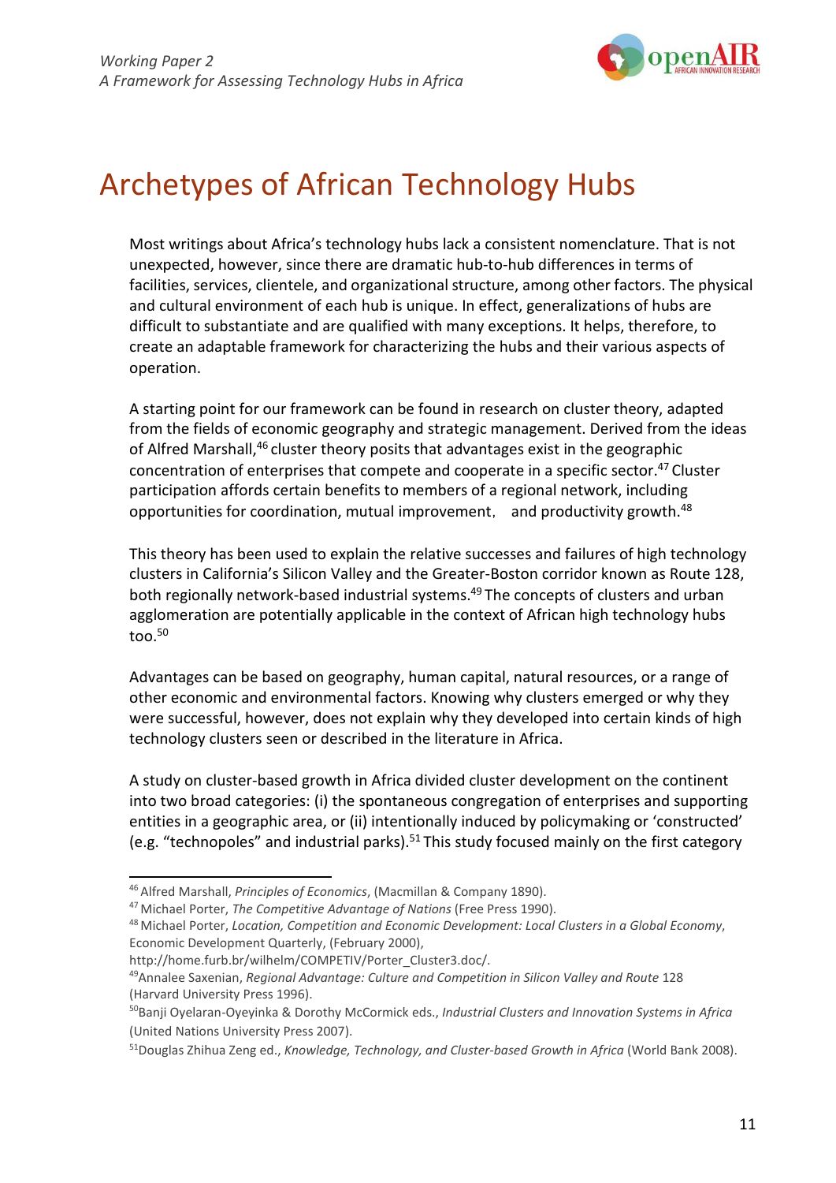# Archetypes of African Technology Hubs

Most writings about Africa's technology hubs lack a consistent nomenclature. That is not unexpected, however, since there are dramatic hub-to-hub differences in terms of facilities, services, clientele, and organizational structure, among other factors. The physical and cultural environment of each hub is unique. In effect, generalizations of hubs are difficult to substantiate and are qualified with many exceptions. It helps, therefore, to create an adaptable framework for characterizing the hubs and their various aspects of operation.

A starting point for our framework can be found in research on cluster theory, adapted from the fields of economic geography and strategic management. Derived from the ideas of Alfred Marshall,[46] cluster theory posits that advantages exist in the geographic concentration of enterprises that compete and cooperate in a specific sector.[47] Cluster participation affords certain benefits to members of a regional network, including opportunities for coordination, mutual improvement, and productivity growth.[48]

This theory has been used to explain the relative successes and failures of high technology clusters in California's Silicon Valley and the Greater-Boston corridor known as Route 128, both regionally network-based industrial systems.[49] The concepts of clusters and urban agglomeration are potentially applicable in the context of African high technology hubs too.[50]

Advantages can be based on geography, human capital, natural resources, or a range of other economic and environmental factors. Knowing why clusters emerged or why they were successful, however, does not explain why they developed into certain kinds of high technology clusters seen or described in the literature in Africa.

A study on cluster-based growth in Africa divided cluster development on the continent into two broad categories: (i) the spontaneous congregation of enterprises and supporting entities in a geographic area, or (ii) intentionally induced by policymaking or 'constructed' (e.g. "technopoles" and industrial parks).[51] This study focused mainly on the first category

---

[46] Alfred Marshall, *Principles of Economics*, (Macmillan & Company 1890).

[47] Michael Porter, *The Competitive Advantage of Nations* (Free Press 1990).

[48] Michael Porter, *Location, Competition and Economic Development: Local Clusters in a Global Economy*, Economic Development Quarterly, (February 2000), http://home.furb.br/wilhelm/COMPETIV/Porter_Cluster3.doc/.

[49] Annalee Saxenian, *Regional Advantage: Culture and Competition in Silicon Valley and Route* 128 (Harvard University Press 1996).

[50] Banji Oyelaran-Oyeyinka & Dorothy McCormick eds., *Industrial Clusters and Innovation Systems in Africa* (United Nations University Press 2007).

[51] Douglas Zhihua Zeng ed., *Knowledge, Technology, and Cluster-based Growth in Africa* (World Bank 2008).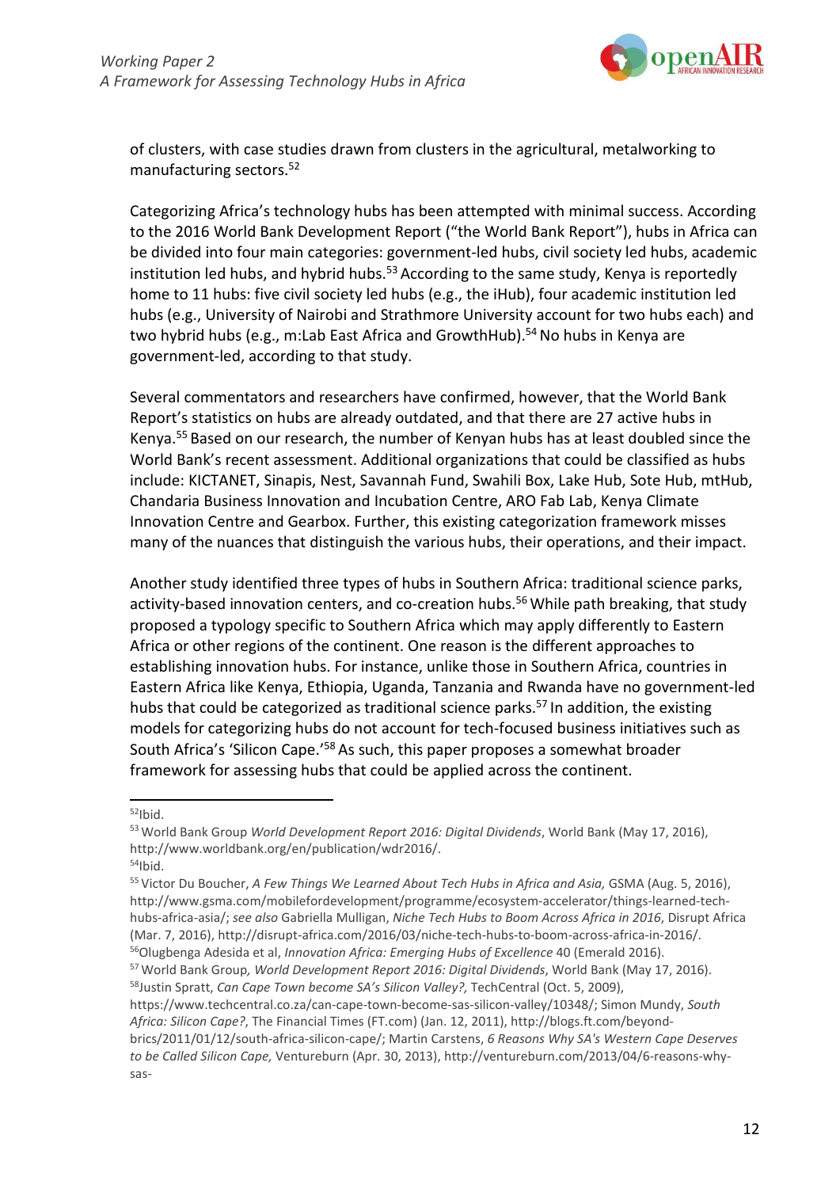of clusters, with case studies drawn from clusters in the agricultural, metalworking to manufacturing sectors.[52]

Categorizing Africa's technology hubs has been attempted with minimal success. According to the 2016 World Bank Development Report ("the World Bank Report"), hubs in Africa can be divided into four main categories: government-led hubs, civil society led hubs, academic institution led hubs, and hybrid hubs.[53] According to the same study, Kenya is reportedly home to 11 hubs: five civil society led hubs (e.g., the iHub), four academic institution led hubs (e.g., University of Nairobi and Strathmore University account for two hubs each) and two hybrid hubs (e.g., m:Lab East Africa and GrowthHub).[54] No hubs in Kenya are government-led, according to that study.

Several commentators and researchers have confirmed, however, that the World Bank Report's statistics on hubs are already outdated, and that there are 27 active hubs in Kenya.[55] Based on our research, the number of Kenyan hubs has at least doubled since the World Bank's recent assessment. Additional organizations that could be classified as hubs include: KICTANET, Sinapis, Nest, Savannah Fund, Swahili Box, Lake Hub, Sote Hub, mtHub, Chandaria Business Innovation and Incubation Centre, ARO Fab Lab, Kenya Climate Innovation Centre and Gearbox. Further, this existing categorization framework misses many of the nuances that distinguish the various hubs, their operations, and their impact.

Another study identified three types of hubs in Southern Africa: traditional science parks, activity-based innovation centers, and co-creation hubs.[56] While path breaking, that study proposed a typology specific to Southern Africa which may apply differently to Eastern Africa or other regions of the continent. One reason is the different approaches to establishing innovation hubs. For instance, unlike those in Southern Africa, countries in Eastern Africa like Kenya, Ethiopia, Uganda, Tanzania and Rwanda have no government-led hubs that could be categorized as traditional science parks.[57] In addition, the existing models for categorizing hubs do not account for tech-focused business initiatives such as South Africa's 'Silicon Cape.'[58] As such, this paper proposes a somewhat broader framework for assessing hubs that could be applied across the continent.

---

[52] Ibid.

[53] World Bank Group *World Development Report 2016: Digital Dividends*, World Bank (May 17, 2016), http://www.worldbank.org/en/publication/wdr2016/.

[54] Ibid.

[55] Victor Du Boucher, *A Few Things We Learned About Tech Hubs in Africa and Asia,* GSMA (Aug. 5, 2016), http://www.gsma.com/mobilefordevelopment/programme/ecosystem-accelerator/things-learned-tech-hubs-africa-asia/; *see also* Gabriella Mulligan, *Niche Tech Hubs to Boom Across Africa in 2016*, Disrupt Africa (Mar. 7, 2016), http://disrupt-africa.com/2016/03/niche-tech-hubs-to-boom-across-africa-in-2016/.

[56] Olugbenga Adesida et al, *Innovation Africa: Emerging Hubs of Excellence* 40 (Emerald 2016).

[57] World Bank Group, *World Development Report 2016: Digital Dividends*, World Bank (May 17, 2016).

[58] Justin Spratt, *Can Cape Town become SA's Silicon Valley?,* TechCentral (Oct. 5, 2009), https://www.techcentral.co.za/can-cape-town-become-sas-silicon-valley/10348/; Simon Mundy, *South Africa: Silicon Cape?*, The Financial Times (FT.com) (Jan. 12, 2011), http://blogs.ft.com/beyond-brics/2011/01/12/south-africa-silicon-cape/; Martin Carstens, *6 Reasons Why SA's Western Cape Deserves to be Called Silicon Cape,* Ventureburn (Apr. 30, 2013), http://ventureburn.com/2013/04/6-reasons-why-sas-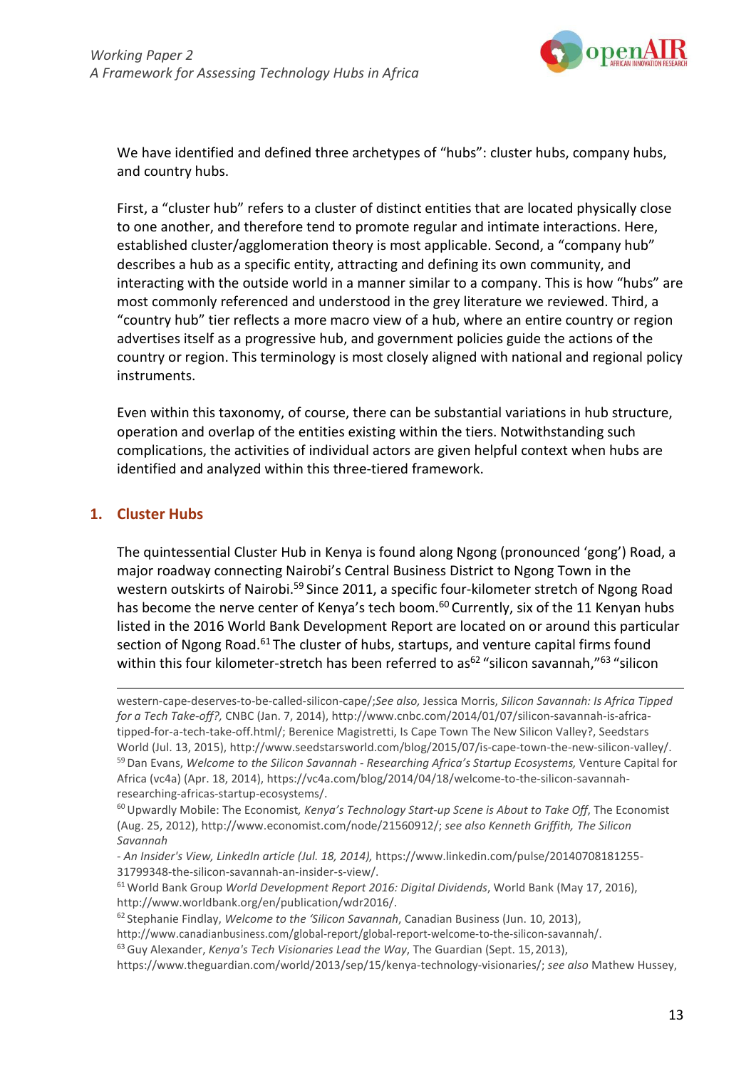We have identified and defined three archetypes of "hubs": cluster hubs, company hubs, and country hubs.

First, a "cluster hub" refers to a cluster of distinct entities that are located physically close to one another, and therefore tend to promote regular and intimate interactions. Here, established cluster/agglomeration theory is most applicable. Second, a "company hub" describes a hub as a specific entity, attracting and defining its own community, and interacting with the outside world in a manner similar to a company. This is how "hubs" are most commonly referenced and understood in the grey literature we reviewed. Third, a "country hub" tier reflects a more macro view of a hub, where an entire country or region advertises itself as a progressive hub, and government policies guide the actions of the country or region. This terminology is most closely aligned with national and regional policy instruments.

Even within this taxonomy, of course, there can be substantial variations in hub structure, operation and overlap of the entities existing within the tiers. Notwithstanding such complications, the activities of individual actors are given helpful context when hubs are identified and analyzed within this three-tiered framework.

## 1. Cluster Hubs

The quintessential Cluster Hub in Kenya is found along Ngong (pronounced 'gong') Road, a major roadway connecting Nairobi's Central Business District to Ngong Town in the western outskirts of Nairobi.[59] Since 2011, a specific four-kilometer stretch of Ngong Road has become the nerve center of Kenya's tech boom.[60] Currently, six of the 11 Kenyan hubs listed in the 2016 World Bank Development Report are located on or around this particular section of Ngong Road.[61] The cluster of hubs, startups, and venture capital firms found within this four kilometer-stretch has been referred to as[62] "silicon savannah,"[63] "silicon

---

western-cape-deserves-to-be-called-silicon-cape/;*See also,* Jessica Morris, *Silicon Savannah: Is Africa Tipped for a Tech Take-off?,* CNBC (Jan. 7, 2014), http://www.cnbc.com/2014/01/07/silicon-savannah-is-africa-tipped-for-a-tech-take-off.html/; Berenice Magistretti, Is Cape Town The New Silicon Valley?, Seedstars World (Jul. 13, 2015), http://www.seedstarsworld.com/blog/2015/07/is-cape-town-the-new-silicon-valley/.

[59] Dan Evans, *Welcome to the Silicon Savannah - Researching Africa's Startup Ecosystems,* Venture Capital for Africa (vc4a) (Apr. 18, 2014), https://vc4a.com/blog/2014/04/18/welcome-to-the-silicon-savannah-researching-africas-startup-ecosystems/.

[60] Upwardly Mobile: The Economist, *Kenya's Technology Start-up Scene is About to Take Off*, The Economist (Aug. 25, 2012), http://www.economist.com/node/21560912/; *see also Kenneth Griffith, The Silicon Savannah - An Insider's View, LinkedIn article (Jul. 18, 2014),* https://www.linkedin.com/pulse/20140708181255-31799348-the-silicon-savannah-an-insider-s-view/.

[61] World Bank Group *World Development Report 2016: Digital Dividends*, World Bank (May 17, 2016), http://www.worldbank.org/en/publication/wdr2016/.

[62] Stephanie Findlay, *Welcome to the 'Silicon Savannah*, Canadian Business (Jun. 10, 2013), http://www.canadianbusiness.com/global-report/global-report-welcome-to-the-silicon-savannah/.

[63] Guy Alexander, *Kenya's Tech Visionaries Lead the Way*, The Guardian (Sept. 15, 2013), https://www.theguardian.com/world/2013/sep/15/kenya-technology-visionaries/; *see also* Mathew Hussey,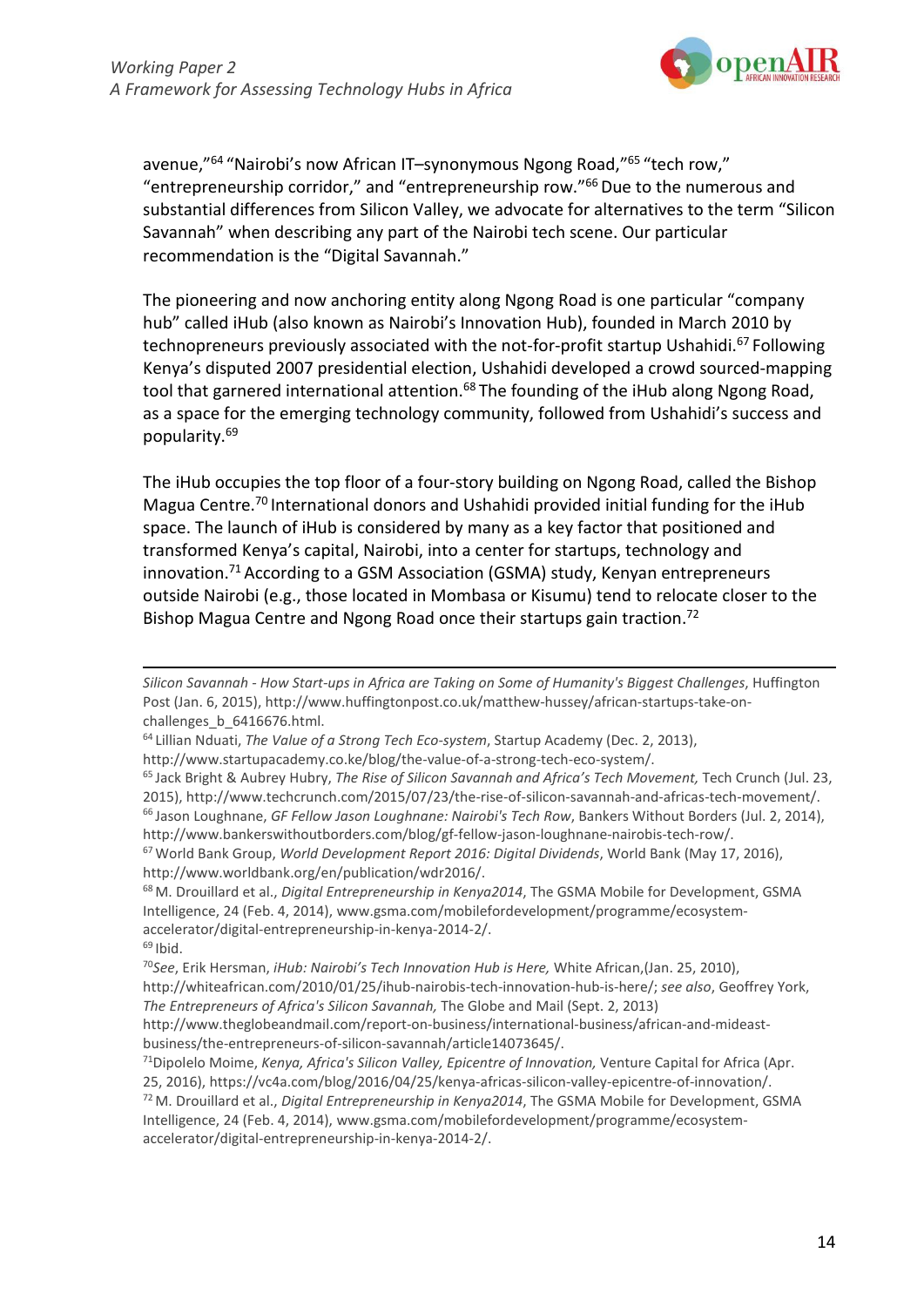avenue,"[64] "Nairobi's now African IT–synonymous Ngong Road,"[65] "tech row," "entrepreneurship corridor," and "entrepreneurship row."[66] Due to the numerous and substantial differences from Silicon Valley, we advocate for alternatives to the term "Silicon Savannah" when describing any part of the Nairobi tech scene. Our particular recommendation is the "Digital Savannah."

The pioneering and now anchoring entity along Ngong Road is one particular "company hub" called iHub (also known as Nairobi's Innovation Hub), founded in March 2010 by technopreneurs previously associated with the not-for-profit startup Ushahidi.[67] Following Kenya's disputed 2007 presidential election, Ushahidi developed a crowd sourced-mapping tool that garnered international attention.[68] The founding of the iHub along Ngong Road, as a space for the emerging technology community, followed from Ushahidi's success and popularity.[69]

The iHub occupies the top floor of a four-story building on Ngong Road, called the Bishop Magua Centre.[70] International donors and Ushahidi provided initial funding for the iHub space. The launch of iHub is considered by many as a key factor that positioned and transformed Kenya's capital, Nairobi, into a center for startups, technology and innovation.[71] According to a GSM Association (GSMA) study, Kenyan entrepreneurs outside Nairobi (e.g., those located in Mombasa or Kisumu) tend to relocate closer to the Bishop Magua Centre and Ngong Road once their startups gain traction.[72]

---

*Silicon Savannah - How Start-ups in Africa are Taking on Some of Humanity's Biggest Challenges*, Huffington Post (Jan. 6, 2015), http://www.huffingtonpost.co.uk/matthew-hussey/african-startups-take-on-challenges_b_6416676.html.

[64] Lillian Nduati, *The Value of a Strong Tech Eco-system*, Startup Academy (Dec. 2, 2013), http://www.startupacademy.co.ke/blog/the-value-of-a-strong-tech-eco-system/.

[65] Jack Bright & Aubrey Hubry, *The Rise of Silicon Savannah and Africa's Tech Movement,* Tech Crunch (Jul. 23, 2015), http://www.techcrunch.com/2015/07/23/the-rise-of-silicon-savannah-and-africas-tech-movement/.

[66] Jason Loughnane, *GF Fellow Jason Loughnane: Nairobi's Tech Row*, Bankers Without Borders (Jul. 2, 2014), http://www.bankerswithoutborders.com/blog/gf-fellow-jason-loughnane-nairobis-tech-row/.

[67] World Bank Group, *World Development Report 2016: Digital Dividends*, World Bank (May 17, 2016), http://www.worldbank.org/en/publication/wdr2016/.

[68] M. Drouillard et al., *Digital Entrepreneurship in Kenya2014*, The GSMA Mobile for Development, GSMA Intelligence, 24 (Feb. 4, 2014), www.gsma.com/mobilefordevelopment/programme/ecosystem-accelerator/digital-entrepreneurship-in-kenya-2014-2/.

[69] Ibid.

[70] *See*, Erik Hersman, *iHub: Nairobi's Tech Innovation Hub is Here,* White African,(Jan. 25, 2010), http://whiteafrican.com/2010/01/25/ihub-nairobis-tech-innovation-hub-is-here/; *see also*, Geoffrey York, *The Entrepreneurs of Africa's Silicon Savannah,* The Globe and Mail (Sept. 2, 2013) http://www.theglobeandmail.com/report-on-business/international-business/african-and-mideast-business/the-entrepreneurs-of-silicon-savannah/article14073645/.

[71] Dipolelo Moime, *Kenya, Africa's Silicon Valley, Epicentre of Innovation,* Venture Capital for Africa (Apr. 25, 2016), https://vc4a.com/blog/2016/04/25/kenya-africas-silicon-valley-epicentre-of-innovation/.

[72] M. Drouillard et al., *Digital Entrepreneurship in Kenya2014*, The GSMA Mobile for Development, GSMA Intelligence, 24 (Feb. 4, 2014), www.gsma.com/mobilefordevelopment/programme/ecosystem-accelerator/digital-entrepreneurship-in-kenya-2014-2/.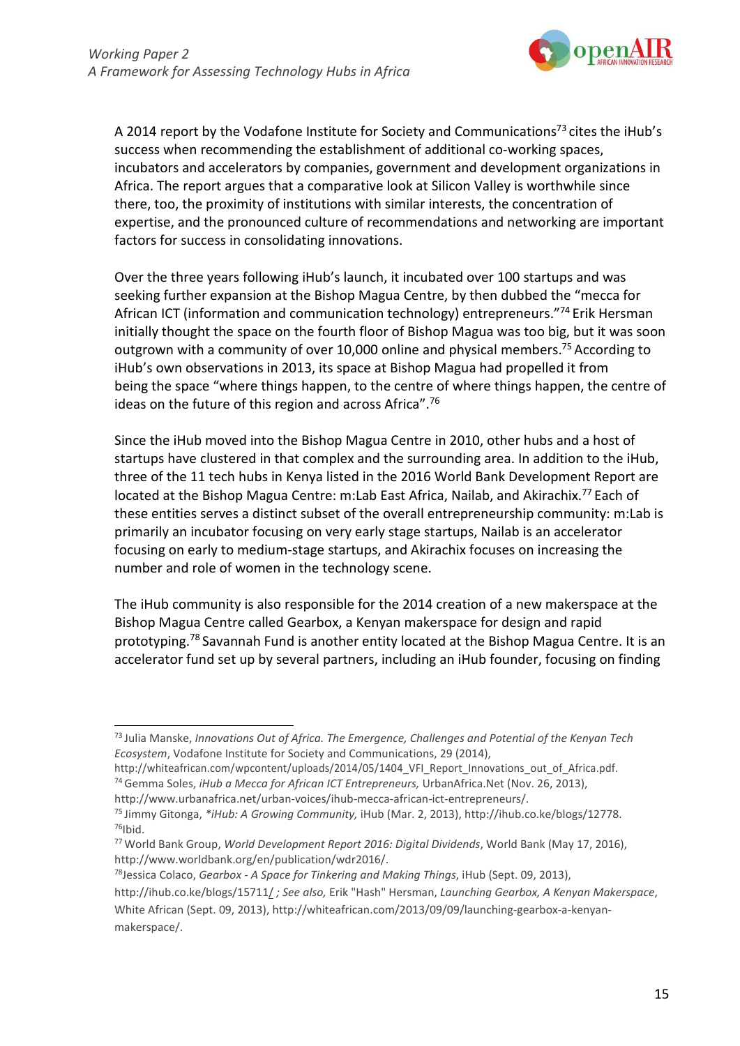A 2014 report by the Vodafone Institute for Society and Communications[73] cites the iHub's success when recommending the establishment of additional co-working spaces, incubators and accelerators by companies, government and development organizations in Africa. The report argues that a comparative look at Silicon Valley is worthwhile since there, too, the proximity of institutions with similar interests, the concentration of expertise, and the pronounced culture of recommendations and networking are important factors for success in consolidating innovations.

Over the three years following iHub's launch, it incubated over 100 startups and was seeking further expansion at the Bishop Magua Centre, by then dubbed the "mecca for African ICT (information and communication technology) entrepreneurs."[74] Erik Hersman initially thought the space on the fourth floor of Bishop Magua was too big, but it was soon outgrown with a community of over 10,000 online and physical members.[75] According to iHub's own observations in 2013, its space at Bishop Magua had propelled it from being the space "where things happen, to the centre of where things happen, the centre of ideas on the future of this region and across Africa".[76]

Since the iHub moved into the Bishop Magua Centre in 2010, other hubs and a host of startups have clustered in that complex and the surrounding area. In addition to the iHub, three of the 11 tech hubs in Kenya listed in the 2016 World Bank Development Report are located at the Bishop Magua Centre: m:Lab East Africa, Nailab, and Akirachix.[77] Each of these entities serves a distinct subset of the overall entrepreneurship community: m:Lab is primarily an incubator focusing on very early stage startups, Nailab is an accelerator focusing on early to medium-stage startups, and Akirachix focuses on increasing the number and role of women in the technology scene.

The iHub community is also responsible for the 2014 creation of a new makerspace at the Bishop Magua Centre called Gearbox, a Kenyan makerspace for design and rapid prototyping.[78] Savannah Fund is another entity located at the Bishop Magua Centre. It is an accelerator fund set up by several partners, including an iHub founder, focusing on finding

---

[73] Julia Manske, *Innovations Out of Africa. The Emergence, Challenges and Potential of the Kenyan Tech Ecosystem*, Vodafone Institute for Society and Communications, 29 (2014), http://whiteafrican.com/wpcontent/uploads/2014/05/1404_VFI_Report_Innovations_out_of_Africa.pdf.

[74] Gemma Soles, *iHub a Mecca for African ICT Entrepreneurs,* UrbanAfrica.Net (Nov. 26, 2013), http://www.urbanafrica.net/urban-voices/ihub-mecca-african-ict-entrepreneurs/.

[75] Jimmy Gitonga, *\*iHub: A Growing Community,* iHub (Mar. 2, 2013), http://ihub.co.ke/blogs/12778.

[76] Ibid.

[77] World Bank Group, *World Development Report 2016: Digital Dividends*, World Bank (May 17, 2016), http://www.worldbank.org/en/publication/wdr2016/.

[78] Jessica Colaco, *Gearbox - A Space for Tinkering and Making Things*, iHub (Sept. 09, 2013), http://ihub.co.ke/blogs/15711/ *; See also,* Erik "Hash" Hersman, *Launching Gearbox, A Kenyan Makerspace*, White African (Sept. 09, 2013), http://whiteafrican.com/2013/09/09/launching-gearbox-a-kenyan-makerspace/.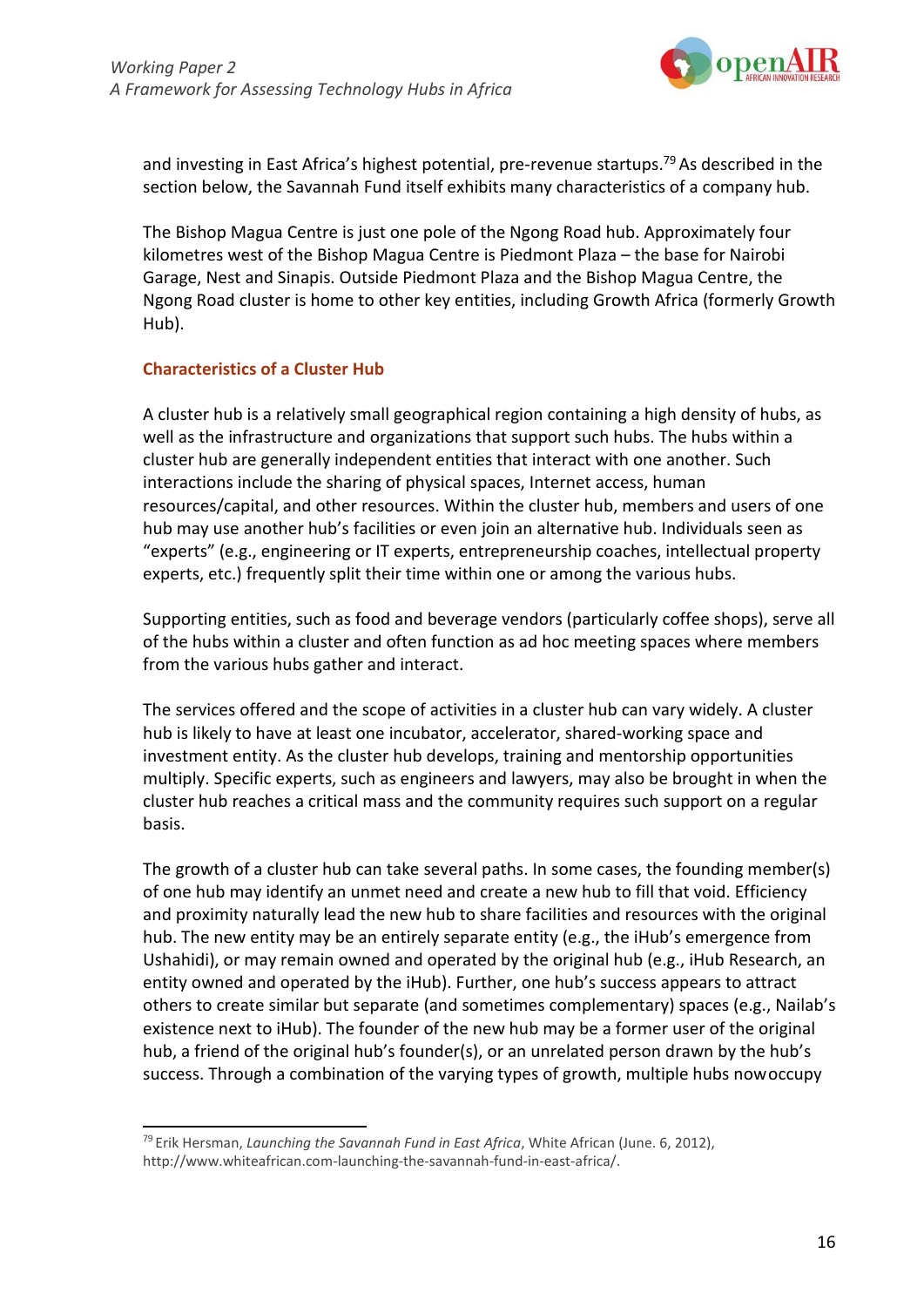and investing in East Africa's highest potential, pre-revenue startups.[79] As described in the section below, the Savannah Fund itself exhibits many characteristics of a company hub.

The Bishop Magua Centre is just one pole of the Ngong Road hub. Approximately four kilometres west of the Bishop Magua Centre is Piedmont Plaza – the base for Nairobi Garage, Nest and Sinapis. Outside Piedmont Plaza and the Bishop Magua Centre, the Ngong Road cluster is home to other key entities, including Growth Africa (formerly Growth Hub).

### Characteristics of a Cluster Hub

A cluster hub is a relatively small geographical region containing a high density of hubs, as well as the infrastructure and organizations that support such hubs. The hubs within a cluster hub are generally independent entities that interact with one another. Such interactions include the sharing of physical spaces, Internet access, human resources/capital, and other resources. Within the cluster hub, members and users of one hub may use another hub's facilities or even join an alternative hub. Individuals seen as "experts" (e.g., engineering or IT experts, entrepreneurship coaches, intellectual property experts, etc.) frequently split their time within one or among the various hubs.

Supporting entities, such as food and beverage vendors (particularly coffee shops), serve all of the hubs within a cluster and often function as ad hoc meeting spaces where members from the various hubs gather and interact.

The services offered and the scope of activities in a cluster hub can vary widely. A cluster hub is likely to have at least one incubator, accelerator, shared-working space and investment entity. As the cluster hub develops, training and mentorship opportunities multiply. Specific experts, such as engineers and lawyers, may also be brought in when the cluster hub reaches a critical mass and the community requires such support on a regular basis.

The growth of a cluster hub can take several paths. In some cases, the founding member(s) of one hub may identify an unmet need and create a new hub to fill that void. Efficiency and proximity naturally lead the new hub to share facilities and resources with the original hub. The new entity may be an entirely separate entity (e.g., the iHub's emergence from Ushahidi), or may remain owned and operated by the original hub (e.g., iHub Research, an entity owned and operated by the iHub). Further, one hub's success appears to attract others to create similar but separate (and sometimes complementary) spaces (e.g., Nailab's existence next to iHub). The founder of the new hub may be a former user of the original hub, a friend of the original hub's founder(s), or an unrelated person drawn by the hub's success. Through a combination of the varying types of growth, multiple hubs nowoccupy

---

[79] Erik Hersman, *Launching the Savannah Fund in East Africa*, White African (June. 6, 2012), http://www.whiteafrican.com-launching-the-savannah-fund-in-east-africa/.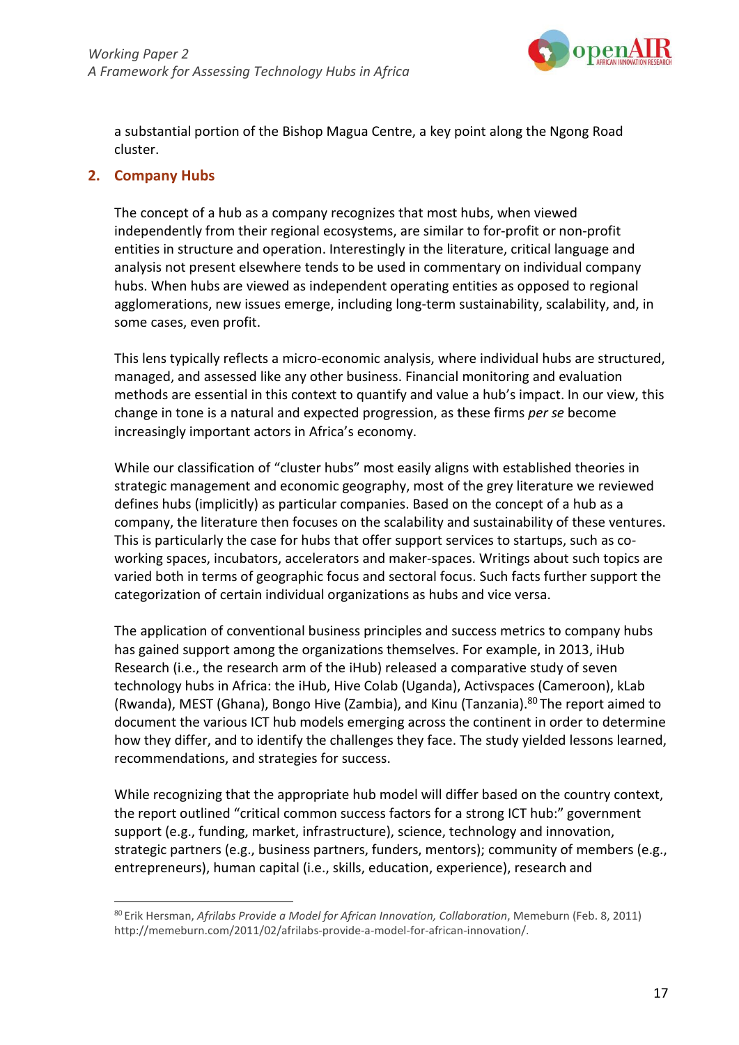a substantial portion of the Bishop Magua Centre, a key point along the Ngong Road cluster.

## 2. Company Hubs

The concept of a hub as a company recognizes that most hubs, when viewed independently from their regional ecosystems, are similar to for-profit or non-profit entities in structure and operation. Interestingly in the literature, critical language and analysis not present elsewhere tends to be used in commentary on individual company hubs. When hubs are viewed as independent operating entities as opposed to regional agglomerations, new issues emerge, including long-term sustainability, scalability, and, in some cases, even profit.

This lens typically reflects a micro-economic analysis, where individual hubs are structured, managed, and assessed like any other business. Financial monitoring and evaluation methods are essential in this context to quantify and value a hub's impact. In our view, this change in tone is a natural and expected progression, as these firms *per se* become increasingly important actors in Africa's economy.

While our classification of "cluster hubs" most easily aligns with established theories in strategic management and economic geography, most of the grey literature we reviewed defines hubs (implicitly) as particular companies. Based on the concept of a hub as a company, the literature then focuses on the scalability and sustainability of these ventures. This is particularly the case for hubs that offer support services to startups, such as co-working spaces, incubators, accelerators and maker-spaces. Writings about such topics are varied both in terms of geographic focus and sectoral focus. Such facts further support the categorization of certain individual organizations as hubs and vice versa.

The application of conventional business principles and success metrics to company hubs has gained support among the organizations themselves. For example, in 2013, iHub Research (i.e., the research arm of the iHub) released a comparative study of seven technology hubs in Africa: the iHub, Hive Colab (Uganda), Activspaces (Cameroon), kLab (Rwanda), MEST (Ghana), Bongo Hive (Zambia), and Kinu (Tanzania).[80] The report aimed to document the various ICT hub models emerging across the continent in order to determine how they differ, and to identify the challenges they face. The study yielded lessons learned, recommendations, and strategies for success.

While recognizing that the appropriate hub model will differ based on the country context, the report outlined "critical common success factors for a strong ICT hub:" government support (e.g., funding, market, infrastructure), science, technology and innovation, strategic partners (e.g., business partners, funders, mentors); community of members (e.g., entrepreneurs), human capital (i.e., skills, education, experience), research and

---

[80] Erik Hersman, *Afrilabs Provide a Model for African Innovation, Collaboration*, Memeburn (Feb. 8, 2011) http://memeburn.com/2011/02/afrilabs-provide-a-model-for-african-innovation/.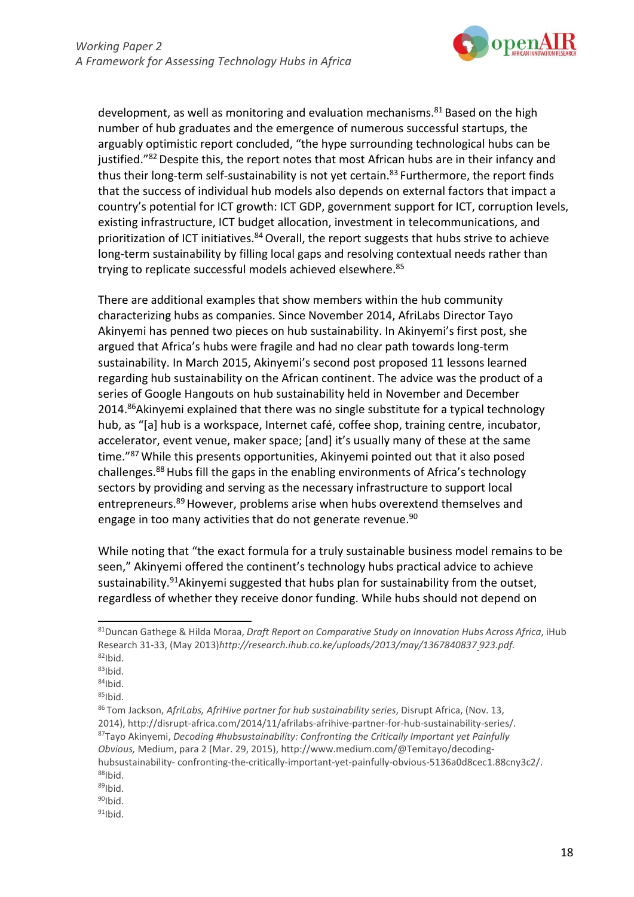development, as well as monitoring and evaluation mechanisms.[81] Based on the high number of hub graduates and the emergence of numerous successful startups, the arguably optimistic report concluded, "the hype surrounding technological hubs can be justified."[82] Despite this, the report notes that most African hubs are in their infancy and thus their long-term self-sustainability is not yet certain.[83] Furthermore, the report finds that the success of individual hub models also depends on external factors that impact a country's potential for ICT growth: ICT GDP, government support for ICT, corruption levels, existing infrastructure, ICT budget allocation, investment in telecommunications, and prioritization of ICT initiatives.[84] Overall, the report suggests that hubs strive to achieve long-term sustainability by filling local gaps and resolving contextual needs rather than trying to replicate successful models achieved elsewhere.[85]

There are additional examples that show members within the hub community characterizing hubs as companies. Since November 2014, AfriLabs Director Tayo Akinyemi has penned two pieces on hub sustainability. In Akinyemi's first post, she argued that Africa's hubs were fragile and had no clear path towards long-term sustainability. In March 2015, Akinyemi's second post proposed 11 lessons learned regarding hub sustainability on the African continent. The advice was the product of a series of Google Hangouts on hub sustainability held in November and December 2014.[86] Akinyemi explained that there was no single substitute for a typical technology hub, as "[a] hub is a workspace, Internet café, coffee shop, training centre, incubator, accelerator, event venue, maker space; [and] it's usually many of these at the same time."[87] While this presents opportunities, Akinyemi pointed out that it also posed challenges.[88] Hubs fill the gaps in the enabling environments of Africa's technology sectors by providing and serving as the necessary infrastructure to support local entrepreneurs.[89] However, problems arise when hubs overextend themselves and engage in too many activities that do not generate revenue.[90]

While noting that "the exact formula for a truly sustainable business model remains to be seen," Akinyemi offered the continent's technology hubs practical advice to achieve sustainability.[91] Akinyemi suggested that hubs plan for sustainability from the outset, regardless of whether they receive donor funding. While hubs should not depend on

---

[81] Duncan Gathege & Hilda Moraa, *Draft Report on Comparative Study on Innovation Hubs Across Africa*, iHub Research 31-33, (May 2013)*http://research.ihub.co.ke/uploads/2013/may/1367840837_923.pdf.*

[82] Ibid.

[83] Ibid.

[84] Ibid.

[85] Ibid.

[86] Tom Jackson, *AfriLabs, AfriHive partner for hub sustainability series*, Disrupt Africa, (Nov. 13, 2014), http://disrupt-africa.com/2014/11/afrilabs-afrihive-partner-for-hub-sustainability-series/.

[87] Tayo Akinyemi, *Decoding #hubsustainability: Confronting the Critically Important yet Painfully Obvious,* Medium, para 2 (Mar. 29, 2015), http://www.medium.com/@Temitayo/decoding-hubsustainability- confronting-the-critically-important-yet-painfully-obvious-5136a0d8cec1.88cny3c2/.

[88] Ibid.

[89] Ibid.

[90] Ibid.

[91] Ibid.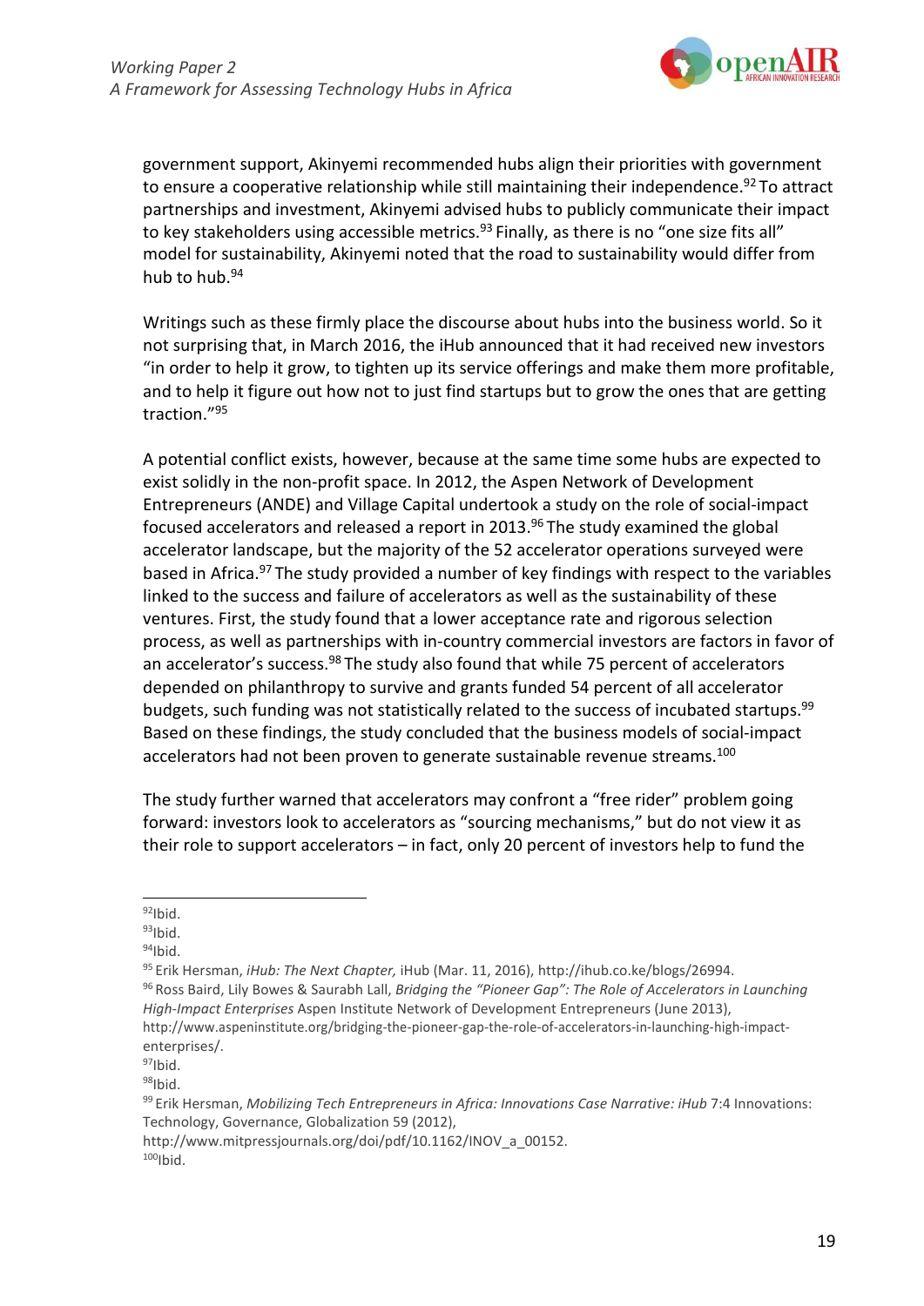government support, Akinyemi recommended hubs align their priorities with government to ensure a cooperative relationship while still maintaining their independence.[92] To attract partnerships and investment, Akinyemi advised hubs to publicly communicate their impact to key stakeholders using accessible metrics.[93] Finally, as there is no "one size fits all" model for sustainability, Akinyemi noted that the road to sustainability would differ from hub to hub.[94]

Writings such as these firmly place the discourse about hubs into the business world. So it not surprising that, in March 2016, the iHub announced that it had received new investors "in order to help it grow, to tighten up its service offerings and make them more profitable, and to help it figure out how not to just find startups but to grow the ones that are getting traction."[95]

A potential conflict exists, however, because at the same time some hubs are expected to exist solidly in the non-profit space. In 2012, the Aspen Network of Development Entrepreneurs (ANDE) and Village Capital undertook a study on the role of social-impact focused accelerators and released a report in 2013.[96] The study examined the global accelerator landscape, but the majority of the 52 accelerator operations surveyed were based in Africa.[97] The study provided a number of key findings with respect to the variables linked to the success and failure of accelerators as well as the sustainability of these ventures. First, the study found that a lower acceptance rate and rigorous selection process, as well as partnerships with in-country commercial investors are factors in favor of an accelerator's success.[98] The study also found that while 75 percent of accelerators depended on philanthropy to survive and grants funded 54 percent of all accelerator budgets, such funding was not statistically related to the success of incubated startups.[99] Based on these findings, the study concluded that the business models of social-impact accelerators had not been proven to generate sustainable revenue streams.[100]

The study further warned that accelerators may confront a "free rider" problem going forward: investors look to accelerators as "sourcing mechanisms," but do not view it as their role to support accelerators – in fact, only 20 percent of investors help to fund the

---

[92] Ibid.

[93] Ibid.

[94] Ibid.

[95] Erik Hersman, *iHub: The Next Chapter,* iHub (Mar. 11, 2016), http://ihub.co.ke/blogs/26994.

[96] Ross Baird, Lily Bowes & Saurabh Lall, *Bridging the "Pioneer Gap": The Role of Accelerators in Launching High-Impact Enterprises* Aspen Institute Network of Development Entrepreneurs (June 2013), http://www.aspeninstitute.org/bridging-the-pioneer-gap-the-role-of-accelerators-in-launching-high-impact-enterprises/.

[97] Ibid.

[98] Ibid.

[99] Erik Hersman, *Mobilizing Tech Entrepreneurs in Africa: Innovations Case Narrative: iHub* 7:4 Innovations: Technology, Governance, Globalization 59 (2012), http://www.mitpressjournals.org/doi/pdf/10.1162/INOV_a_00152.

[100] Ibid.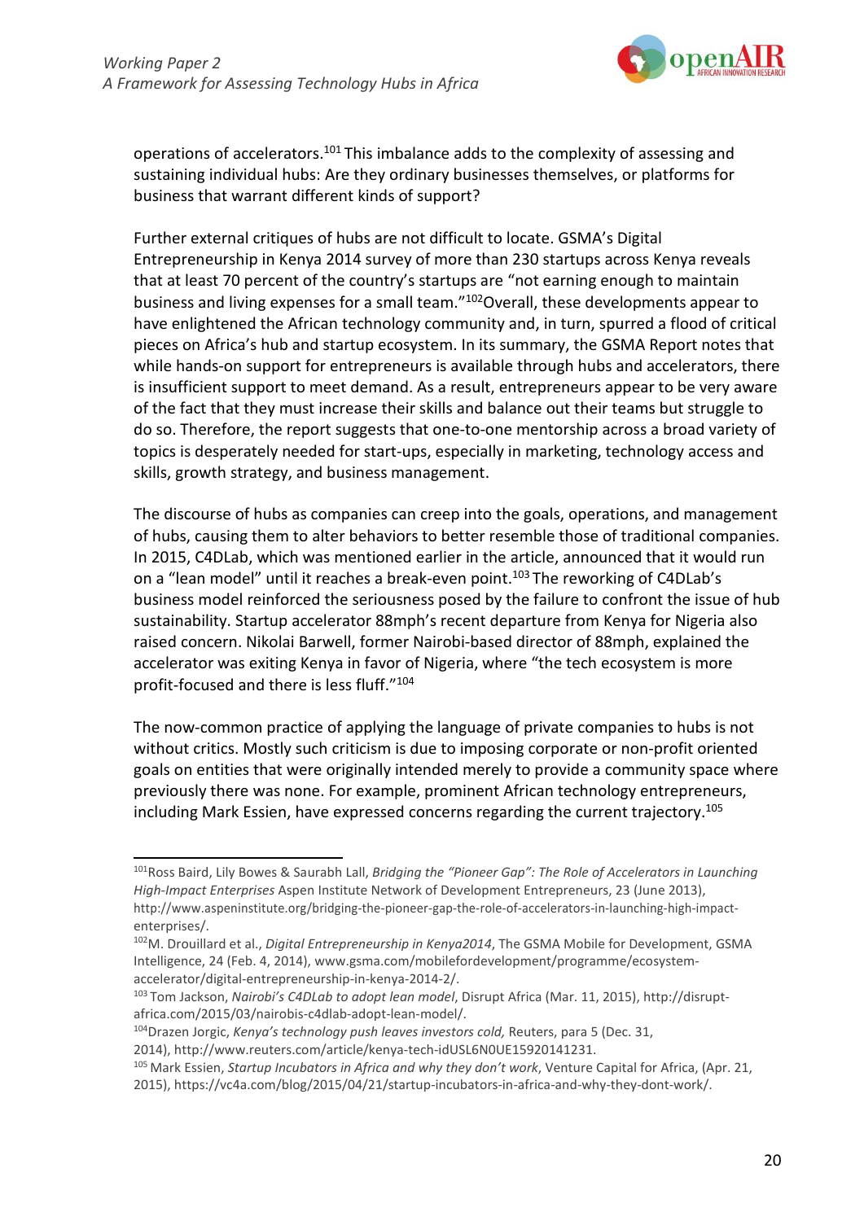operations of accelerators.[101] This imbalance adds to the complexity of assessing and sustaining individual hubs: Are they ordinary businesses themselves, or platforms for business that warrant different kinds of support?

Further external critiques of hubs are not difficult to locate. GSMA's Digital Entrepreneurship in Kenya 2014 survey of more than 230 startups across Kenya reveals that at least 70 percent of the country's startups are "not earning enough to maintain business and living expenses for a small team."[102] Overall, these developments appear to have enlightened the African technology community and, in turn, spurred a flood of critical pieces on Africa's hub and startup ecosystem. In its summary, the GSMA Report notes that while hands-on support for entrepreneurs is available through hubs and accelerators, there is insufficient support to meet demand. As a result, entrepreneurs appear to be very aware of the fact that they must increase their skills and balance out their teams but struggle to do so. Therefore, the report suggests that one-to-one mentorship across a broad variety of topics is desperately needed for start-ups, especially in marketing, technology access and skills, growth strategy, and business management.

The discourse of hubs as companies can creep into the goals, operations, and management of hubs, causing them to alter behaviors to better resemble those of traditional companies. In 2015, C4DLab, which was mentioned earlier in the article, announced that it would run on a "lean model" until it reaches a break-even point.[103] The reworking of C4DLab's business model reinforced the seriousness posed by the failure to confront the issue of hub sustainability. Startup accelerator 88mph's recent departure from Kenya for Nigeria also raised concern. Nikolai Barwell, former Nairobi-based director of 88mph, explained the accelerator was exiting Kenya in favor of Nigeria, where "the tech ecosystem is more profit-focused and there is less fluff."[104]

The now-common practice of applying the language of private companies to hubs is not without critics. Mostly such criticism is due to imposing corporate or non-profit oriented goals on entities that were originally intended merely to provide a community space where previously there was none. For example, prominent African technology entrepreneurs, including Mark Essien, have expressed concerns regarding the current trajectory.[105]

---

[101] Ross Baird, Lily Bowes & Saurabh Lall, *Bridging the "Pioneer Gap": The Role of Accelerators in Launching High-Impact Enterprises* Aspen Institute Network of Development Entrepreneurs, 23 (June 2013), http://www.aspeninstitute.org/bridging-the-pioneer-gap-the-role-of-accelerators-in-launching-high-impact-enterprises/.

[102] M. Drouillard et al., *Digital Entrepreneurship in Kenya2014*, The GSMA Mobile for Development, GSMA Intelligence, 24 (Feb. 4, 2014), www.gsma.com/mobilefordevelopment/programme/ecosystem-accelerator/digital-entrepreneurship-in-kenya-2014-2/.

[103] Tom Jackson, *Nairobi's C4DLab to adopt lean model*, Disrupt Africa (Mar. 11, 2015), http://disrupt-africa.com/2015/03/nairobis-c4dlab-adopt-lean-model/.

[104] Drazen Jorgic, *Kenya's technology push leaves investors cold,* Reuters, para 5 (Dec. 31, 2014), http://www.reuters.com/article/kenya-tech-idUSL6N0UE15920141231.

[105] Mark Essien, *Startup Incubators in Africa and why they don't work*, Venture Capital for Africa, (Apr. 21, 2015), https://vc4a.com/blog/2015/04/21/startup-incubators-in-africa-and-why-they-dont-work/.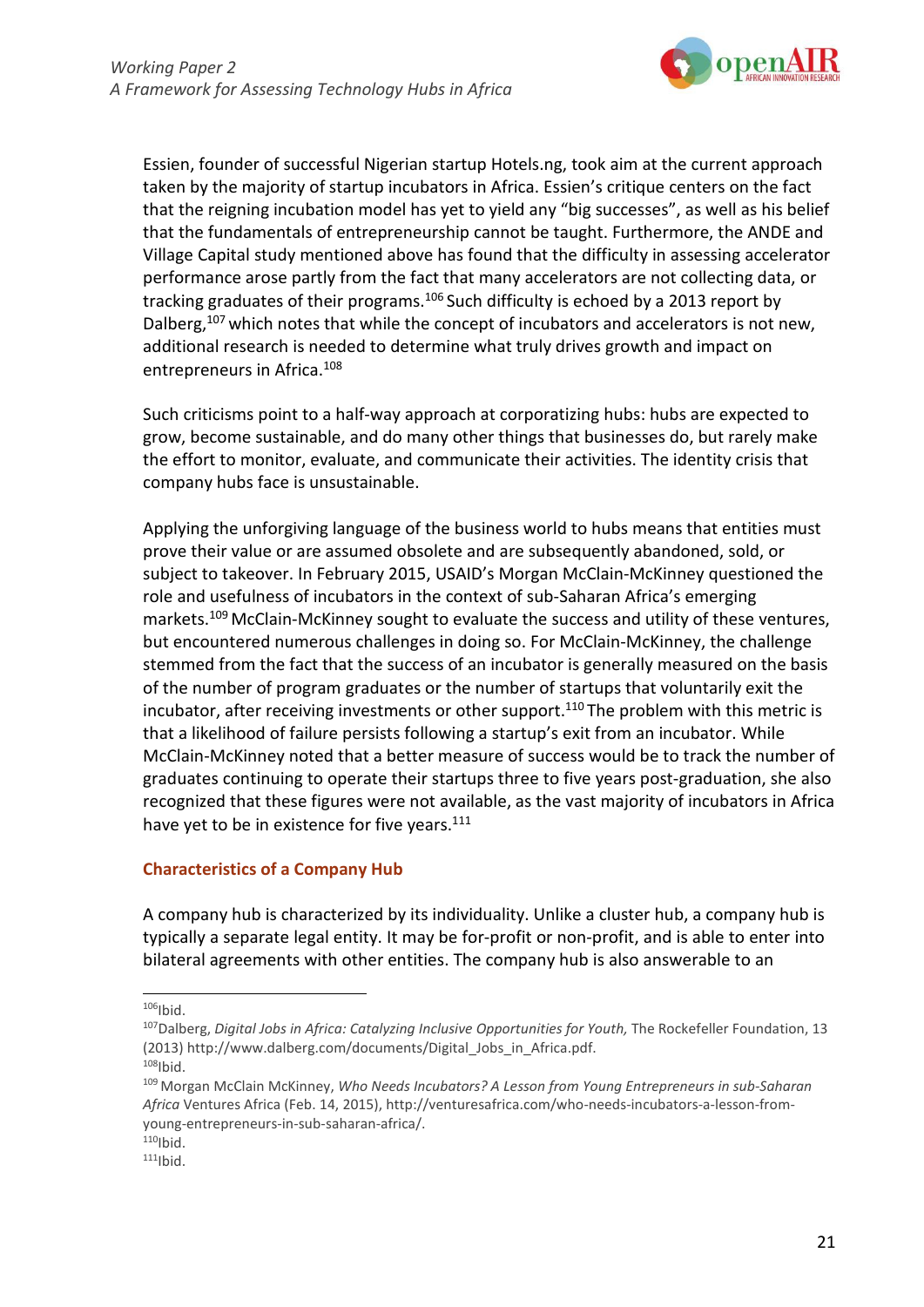Essien, founder of successful Nigerian startup Hotels.ng, took aim at the current approach taken by the majority of startup incubators in Africa. Essien's critique centers on the fact that the reigning incubation model has yet to yield any "big successes", as well as his belief that the fundamentals of entrepreneurship cannot be taught. Furthermore, the ANDE and Village Capital study mentioned above has found that the difficulty in assessing accelerator performance arose partly from the fact that many accelerators are not collecting data, or tracking graduates of their programs.[106] Such difficulty is echoed by a 2013 report by Dalberg,[107] which notes that while the concept of incubators and accelerators is not new, additional research is needed to determine what truly drives growth and impact on entrepreneurs in Africa.[108]

Such criticisms point to a half-way approach at corporatizing hubs: hubs are expected to grow, become sustainable, and do many other things that businesses do, but rarely make the effort to monitor, evaluate, and communicate their activities. The identity crisis that company hubs face is unsustainable.

Applying the unforgiving language of the business world to hubs means that entities must prove their value or are assumed obsolete and are subsequently abandoned, sold, or subject to takeover. In February 2015, USAID's Morgan McClain-McKinney questioned the role and usefulness of incubators in the context of sub-Saharan Africa's emerging markets.[109] McClain-McKinney sought to evaluate the success and utility of these ventures, but encountered numerous challenges in doing so. For McClain-McKinney, the challenge stemmed from the fact that the success of an incubator is generally measured on the basis of the number of program graduates or the number of startups that voluntarily exit the incubator, after receiving investments or other support.[110] The problem with this metric is that a likelihood of failure persists following a startup's exit from an incubator. While McClain-McKinney noted that a better measure of success would be to track the number of graduates continuing to operate their startups three to five years post-graduation, she also recognized that these figures were not available, as the vast majority of incubators in Africa have yet to be in existence for five years.[111]

### Characteristics of a Company Hub

A company hub is characterized by its individuality. Unlike a cluster hub, a company hub is typically a separate legal entity. It may be for-profit or non-profit, and is able to enter into bilateral agreements with other entities. The company hub is also answerable to an

---

[106] Ibid.

[107] Dalberg, *Digital Jobs in Africa: Catalyzing Inclusive Opportunities for Youth,* The Rockefeller Foundation, 13 (2013) http://www.dalberg.com/documents/Digital_Jobs_in_Africa.pdf.

[108] Ibid.

[109] Morgan McClain McKinney, *Who Needs Incubators? A Lesson from Young Entrepreneurs in sub-Saharan Africa* Ventures Africa (Feb. 14, 2015), http://venturesafrica.com/who-needs-incubators-a-lesson-from-young-entrepreneurs-in-sub-saharan-africa/.

[110] Ibid.

[111] Ibid.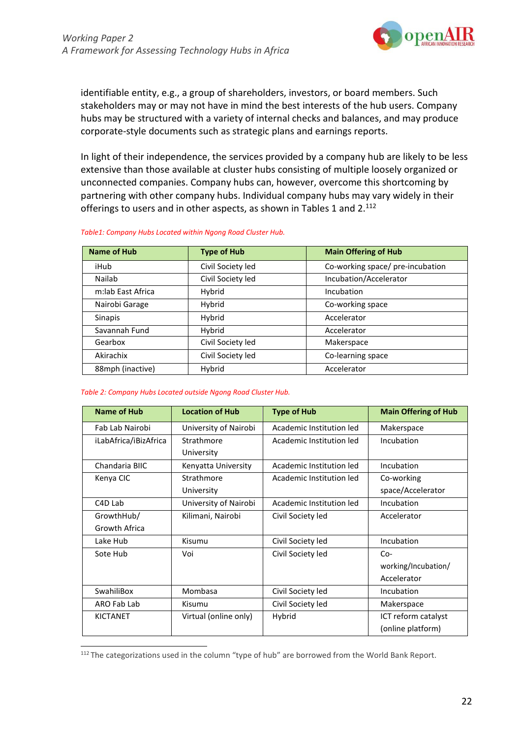identifiable entity, e.g., a group of shareholders, investors, or board members. Such stakeholders may or may not have in mind the best interests of the hub users. Company hubs may be structured with a variety of internal checks and balances, and may produce corporate-style documents such as strategic plans and earnings reports.

In light of their independence, the services provided by a company hub are likely to be less extensive than those available at cluster hubs consisting of multiple loosely organized or unconnected companies. Company hubs can, however, overcome this shortcoming by partnering with other company hubs. Individual company hubs may vary widely in their offerings to users and in other aspects, as shown in Tables 1 and 2.[112]

*Table1: Company Hubs Located within Ngong Road Cluster Hub.*

| Name of Hub | Type of Hub | Main Offering of Hub |
|---|---|---|
| iHub | Civil Society led | Co-working space/ pre-incubation |
| Nailab | Civil Society led | Incubation/Accelerator |
| m:lab East Africa | Hybrid | Incubation |
| Nairobi Garage | Hybrid | Co-working space |
| Sinapis | Hybrid | Accelerator |
| Savannah Fund | Hybrid | Accelerator |
| Gearbox | Civil Society led | Makerspace |
| Akirachix | Civil Society led | Co-learning space |
| 88mph (inactive) | Hybrid | Accelerator |

*Table 2: Company Hubs Located outside Ngong Road Cluster Hub.*

| Name of Hub | Location of Hub | Type of Hub | Main Offering of Hub |
|---|---|---|---|
| Fab Lab Nairobi | University of Nairobi | Academic Institution led | Makerspace |
| iLabAfrica/iBizAfrica | Strathmore University | Academic Institution led | Incubation |
| Chandaria BIIC | Kenyatta University | Academic Institution led | Incubation |
| Kenya CIC | Strathmore University | Academic Institution led | Co-working space/Accelerator |
| C4D Lab | University of Nairobi | Academic Institution led | Incubation |
| GrowthHub/ Growth Africa | Kilimani, Nairobi | Civil Society led | Accelerator |
| Lake Hub | Kisumu | Civil Society led | Incubation |
| Sote Hub | Voi | Civil Society led | Co-working/Incubation/ Accelerator |
| SwahiliBox | Mombasa | Civil Society led | Incubation |
| ARO Fab Lab | Kisumu | Civil Society led | Makerspace |
| KICTANET | Virtual (online only) | Hybrid | ICT reform catalyst (online platform) |

[112] The categorizations used in the column "type of hub" are borrowed from the World Bank Report.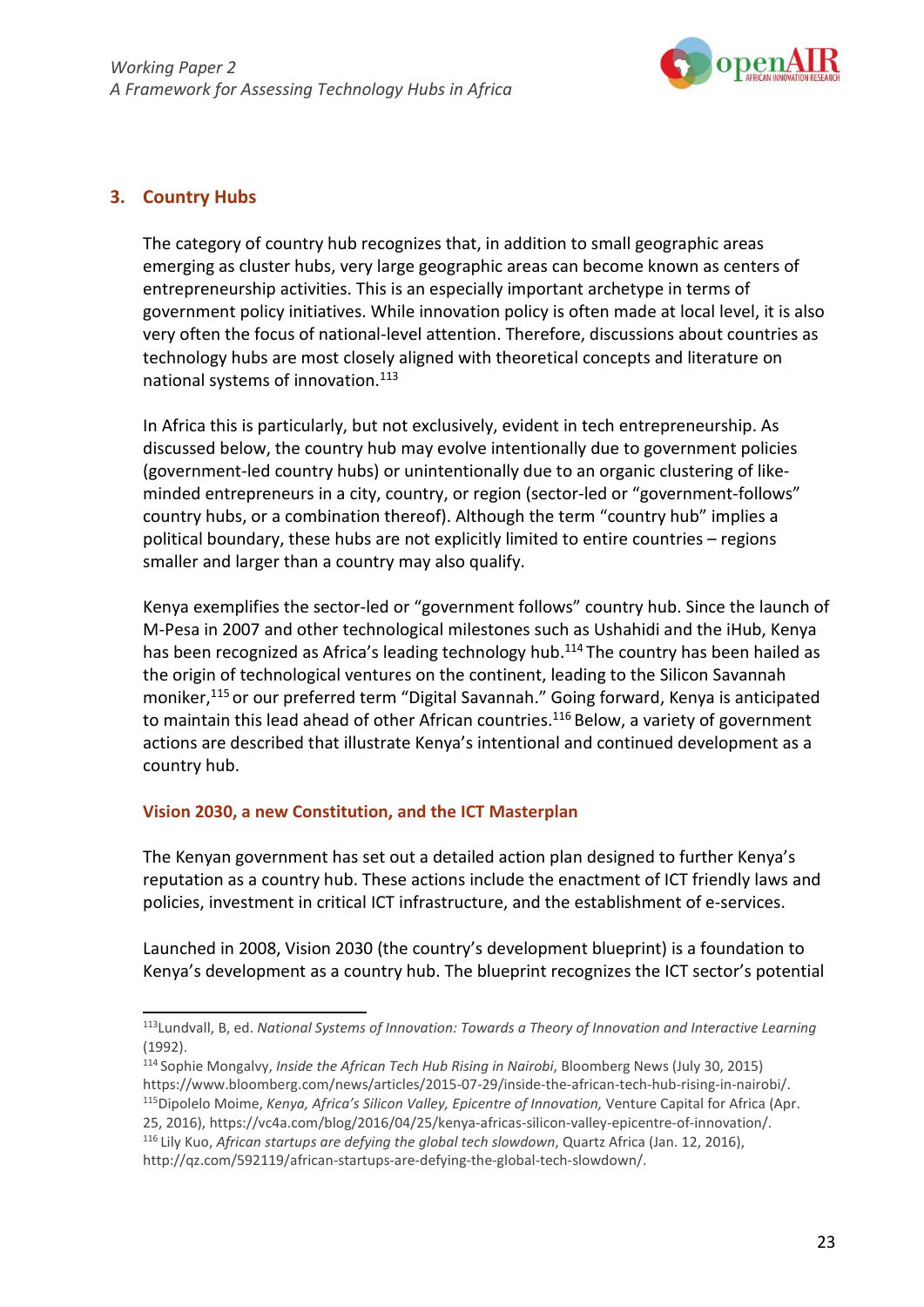## 3. Country Hubs

The category of country hub recognizes that, in addition to small geographic areas emerging as cluster hubs, very large geographic areas can become known as centers of entrepreneurship activities. This is an especially important archetype in terms of government policy initiatives. While innovation policy is often made at local level, it is also very often the focus of national-level attention. Therefore, discussions about countries as technology hubs are most closely aligned with theoretical concepts and literature on national systems of innovation.[113]

In Africa this is particularly, but not exclusively, evident in tech entrepreneurship. As discussed below, the country hub may evolve intentionally due to government policies (government-led country hubs) or unintentionally due to an organic clustering of like-minded entrepreneurs in a city, country, or region (sector-led or "government-follows" country hubs, or a combination thereof). Although the term "country hub" implies a political boundary, these hubs are not explicitly limited to entire countries – regions smaller and larger than a country may also qualify.

Kenya exemplifies the sector-led or "government follows" country hub. Since the launch of M-Pesa in 2007 and other technological milestones such as Ushahidi and the iHub, Kenya has been recognized as Africa's leading technology hub.[114] The country has been hailed as the origin of technological ventures on the continent, leading to the Silicon Savannah moniker,[115] or our preferred term "Digital Savannah." Going forward, Kenya is anticipated to maintain this lead ahead of other African countries.[116] Below, a variety of government actions are described that illustrate Kenya's intentional and continued development as a country hub.

### Vision 2030, a new Constitution, and the ICT Masterplan

The Kenyan government has set out a detailed action plan designed to further Kenya's reputation as a country hub. These actions include the enactment of ICT friendly laws and policies, investment in critical ICT infrastructure, and the establishment of e-services.

Launched in 2008, Vision 2030 (the country's development blueprint) is a foundation to Kenya's development as a country hub. The blueprint recognizes the ICT sector's potential

---

[113] Lundvall, B, ed. *National Systems of Innovation: Towards a Theory of Innovation and Interactive Learning* (1992).

[114] Sophie Mongalvy, *Inside the African Tech Hub Rising in Nairobi*, Bloomberg News (July 30, 2015) https://www.bloomberg.com/news/articles/2015-07-29/inside-the-african-tech-hub-rising-in-nairobi/.

[115] Dipolelo Moime, *Kenya, Africa's Silicon Valley, Epicentre of Innovation,* Venture Capital for Africa (Apr. 25, 2016), https://vc4a.com/blog/2016/04/25/kenya-africas-silicon-valley-epicentre-of-innovation/.

[116] Lily Kuo, *African startups are defying the global tech slowdown*, Quartz Africa (Jan. 12, 2016), http://qz.com/592119/african-startups-are-defying-the-global-tech-slowdown/.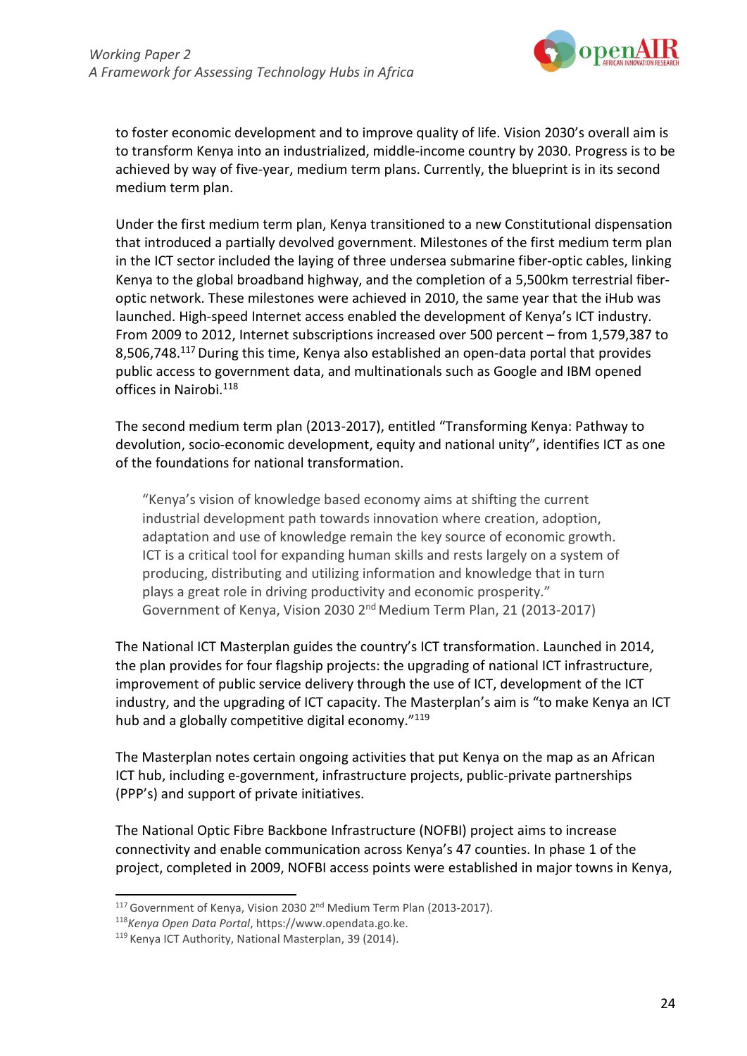to foster economic development and to improve quality of life. Vision 2030's overall aim is to transform Kenya into an industrialized, middle-income country by 2030. Progress is to be achieved by way of five-year, medium term plans. Currently, the blueprint is in its second medium term plan.

Under the first medium term plan, Kenya transitioned to a new Constitutional dispensation that introduced a partially devolved government. Milestones of the first medium term plan in the ICT sector included the laying of three undersea submarine fiber-optic cables, linking Kenya to the global broadband highway, and the completion of a 5,500km terrestrial fiber-optic network. These milestones were achieved in 2010, the same year that the iHub was launched. High-speed Internet access enabled the development of Kenya's ICT industry. From 2009 to 2012, Internet subscriptions increased over 500 percent – from 1,579,387 to 8,506,748.[117] During this time, Kenya also established an open-data portal that provides public access to government data, and multinationals such as Google and IBM opened offices in Nairobi.[118]

The second medium term plan (2013-2017), entitled "Transforming Kenya: Pathway to devolution, socio-economic development, equity and national unity", identifies ICT as one of the foundations for national transformation.

> "Kenya's vision of knowledge based economy aims at shifting the current industrial development path towards innovation where creation, adoption, adaptation and use of knowledge remain the key source of economic growth. ICT is a critical tool for expanding human skills and rests largely on a system of producing, distributing and utilizing information and knowledge that in turn plays a great role in driving productivity and economic prosperity."
> Government of Kenya, Vision 2030 2nd Medium Term Plan, 21 (2013-2017)

The National ICT Masterplan guides the country's ICT transformation. Launched in 2014, the plan provides for four flagship projects: the upgrading of national ICT infrastructure, improvement of public service delivery through the use of ICT, development of the ICT industry, and the upgrading of ICT capacity. The Masterplan's aim is "to make Kenya an ICT hub and a globally competitive digital economy."[119]

The Masterplan notes certain ongoing activities that put Kenya on the map as an African ICT hub, including e-government, infrastructure projects, public-private partnerships (PPP's) and support of private initiatives.

The National Optic Fibre Backbone Infrastructure (NOFBI) project aims to increase connectivity and enable communication across Kenya's 47 counties. In phase 1 of the project, completed in 2009, NOFBI access points were established in major towns in Kenya,

---

[117] Government of Kenya, Vision 2030 2nd Medium Term Plan (2013-2017).

[118] *Kenya Open Data Portal*, https://www.opendata.go.ke.

[119] Kenya ICT Authority, National Masterplan, 39 (2014).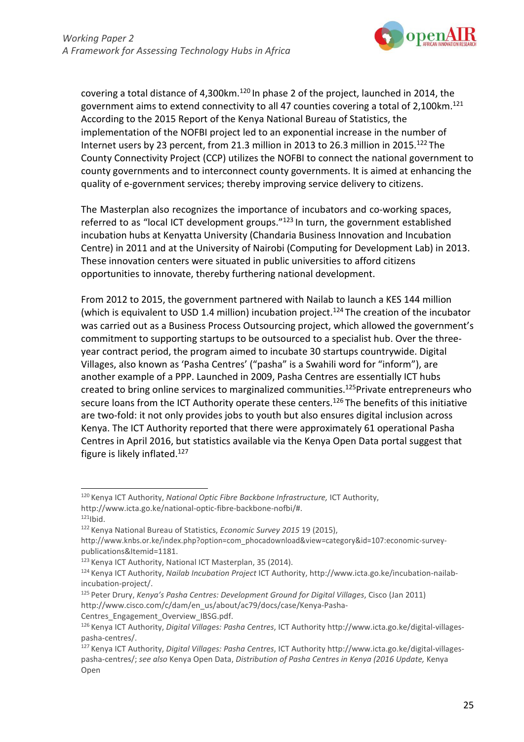covering a total distance of 4,300km.[120] In phase 2 of the project, launched in 2014, the government aims to extend connectivity to all 47 counties covering a total of 2,100km.[121] According to the 2015 Report of the Kenya National Bureau of Statistics, the implementation of the NOFBI project led to an exponential increase in the number of Internet users by 23 percent, from 21.3 million in 2013 to 26.3 million in 2015.[122] The County Connectivity Project (CCP) utilizes the NOFBI to connect the national government to county governments and to interconnect county governments. It is aimed at enhancing the quality of e-government services; thereby improving service delivery to citizens.

The Masterplan also recognizes the importance of incubators and co-working spaces, referred to as "local ICT development groups."[123] In turn, the government established incubation hubs at Kenyatta University (Chandaria Business Innovation and Incubation Centre) in 2011 and at the University of Nairobi (Computing for Development Lab) in 2013. These innovation centers were situated in public universities to afford citizens opportunities to innovate, thereby furthering national development.

From 2012 to 2015, the government partnered with Nailab to launch a KES 144 million (which is equivalent to USD 1.4 million) incubation project.[124] The creation of the incubator was carried out as a Business Process Outsourcing project, which allowed the government's commitment to supporting startups to be outsourced to a specialist hub. Over the three-year contract period, the program aimed to incubate 30 startups countrywide. Digital Villages, also known as 'Pasha Centres' ("pasha" is a Swahili word for "inform"), are another example of a PPP. Launched in 2009, Pasha Centres are essentially ICT hubs created to bring online services to marginalized communities.[125] Private entrepreneurs who secure loans from the ICT Authority operate these centers.[126] The benefits of this initiative are two-fold: it not only provides jobs to youth but also ensures digital inclusion across Kenya. The ICT Authority reported that there were approximately 61 operational Pasha Centres in April 2016, but statistics available via the Kenya Open Data portal suggest that figure is likely inflated.[127]

---

[120] Kenya ICT Authority, *National Optic Fibre Backbone Infrastructure,* ICT Authority, http://www.icta.go.ke/national-optic-fibre-backbone-nofbi/#.

[121] Ibid.

[122] Kenya National Bureau of Statistics, *Economic Survey 2015* 19 (2015), http://www.knbs.or.ke/index.php?option=com_phocadownload&view=category&id=107:economic-survey-publications&Itemid=1181.

[123] Kenya ICT Authority, National ICT Masterplan, 35 (2014).

[124] Kenya ICT Authority, *Nailab Incubation Project* ICT Authority, http://www.icta.go.ke/incubation-nailab-incubation-project/.

[125] Peter Drury, *Kenya's Pasha Centres: Development Ground for Digital Villages*, Cisco (Jan 2011) http://www.cisco.com/c/dam/en_us/about/ac79/docs/case/Kenya-Pasha-Centres_Engagement_Overview_IBSG.pdf.

[126] Kenya ICT Authority, *Digital Villages: Pasha Centres*, ICT Authority http://www.icta.go.ke/digital-villages-pasha-centres/.

[127] Kenya ICT Authority, *Digital Villages: Pasha Centres*, ICT Authority http://www.icta.go.ke/digital-villages-pasha-centres/; *see also* Kenya Open Data, *Distribution of Pasha Centres in Kenya (2016 Update,* Kenya Open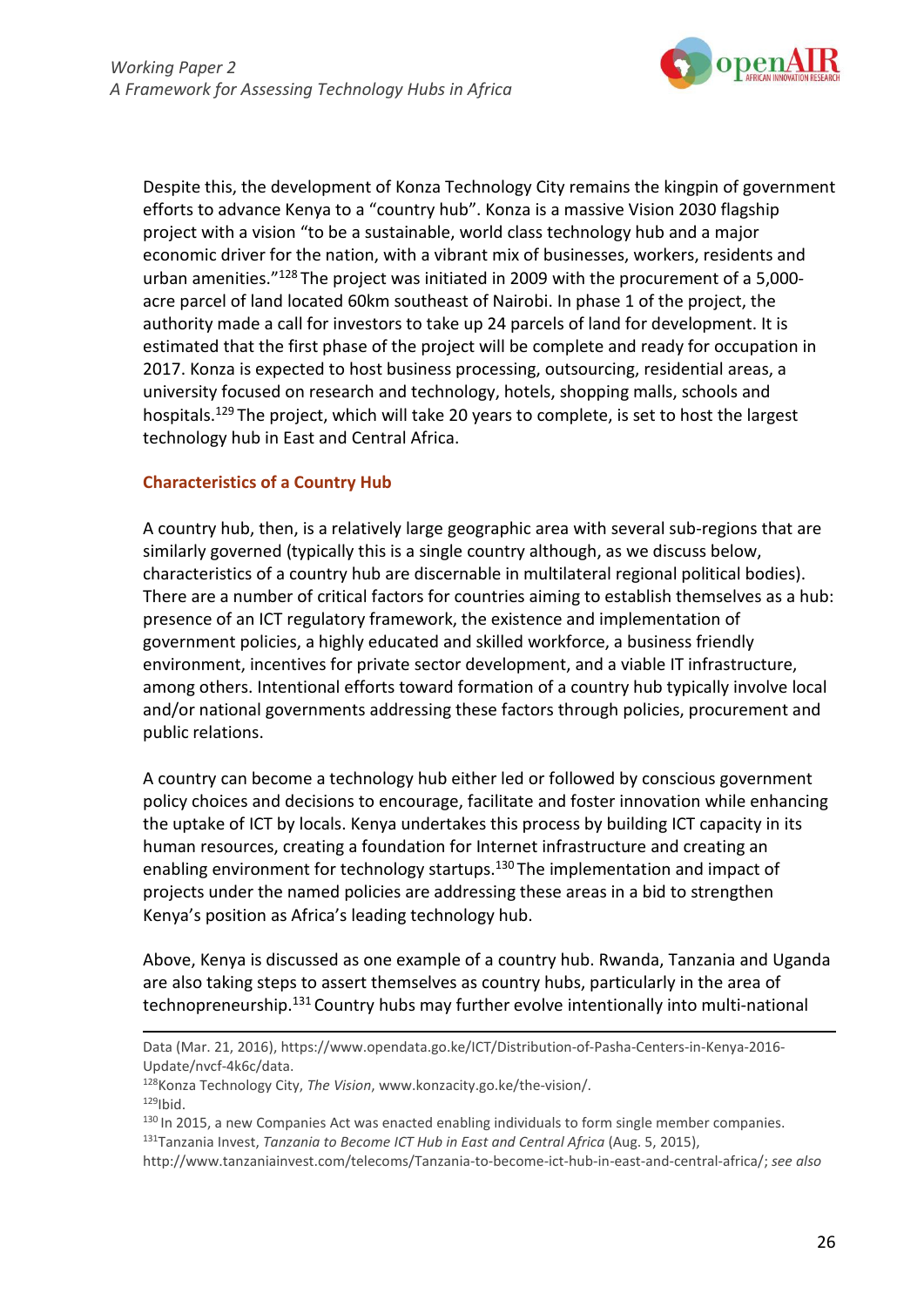Despite this, the development of Konza Technology City remains the kingpin of government efforts to advance Kenya to a "country hub". Konza is a massive Vision 2030 flagship project with a vision "to be a sustainable, world class technology hub and a major economic driver for the nation, with a vibrant mix of businesses, workers, residents and urban amenities."[128] The project was initiated in 2009 with the procurement of a 5,000-acre parcel of land located 60km southeast of Nairobi. In phase 1 of the project, the authority made a call for investors to take up 24 parcels of land for development. It is estimated that the first phase of the project will be complete and ready for occupation in 2017. Konza is expected to host business processing, outsourcing, residential areas, a university focused on research and technology, hotels, shopping malls, schools and hospitals.[129] The project, which will take 20 years to complete, is set to host the largest technology hub in East and Central Africa.

### Characteristics of a Country Hub

A country hub, then, is a relatively large geographic area with several sub-regions that are similarly governed (typically this is a single country although, as we discuss below, characteristics of a country hub are discernable in multilateral regional political bodies). There are a number of critical factors for countries aiming to establish themselves as a hub: presence of an ICT regulatory framework, the existence and implementation of government policies, a highly educated and skilled workforce, a business friendly environment, incentives for private sector development, and a viable IT infrastructure, among others. Intentional efforts toward formation of a country hub typically involve local and/or national governments addressing these factors through policies, procurement and public relations.

A country can become a technology hub either led or followed by conscious government policy choices and decisions to encourage, facilitate and foster innovation while enhancing the uptake of ICT by locals. Kenya undertakes this process by building ICT capacity in its human resources, creating a foundation for Internet infrastructure and creating an enabling environment for technology startups.[130] The implementation and impact of projects under the named policies are addressing these areas in a bid to strengthen Kenya's position as Africa's leading technology hub.

Above, Kenya is discussed as one example of a country hub. Rwanda, Tanzania and Uganda are also taking steps to assert themselves as country hubs, particularly in the area of technopreneurship.[131] Country hubs may further evolve intentionally into multi-national

---

Data (Mar. 21, 2016), https://www.opendata.go.ke/ICT/Distribution-of-Pasha-Centers-in-Kenya-2016-Update/nvcf-4k6c/data.

[128] Konza Technology City, *The Vision*, www.konzacity.go.ke/the-vision/.

[129] Ibid.

[130] In 2015, a new Companies Act was enacted enabling individuals to form single member companies.

[131] Tanzania Invest, *Tanzania to Become ICT Hub in East and Central Africa* (Aug. 5, 2015), http://www.tanzaniainvest.com/telecoms/Tanzania-to-become-ict-hub-in-east-and-central-africa/; *see also*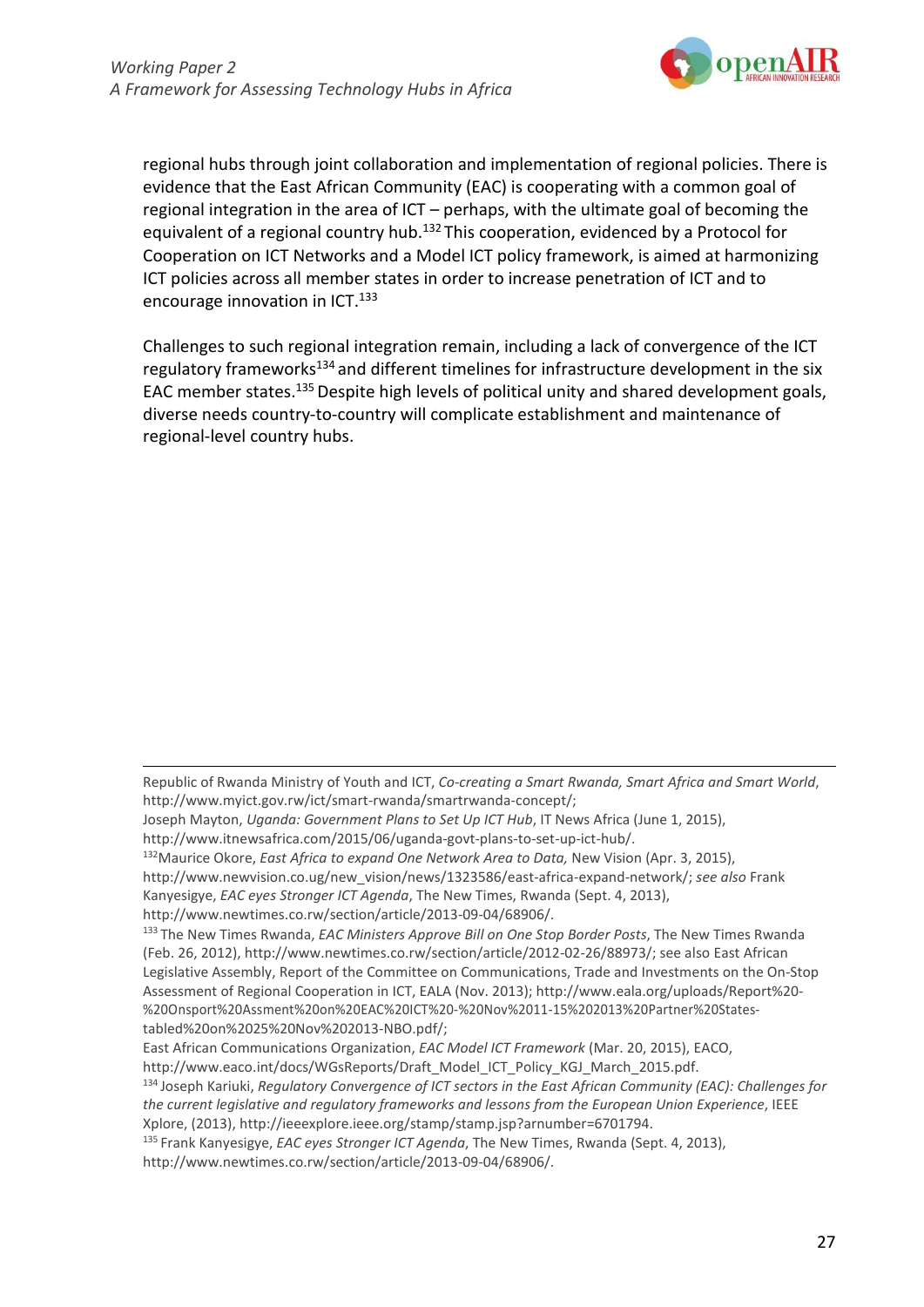regional hubs through joint collaboration and implementation of regional policies. There is evidence that the East African Community (EAC) is cooperating with a common goal of regional integration in the area of ICT – perhaps, with the ultimate goal of becoming the equivalent of a regional country hub.[132] This cooperation, evidenced by a Protocol for Cooperation on ICT Networks and a Model ICT policy framework, is aimed at harmonizing ICT policies across all member states in order to increase penetration of ICT and to encourage innovation in ICT.[133]

Challenges to such regional integration remain, including a lack of convergence of the ICT regulatory frameworks[134] and different timelines for infrastructure development in the six EAC member states.[135] Despite high levels of political unity and shared development goals, diverse needs country-to-country will complicate establishment and maintenance of regional-level country hubs.

---

Republic of Rwanda Ministry of Youth and ICT, *Co-creating a Smart Rwanda, Smart Africa and Smart World*, http://www.myict.gov.rw/ict/smart-rwanda/smartrwanda-concept/;
Joseph Mayton, *Uganda: Government Plans to Set Up ICT Hub*, IT News Africa (June 1, 2015), http://www.itnewsafrica.com/2015/06/uganda-govt-plans-to-set-up-ict-hub/.

[132] Maurice Okore, *East Africa to expand One Network Area to Data,* New Vision (Apr. 3, 2015), http://www.newvision.co.ug/new_vision/news/1323586/east-africa-expand-network/; *see also* Frank Kanyesigye, *EAC eyes Stronger ICT Agenda*, The New Times, Rwanda (Sept. 4, 2013), http://www.newtimes.co.rw/section/article/2013-09-04/68906/.

[133] The New Times Rwanda, *EAC Ministers Approve Bill on One Stop Border Posts*, The New Times Rwanda (Feb. 26, 2012), http://www.newtimes.co.rw/section/article/2012-02-26/88973/; see also East African Legislative Assembly, Report of the Committee on Communications, Trade and Investments on the On-Stop Assessment of Regional Cooperation in ICT, EALA (Nov. 2013); http://www.eala.org/uploads/Report%20-%20Onsport%20Assment%20on%20EAC%20ICT%20-%20Nov%2011-15%202013%20Partner%20States-tabled%20on%2025%20Nov%202013-NBO.pdf/;
East African Communications Organization, *EAC Model ICT Framework* (Mar. 20, 2015), EACO, http://www.eaco.int/docs/WGsReports/Draft_Model_ICT_Policy_KGJ_March_2015.pdf.

[134] Joseph Kariuki, *Regulatory Convergence of ICT sectors in the East African Community (EAC): Challenges for the current legislative and regulatory frameworks and lessons from the European Union Experience*, IEEE Xplore, (2013), http://ieeexplore.ieee.org/stamp/stamp.jsp?arnumber=6701794.

[135] Frank Kanyesigye, *EAC eyes Stronger ICT Agenda*, The New Times, Rwanda (Sept. 4, 2013), http://www.newtimes.co.rw/section/article/2013-09-04/68906/.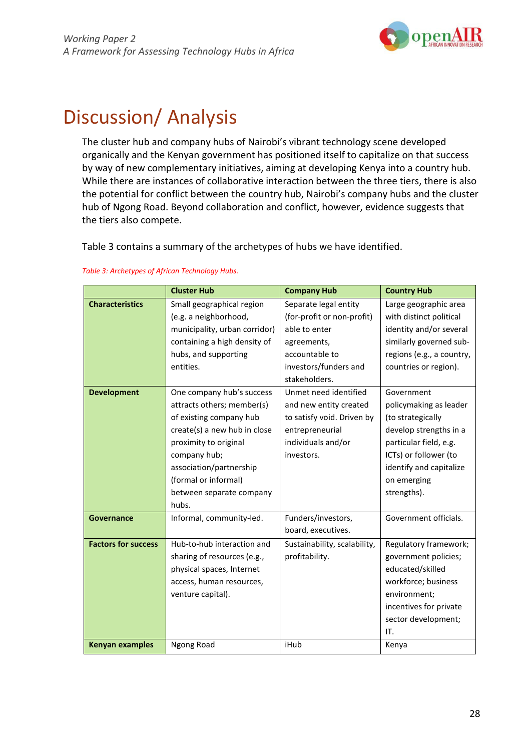# Discussion/ Analysis

The cluster hub and company hubs of Nairobi's vibrant technology scene developed organically and the Kenyan government has positioned itself to capitalize on that success by way of new complementary initiatives, aiming at developing Kenya into a country hub. While there are instances of collaborative interaction between the three tiers, there is also the potential for conflict between the country hub, Nairobi's company hubs and the cluster hub of Ngong Road. Beyond collaboration and conflict, however, evidence suggests that the tiers also compete.

Table 3 contains a summary of the archetypes of hubs we have identified.

*Table 3: Archetypes of African Technology Hubs.*

| | **Cluster Hub** | **Company Hub** | **Country Hub** |
|---|---|---|---|
| **Characteristics** | Small geographical region (e.g. a neighborhood, municipality, urban corridor) containing a high density of hubs, and supporting entities. | Separate legal entity (for-profit or non-profit) able to enter agreements, accountable to investors/funders and stakeholders. | Large geographic area with distinct political identity and/or several similarly governed sub-regions (e.g., a country, countries or region). |
| **Development** | One company hub's success attracts others; member(s) of existing company hub create(s) a new hub in close proximity to original company hub; association/partnership (formal or informal) between separate company hubs. | Unmet need identified and new entity created to satisfy void. Driven by entrepreneurial individuals and/or investors. | Government policymaking as leader (to strategically develop strengths in a particular field, e.g. ICTs) or follower (to identify and capitalize on emerging strengths). |
| **Governance** | Informal, community-led. | Funders/investors, board, executives. | Government officials. |
| **Factors for success** | Hub-to-hub interaction and sharing of resources (e.g., physical spaces, Internet access, human resources, venture capital). | Sustainability, scalability, profitability. | Regulatory framework; government policies; educated/skilled workforce; business environment; incentives for private sector development; IT. |
| **Kenyan examples** | Ngong Road | iHub | Kenya |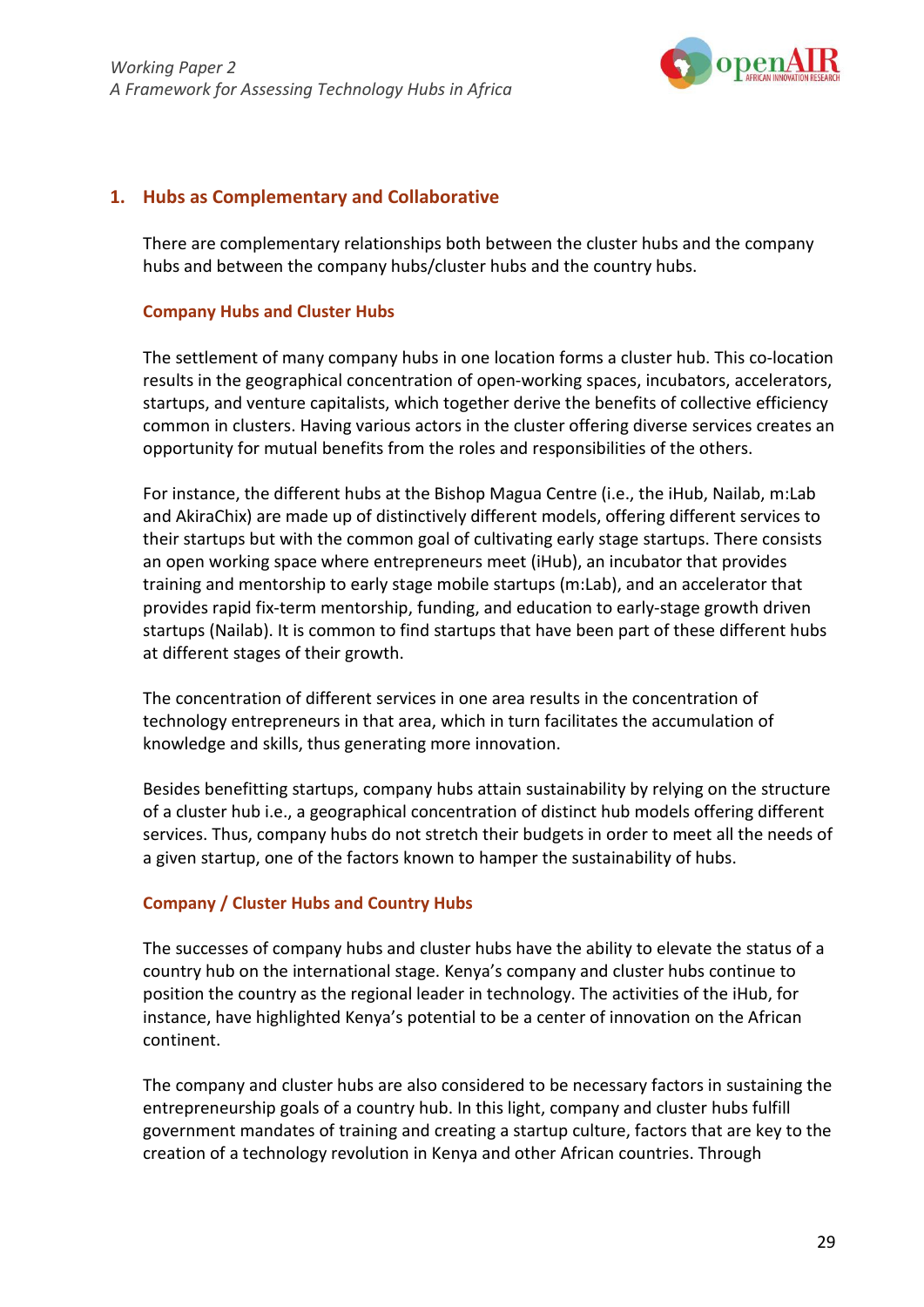## 1. Hubs as Complementary and Collaborative

There are complementary relationships both between the cluster hubs and the company hubs and between the company hubs/cluster hubs and the country hubs.

### Company Hubs and Cluster Hubs

The settlement of many company hubs in one location forms a cluster hub. This co-location results in the geographical concentration of open-working spaces, incubators, accelerators, startups, and venture capitalists, which together derive the benefits of collective efficiency common in clusters. Having various actors in the cluster offering diverse services creates an opportunity for mutual benefits from the roles and responsibilities of the others.

For instance, the different hubs at the Bishop Magua Centre (i.e., the iHub, Nailab, m:Lab and AkiraChix) are made up of distinctively different models, offering different services to their startups but with the common goal of cultivating early stage startups. There consists an open working space where entrepreneurs meet (iHub), an incubator that provides training and mentorship to early stage mobile startups (m:Lab), and an accelerator that provides rapid fix-term mentorship, funding, and education to early-stage growth driven startups (Nailab). It is common to find startups that have been part of these different hubs at different stages of their growth.

The concentration of different services in one area results in the concentration of technology entrepreneurs in that area, which in turn facilitates the accumulation of knowledge and skills, thus generating more innovation.

Besides benefitting startups, company hubs attain sustainability by relying on the structure of a cluster hub i.e., a geographical concentration of distinct hub models offering different services. Thus, company hubs do not stretch their budgets in order to meet all the needs of a given startup, one of the factors known to hamper the sustainability of hubs.

### Company / Cluster Hubs and Country Hubs

The successes of company hubs and cluster hubs have the ability to elevate the status of a country hub on the international stage. Kenya's company and cluster hubs continue to position the country as the regional leader in technology. The activities of the iHub, for instance, have highlighted Kenya's potential to be a center of innovation on the African continent.

The company and cluster hubs are also considered to be necessary factors in sustaining the entrepreneurship goals of a country hub. In this light, company and cluster hubs fulfill government mandates of training and creating a startup culture, factors that are key to the creation of a technology revolution in Kenya and other African countries. Through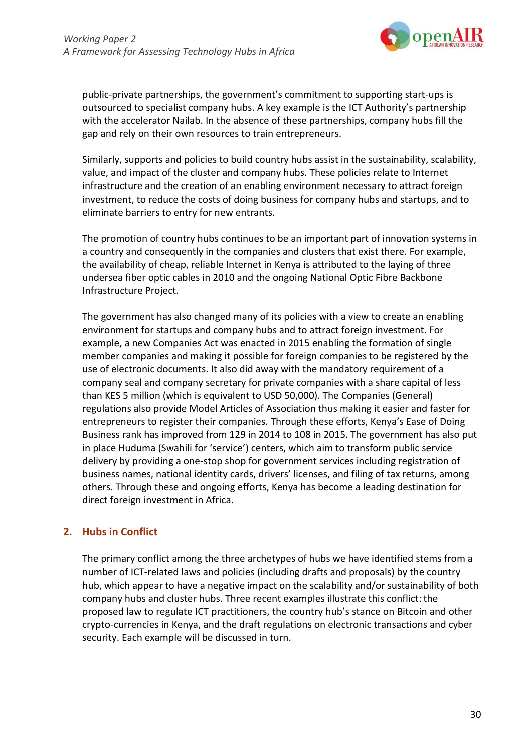public-private partnerships, the government's commitment to supporting start-ups is outsourced to specialist company hubs. A key example is the ICT Authority's partnership with the accelerator Nailab. In the absence of these partnerships, company hubs fill the gap and rely on their own resources to train entrepreneurs.

Similarly, supports and policies to build country hubs assist in the sustainability, scalability, value, and impact of the cluster and company hubs. These policies relate to Internet infrastructure and the creation of an enabling environment necessary to attract foreign investment, to reduce the costs of doing business for company hubs and startups, and to eliminate barriers to entry for new entrants.

The promotion of country hubs continues to be an important part of innovation systems in a country and consequently in the companies and clusters that exist there. For example, the availability of cheap, reliable Internet in Kenya is attributed to the laying of three undersea fiber optic cables in 2010 and the ongoing National Optic Fibre Backbone Infrastructure Project.

The government has also changed many of its policies with a view to create an enabling environment for startups and company hubs and to attract foreign investment. For example, a new Companies Act was enacted in 2015 enabling the formation of single member companies and making it possible for foreign companies to be registered by the use of electronic documents. It also did away with the mandatory requirement of a company seal and company secretary for private companies with a share capital of less than KES 5 million (which is equivalent to USD 50,000). The Companies (General) regulations also provide Model Articles of Association thus making it easier and faster for entrepreneurs to register their companies. Through these efforts, Kenya's Ease of Doing Business rank has improved from 129 in 2014 to 108 in 2015. The government has also put in place Huduma (Swahili for 'service') centers, which aim to transform public service delivery by providing a one-stop shop for government services including registration of business names, national identity cards, drivers' licenses, and filing of tax returns, among others. Through these and ongoing efforts, Kenya has become a leading destination for direct foreign investment in Africa.

## 2. Hubs in Conflict

The primary conflict among the three archetypes of hubs we have identified stems from a number of ICT-related laws and policies (including drafts and proposals) by the country hub, which appear to have a negative impact on the scalability and/or sustainability of both company hubs and cluster hubs. Three recent examples illustrate this conflict: the proposed law to regulate ICT practitioners, the country hub's stance on Bitcoin and other crypto-currencies in Kenya, and the draft regulations on electronic transactions and cyber security. Each example will be discussed in turn.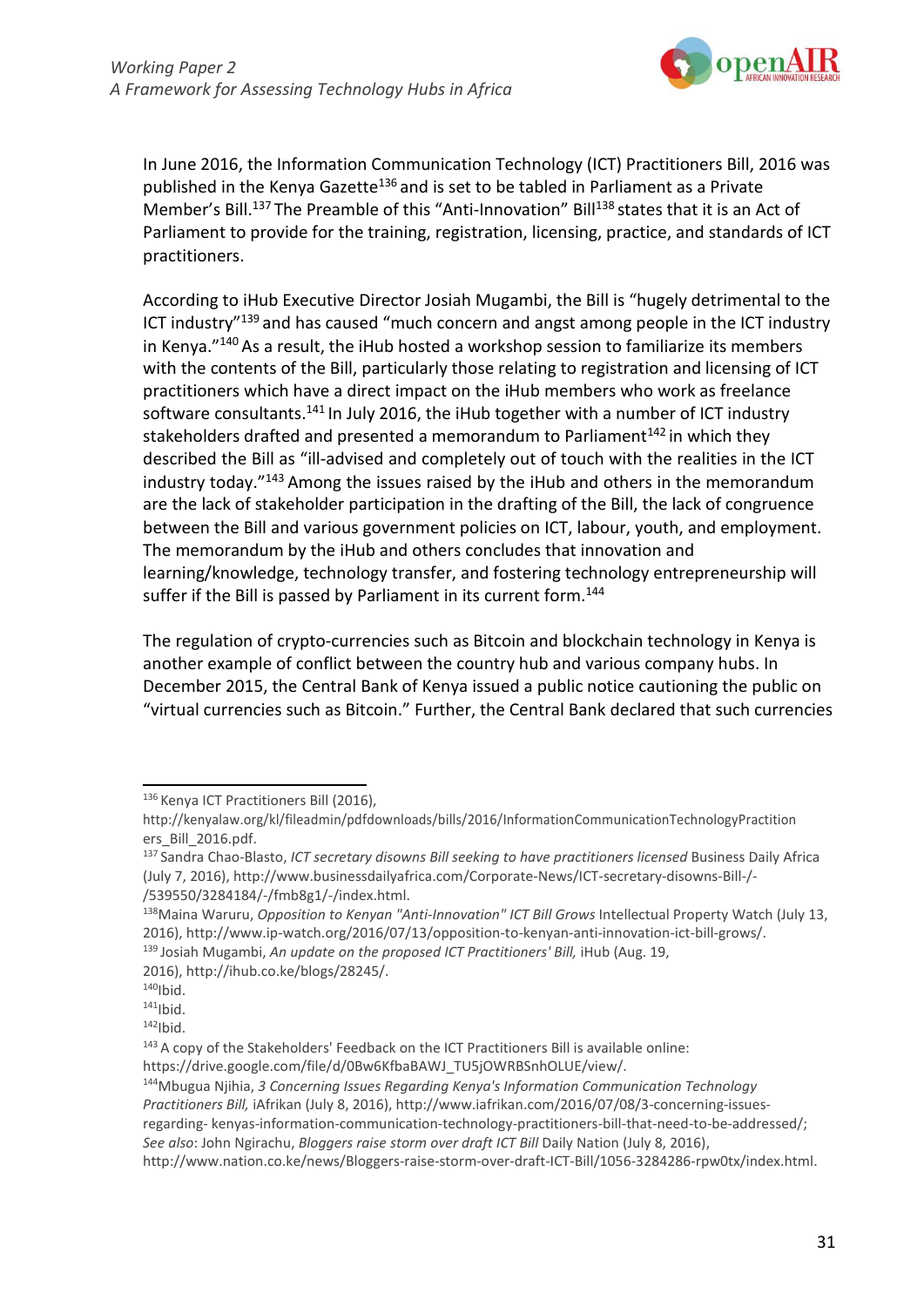In June 2016, the Information Communication Technology (ICT) Practitioners Bill, 2016 was published in the Kenya Gazette[136] and is set to be tabled in Parliament as a Private Member's Bill.[137] The Preamble of this "Anti-Innovation" Bill[138] states that it is an Act of Parliament to provide for the training, registration, licensing, practice, and standards of ICT practitioners.

According to iHub Executive Director Josiah Mugambi, the Bill is "hugely detrimental to the ICT industry"[139] and has caused "much concern and angst among people in the ICT industry in Kenya."[140] As a result, the iHub hosted a workshop session to familiarize its members with the contents of the Bill, particularly those relating to registration and licensing of ICT practitioners which have a direct impact on the iHub members who work as freelance software consultants.[141] In July 2016, the iHub together with a number of ICT industry stakeholders drafted and presented a memorandum to Parliament[142] in which they described the Bill as "ill-advised and completely out of touch with the realities in the ICT industry today."[143] Among the issues raised by the iHub and others in the memorandum are the lack of stakeholder participation in the drafting of the Bill, the lack of congruence between the Bill and various government policies on ICT, labour, youth, and employment. The memorandum by the iHub and others concludes that innovation and learning/knowledge, technology transfer, and fostering technology entrepreneurship will suffer if the Bill is passed by Parliament in its current form.[144]

The regulation of crypto-currencies such as Bitcoin and blockchain technology in Kenya is another example of conflict between the country hub and various company hubs. In December 2015, the Central Bank of Kenya issued a public notice cautioning the public on "virtual currencies such as Bitcoin." Further, the Central Bank declared that such currencies

---

[136] Kenya ICT Practitioners Bill (2016), http://kenyalaw.org/kl/fileadmin/pdfdownloads/bills/2016/InformationCommunicationTechnologyPractitioners_Bill_2016.pdf.

[137] Sandra Chao-Blasto, *ICT secretary disowns Bill seeking to have practitioners licensed* Business Daily Africa (July 7, 2016), http://www.businessdailyafrica.com/Corporate-News/ICT-secretary-disowns-Bill-/-/539550/3284184/-/fmb8g1/-/index.html.

[138] Maina Waruru, *Opposition to Kenyan "Anti-Innovation" ICT Bill Grows* Intellectual Property Watch (July 13, 2016), http://www.ip-watch.org/2016/07/13/opposition-to-kenyan-anti-innovation-ict-bill-grows/.

[139] Josiah Mugambi, *An update on the proposed ICT Practitioners' Bill,* iHub (Aug. 19, 2016), http://ihub.co.ke/blogs/28245/.

[140] Ibid.

[141] Ibid.

[142] Ibid.

[143] A copy of the Stakeholders' Feedback on the ICT Practitioners Bill is available online: https://drive.google.com/file/d/0Bw6KfbaBAWJ_TU5jOWRBSnhOLUE/view/.

[144] Mbugua Njihia, *3 Concerning Issues Regarding Kenya's Information Communication Technology Practitioners Bill,* iAfrikan (July 8, 2016), http://www.iafrikan.com/2016/07/08/3-concerning-issues-regarding- kenyas-information-communication-technology-practitioners-bill-that-need-to-be-addressed/; *See also*: John Ngirachu, *Bloggers raise storm over draft ICT Bill* Daily Nation (July 8, 2016), http://www.nation.co.ke/news/Bloggers-raise-storm-over-draft-ICT-Bill/1056-3284286-rpw0tx/index.html.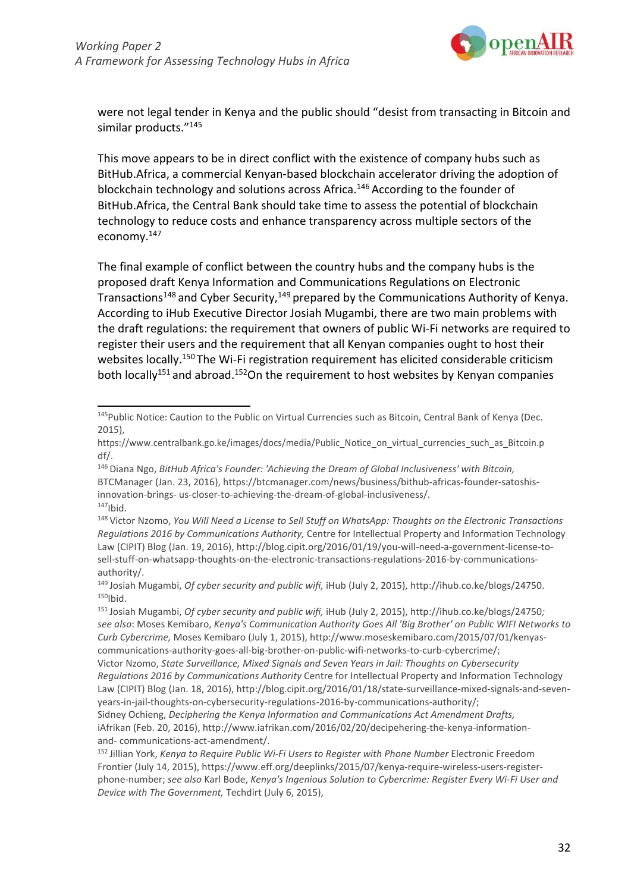were not legal tender in Kenya and the public should "desist from transacting in Bitcoin and similar products."[145]

This move appears to be in direct conflict with the existence of company hubs such as BitHub.Africa, a commercial Kenyan-based blockchain accelerator driving the adoption of blockchain technology and solutions across Africa.[146] According to the founder of BitHub.Africa, the Central Bank should take time to assess the potential of blockchain technology to reduce costs and enhance transparency across multiple sectors of the economy.[147]

The final example of conflict between the country hubs and the company hubs is the proposed draft Kenya Information and Communications Regulations on Electronic Transactions[148] and Cyber Security,[149] prepared by the Communications Authority of Kenya. According to iHub Executive Director Josiah Mugambi, there are two main problems with the draft regulations: the requirement that owners of public Wi-Fi networks are required to register their users and the requirement that all Kenyan companies ought to host their websites locally.[150] The Wi-Fi registration requirement has elicited considerable criticism both locally[151] and abroad.[152] On the requirement to host websites by Kenyan companies

---

[145] Public Notice: Caution to the Public on Virtual Currencies such as Bitcoin, Central Bank of Kenya (Dec. 2015), https://www.centralbank.go.ke/images/docs/media/Public_Notice_on_virtual_currencies_such_as_Bitcoin.pdf/.

[146] Diana Ngo, *BitHub Africa's Founder: 'Achieving the Dream of Global Inclusiveness' with Bitcoin,* BTCManager (Jan. 23, 2016), https://btcmanager.com/news/business/bithub-africas-founder-satoshis-innovation-brings- us-closer-to-achieving-the-dream-of-global-inclusiveness/.

[147] Ibid.

[148] Victor Nzomo, *You Will Need a License to Sell Stuff on WhatsApp: Thoughts on the Electronic Transactions Regulations 2016 by Communications Authority,* Centre for Intellectual Property and Information Technology Law (CIPIT) Blog (Jan. 19, 2016), http://blog.cipit.org/2016/01/19/you-will-need-a-government-license-to-sell-stuff-on-whatsapp-thoughts-on-the-electronic-transactions-regulations-2016-by-communications-authority/.

[149] Josiah Mugambi, *Of cyber security and public wifi,* iHub (July 2, 2015), http://ihub.co.ke/blogs/24750.

[150] Ibid.

[151] Josiah Mugambi, *Of cyber security and public wifi,* iHub (July 2, 2015), http://ihub.co.ke/blogs/24750*; see also*: Moses Kemibaro, *Kenya's Communication Authority Goes All 'Big Brother' on Public WIFI Networks to Curb Cybercrime,* Moses Kemibaro (July 1, 2015), http://www.moseskemibaro.com/2015/07/01/kenyas-communications-authority-goes-all-big-brother-on-public-wifi-networks-to-curb-cybercrime/; Victor Nzomo, *State Surveillance, Mixed Signals and Seven Years in Jail: Thoughts on Cybersecurity Regulations 2016 by Communications Authority* Centre for Intellectual Property and Information Technology Law (CIPIT) Blog (Jan. 18, 2016), http://blog.cipit.org/2016/01/18/state-surveillance-mixed-signals-and-seven-years-in-jail-thoughts-on-cybersecurity-regulations-2016-by-communications-authority/; Sidney Ochieng, *Deciphering the Kenya Information and Communications Act Amendment Drafts,* iAfrikan (Feb. 20, 2016), http://www.iafrikan.com/2016/02/20/decipehering-the-kenya-information-and- communications-act-amendment/.

[152] Jillian York, *Kenya to Require Public Wi-Fi Users to Register with Phone Number* Electronic Freedom Frontier (July 14, 2015), https://www.eff.org/deeplinks/2015/07/kenya-require-wireless-users-register-phone-number; *see also* Karl Bode, *Kenya's Ingenious Solution to Cybercrime: Register Every Wi-Fi User and Device with The Government,* Techdirt (July 6, 2015),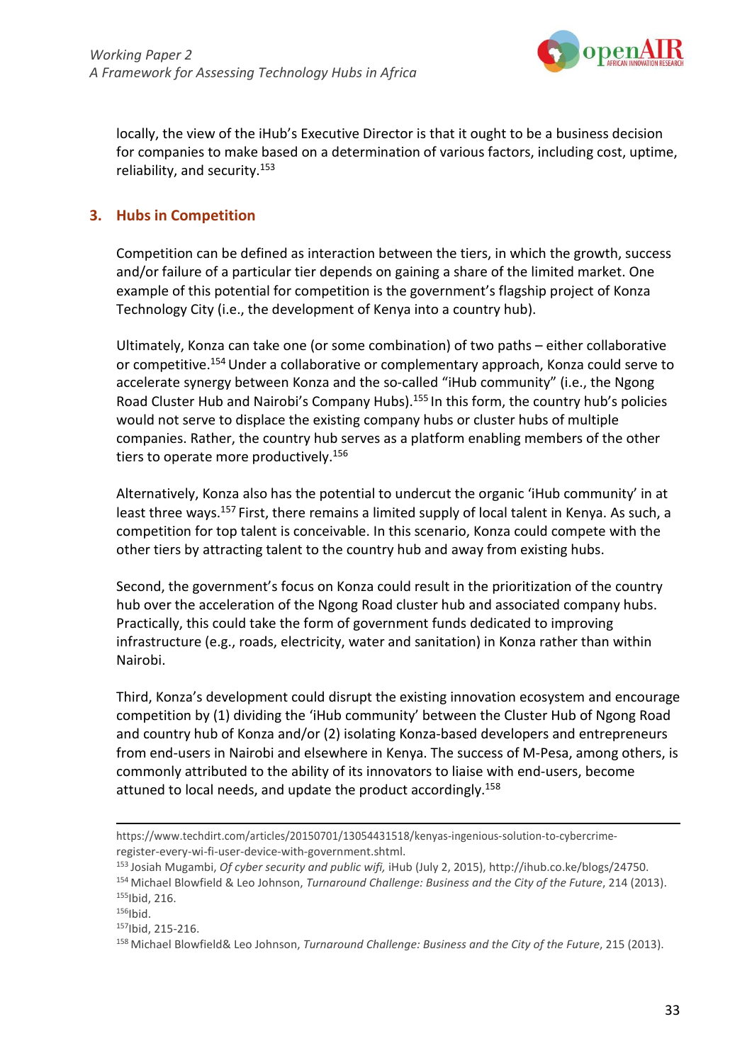locally, the view of the iHub's Executive Director is that it ought to be a business decision for companies to make based on a determination of various factors, including cost, uptime, reliability, and security.[153]

## 3. Hubs in Competition

Competition can be defined as interaction between the tiers, in which the growth, success and/or failure of a particular tier depends on gaining a share of the limited market. One example of this potential for competition is the government's flagship project of Konza Technology City (i.e., the development of Kenya into a country hub).

Ultimately, Konza can take one (or some combination) of two paths – either collaborative or competitive.[154] Under a collaborative or complementary approach, Konza could serve to accelerate synergy between Konza and the so-called "iHub community" (i.e., the Ngong Road Cluster Hub and Nairobi's Company Hubs).[155] In this form, the country hub's policies would not serve to displace the existing company hubs or cluster hubs of multiple companies. Rather, the country hub serves as a platform enabling members of the other tiers to operate more productively.[156]

Alternatively, Konza also has the potential to undercut the organic 'iHub community' in at least three ways.[157] First, there remains a limited supply of local talent in Kenya. As such, a competition for top talent is conceivable. In this scenario, Konza could compete with the other tiers by attracting talent to the country hub and away from existing hubs.

Second, the government's focus on Konza could result in the prioritization of the country hub over the acceleration of the Ngong Road cluster hub and associated company hubs. Practically, this could take the form of government funds dedicated to improving infrastructure (e.g., roads, electricity, water and sanitation) in Konza rather than within Nairobi.

Third, Konza's development could disrupt the existing innovation ecosystem and encourage competition by (1) dividing the 'iHub community' between the Cluster Hub of Ngong Road and country hub of Konza and/or (2) isolating Konza-based developers and entrepreneurs from end-users in Nairobi and elsewhere in Kenya. The success of M-Pesa, among others, is commonly attributed to the ability of its innovators to liaise with end-users, become attuned to local needs, and update the product accordingly.[158]

---

https://www.techdirt.com/articles/20150701/13054431518/kenyas-ingenious-solution-to-cybercrime-register-every-wi-fi-user-device-with-government.shtml.

[153] Josiah Mugambi, *Of cyber security and public wifi,* iHub (July 2, 2015), http://ihub.co.ke/blogs/24750.

[154] Michael Blowfield & Leo Johnson, *Turnaround Challenge: Business and the City of the Future*, 214 (2013).

[155] Ibid, 216.

[156] Ibid.

[157] Ibid, 215-216.

[158] Michael Blowfield& Leo Johnson, *Turnaround Challenge: Business and the City of the Future*, 215 (2013).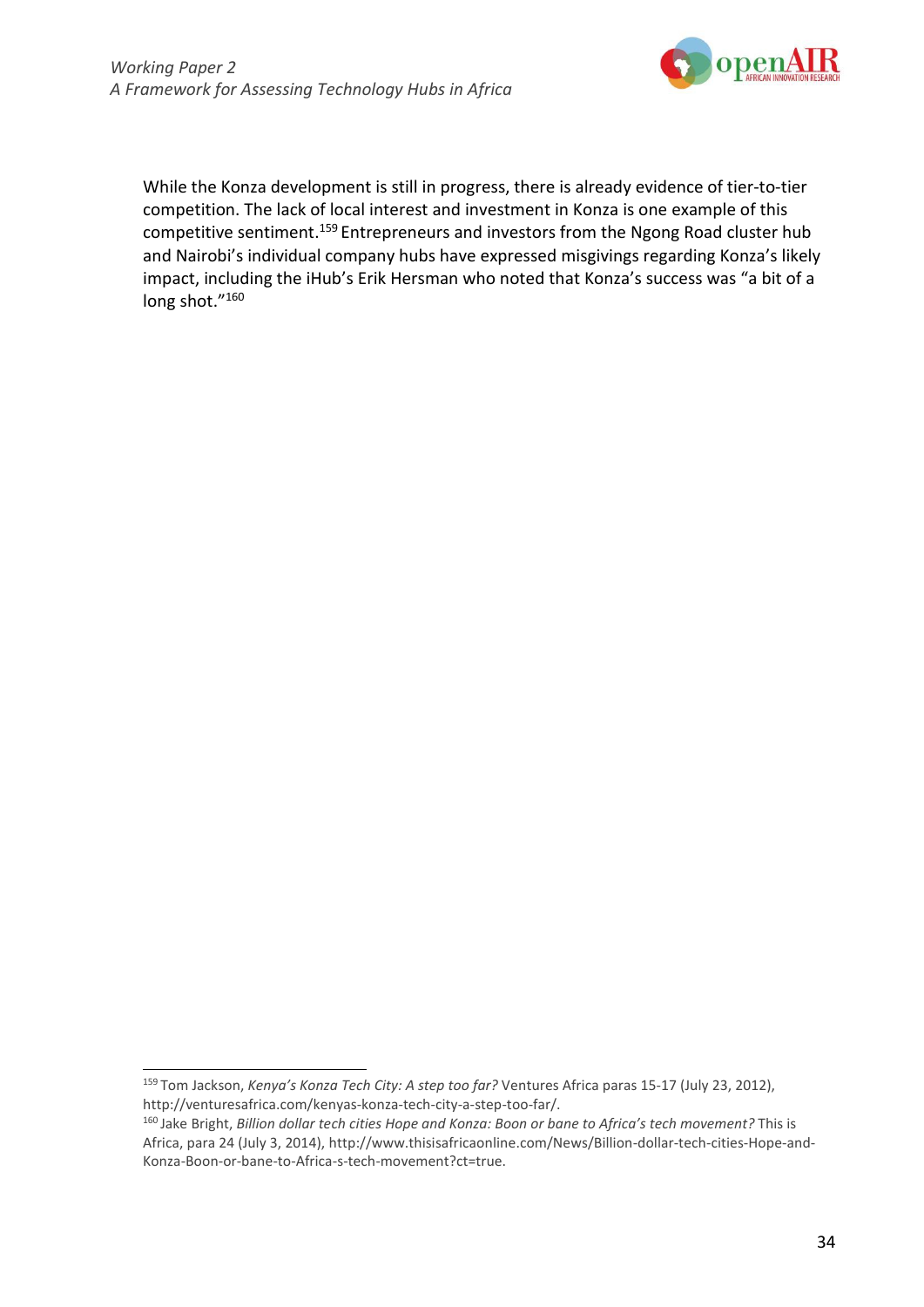While the Konza development is still in progress, there is already evidence of tier-to-tier competition. The lack of local interest and investment in Konza is one example of this competitive sentiment.[159] Entrepreneurs and investors from the Ngong Road cluster hub and Nairobi's individual company hubs have expressed misgivings regarding Konza's likely impact, including the iHub's Erik Hersman who noted that Konza's success was "a bit of a long shot."[160]

---

[159] Tom Jackson, *Kenya's Konza Tech City: A step too far?* Ventures Africa paras 15-17 (July 23, 2012), http://venturesafrica.com/kenyas-konza-tech-city-a-step-too-far/.

[160] Jake Bright, *Billion dollar tech cities Hope and Konza: Boon or bane to Africa's tech movement?* This is Africa, para 24 (July 3, 2014), http://www.thisisafricaonline.com/News/Billion-dollar-tech-cities-Hope-and-Konza-Boon-or-bane-to-Africa-s-tech-movement?ct=true.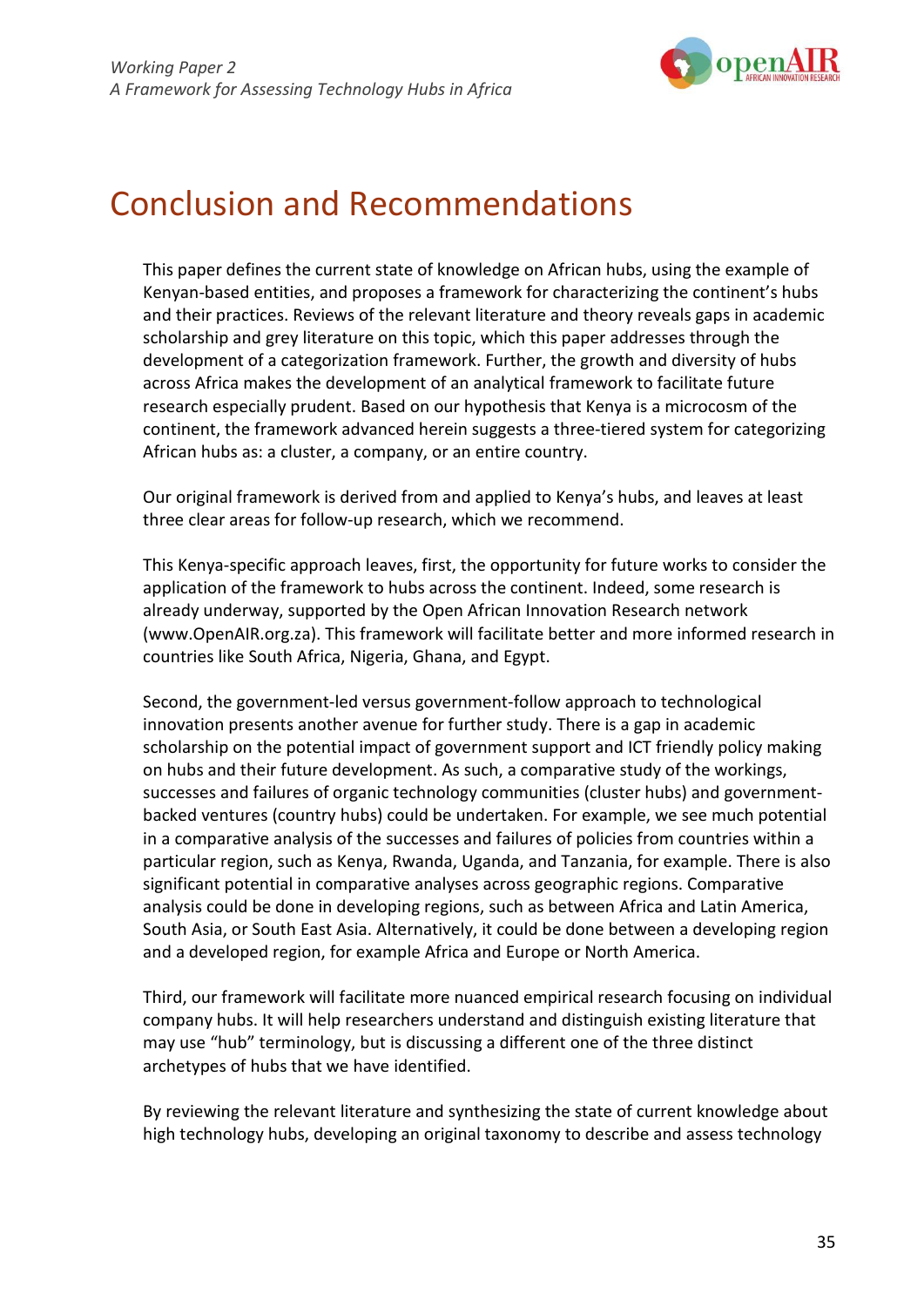# Conclusion and Recommendations

This paper defines the current state of knowledge on African hubs, using the example of Kenyan-based entities, and proposes a framework for characterizing the continent's hubs and their practices. Reviews of the relevant literature and theory reveals gaps in academic scholarship and grey literature on this topic, which this paper addresses through the development of a categorization framework. Further, the growth and diversity of hubs across Africa makes the development of an analytical framework to facilitate future research especially prudent. Based on our hypothesis that Kenya is a microcosm of the continent, the framework advanced herein suggests a three-tiered system for categorizing African hubs as: a cluster, a company, or an entire country.

Our original framework is derived from and applied to Kenya's hubs, and leaves at least three clear areas for follow-up research, which we recommend.

This Kenya-specific approach leaves, first, the opportunity for future works to consider the application of the framework to hubs across the continent. Indeed, some research is already underway, supported by the Open African Innovation Research network (www.OpenAIR.org.za). This framework will facilitate better and more informed research in countries like South Africa, Nigeria, Ghana, and Egypt.

Second, the government-led versus government-follow approach to technological innovation presents another avenue for further study. There is a gap in academic scholarship on the potential impact of government support and ICT friendly policy making on hubs and their future development. As such, a comparative study of the workings, successes and failures of organic technology communities (cluster hubs) and government-backed ventures (country hubs) could be undertaken. For example, we see much potential in a comparative analysis of the successes and failures of policies from countries within a particular region, such as Kenya, Rwanda, Uganda, and Tanzania, for example. There is also significant potential in comparative analyses across geographic regions. Comparative analysis could be done in developing regions, such as between Africa and Latin America, South Asia, or South East Asia. Alternatively, it could be done between a developing region and a developed region, for example Africa and Europe or North America.

Third, our framework will facilitate more nuanced empirical research focusing on individual company hubs. It will help researchers understand and distinguish existing literature that may use "hub" terminology, but is discussing a different one of the three distinct archetypes of hubs that we have identified.

By reviewing the relevant literature and synthesizing the state of current knowledge about high technology hubs, developing an original taxonomy to describe and assess technology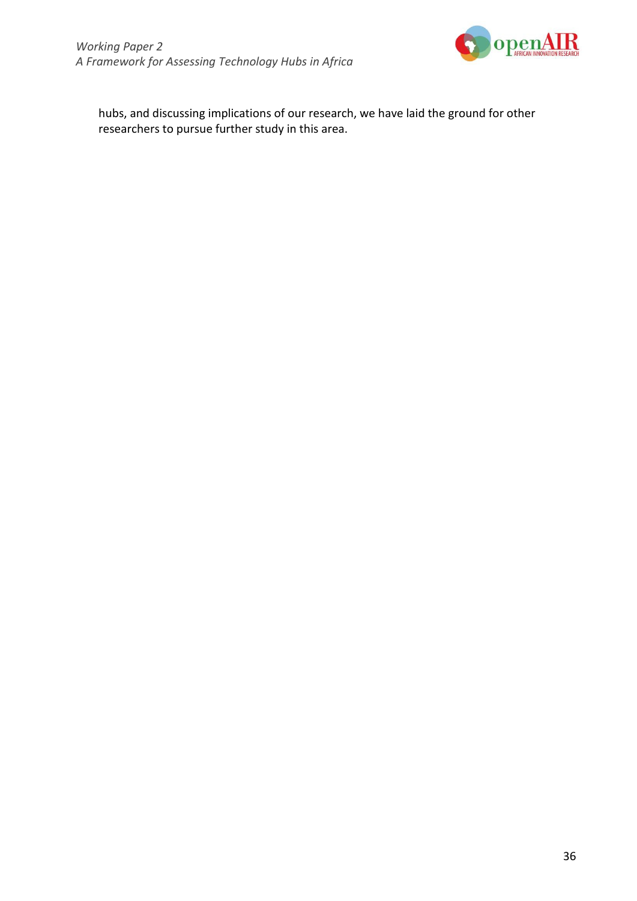hubs, and discussing implications of our research, we have laid the ground for other researchers to pursue further study in this area.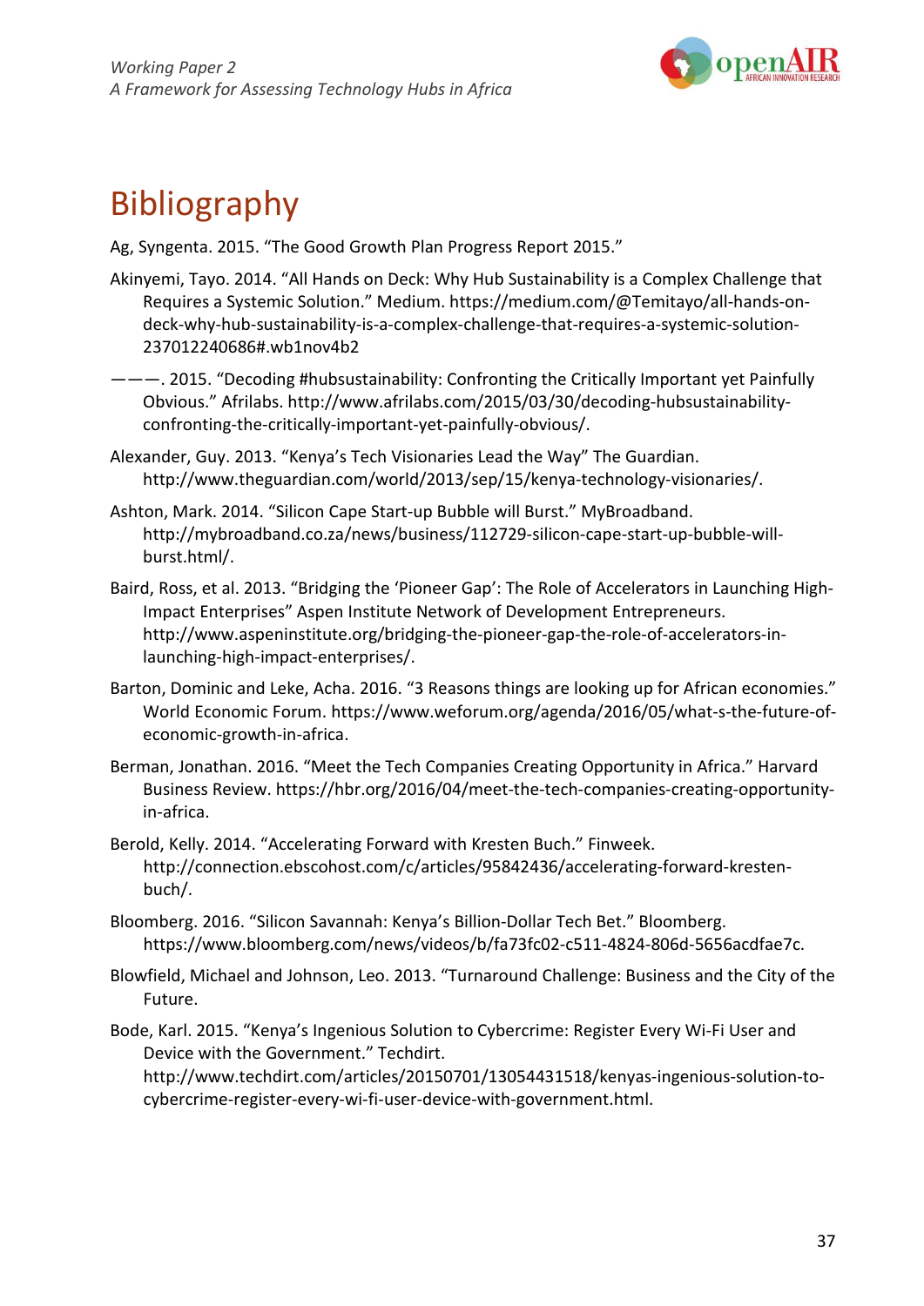# Bibliography

Ag, Syngenta. 2015. "The Good Growth Plan Progress Report 2015."

Akinyemi, Tayo. 2014. "All Hands on Deck: Why Hub Sustainability is a Complex Challenge that Requires a Systemic Solution." Medium. https://medium.com/@Temitayo/all-hands-on-deck-why-hub-sustainability-is-a-complex-challenge-that-requires-a-systemic-solution-237012240686#.wb1nov4b2

———. 2015. "Decoding #hubsustainability: Confronting the Critically Important yet Painfully Obvious." Afrilabs. http://www.afrilabs.com/2015/03/30/decoding-hubsustainability-confronting-the-critically-important-yet-painfully-obvious/.

Alexander, Guy. 2013. "Kenya's Tech Visionaries Lead the Way" The Guardian. http://www.theguardian.com/world/2013/sep/15/kenya-technology-visionaries/.

Ashton, Mark. 2014. "Silicon Cape Start-up Bubble will Burst." MyBroadband. http://mybroadband.co.za/news/business/112729-silicon-cape-start-up-bubble-will-burst.html/.

Baird, Ross, et al. 2013. "Bridging the 'Pioneer Gap': The Role of Accelerators in Launching High-Impact Enterprises" Aspen Institute Network of Development Entrepreneurs. http://www.aspeninstitute.org/bridging-the-pioneer-gap-the-role-of-accelerators-in-launching-high-impact-enterprises/.

Barton, Dominic and Leke, Acha. 2016. "3 Reasons things are looking up for African economies." World Economic Forum. https://www.weforum.org/agenda/2016/05/what-s-the-future-of-economic-growth-in-africa.

Berman, Jonathan. 2016. "Meet the Tech Companies Creating Opportunity in Africa." Harvard Business Review. https://hbr.org/2016/04/meet-the-tech-companies-creating-opportunity-in-africa.

Berold, Kelly. 2014. "Accelerating Forward with Kresten Buch." Finweek. http://connection.ebscohost.com/c/articles/95842436/accelerating-forward-kresten-buch/.

Bloomberg. 2016. "Silicon Savannah: Kenya's Billion-Dollar Tech Bet." Bloomberg. https://www.bloomberg.com/news/videos/b/fa73fc02-c511-4824-806d-5656acdfae7c.

Blowfield, Michael and Johnson, Leo. 2013. "Turnaround Challenge: Business and the City of the Future.

Bode, Karl. 2015. "Kenya's Ingenious Solution to Cybercrime: Register Every Wi-Fi User and Device with the Government." Techdirt. http://www.techdirt.com/articles/20150701/13054431518/kenyas-ingenious-solution-to-cybercrime-register-every-wi-fi-user-device-with-government.html.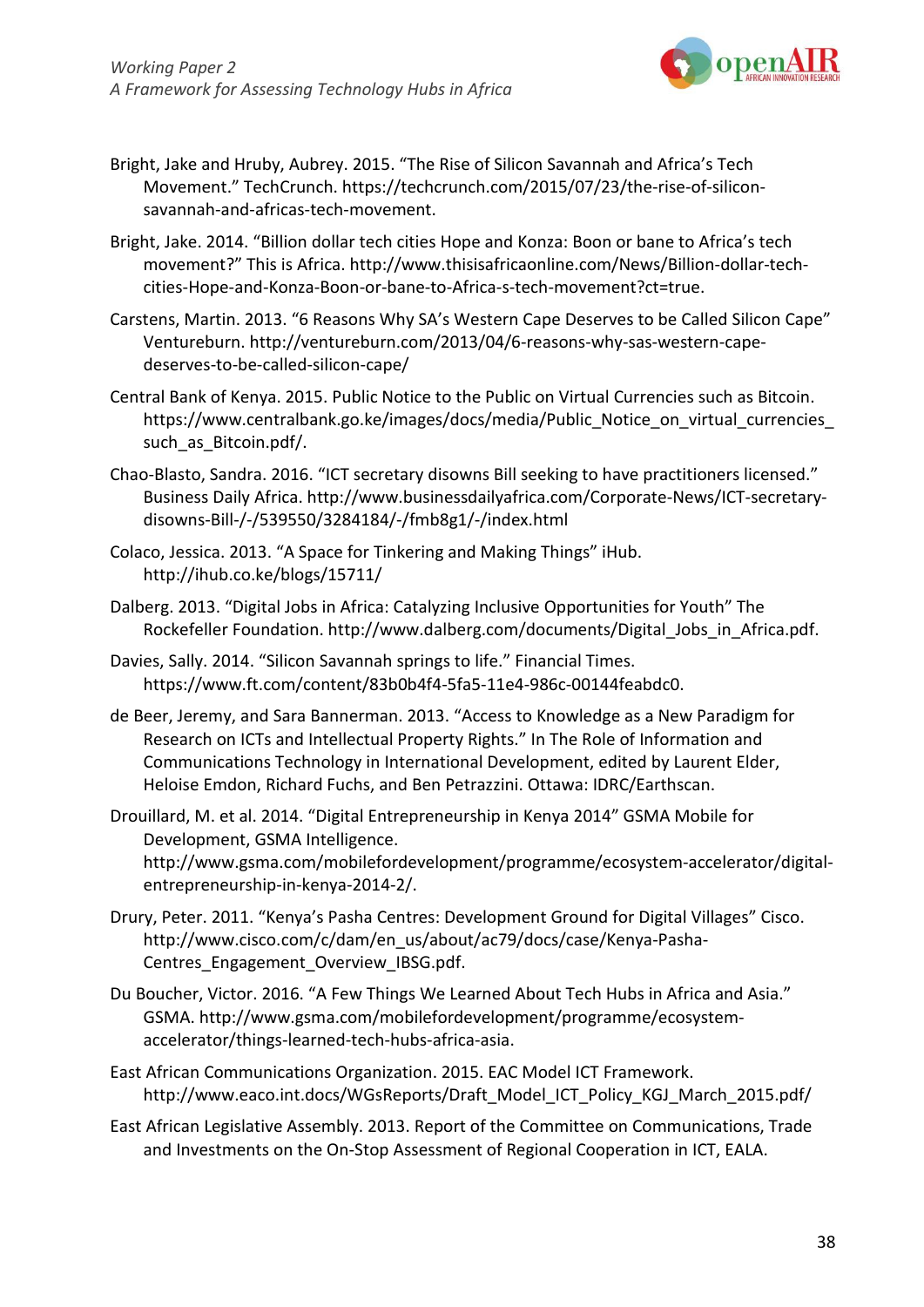Bright, Jake and Hruby, Aubrey. 2015. "The Rise of Silicon Savannah and Africa's Tech Movement." TechCrunch. https://techcrunch.com/2015/07/23/the-rise-of-silicon-savannah-and-africas-tech-movement.

Bright, Jake. 2014. "Billion dollar tech cities Hope and Konza: Boon or bane to Africa's tech movement?" This is Africa. http://www.thisisafricaonline.com/News/Billion-dollar-tech-cities-Hope-and-Konza-Boon-or-bane-to-Africa-s-tech-movement?ct=true.

Carstens, Martin. 2013. "6 Reasons Why SA's Western Cape Deserves to be Called Silicon Cape" Ventureburn. http://ventureburn.com/2013/04/6-reasons-why-sas-western-cape-deserves-to-be-called-silicon-cape/

Central Bank of Kenya. 2015. Public Notice to the Public on Virtual Currencies such as Bitcoin. https://www.centralbank.go.ke/images/docs/media/Public_Notice_on_virtual_currencies_such_as_Bitcoin.pdf/.

Chao-Blasto, Sandra. 2016. "ICT secretary disowns Bill seeking to have practitioners licensed." Business Daily Africa. http://www.businessdailyafrica.com/Corporate-News/ICT-secretary-disowns-Bill-/-/539550/3284184/-/fmb8g1/-/index.html

Colaco, Jessica. 2013. "A Space for Tinkering and Making Things" iHub. http://ihub.co.ke/blogs/15711/

Dalberg. 2013. "Digital Jobs in Africa: Catalyzing Inclusive Opportunities for Youth" The Rockefeller Foundation. http://www.dalberg.com/documents/Digital_Jobs_in_Africa.pdf.

Davies, Sally. 2014. "Silicon Savannah springs to life." Financial Times. https://www.ft.com/content/83b0b4f4-5fa5-11e4-986c-00144feabdc0.

de Beer, Jeremy, and Sara Bannerman. 2013. "Access to Knowledge as a New Paradigm for Research on ICTs and Intellectual Property Rights." In The Role of Information and Communications Technology in International Development, edited by Laurent Elder, Heloise Emdon, Richard Fuchs, and Ben Petrazzini. Ottawa: IDRC/Earthscan.

Drouillard, M. et al. 2014. "Digital Entrepreneurship in Kenya 2014" GSMA Mobile for Development, GSMA Intelligence. http://www.gsma.com/mobilefordevelopment/programme/ecosystem-accelerator/digital-entrepreneurship-in-kenya-2014-2/.

Drury, Peter. 2011. "Kenya's Pasha Centres: Development Ground for Digital Villages" Cisco. http://www.cisco.com/c/dam/en_us/about/ac79/docs/case/Kenya-Pasha-Centres_Engagement_Overview_IBSG.pdf.

Du Boucher, Victor. 2016. "A Few Things We Learned About Tech Hubs in Africa and Asia." GSMA. http://www.gsma.com/mobilefordevelopment/programme/ecosystem-accelerator/things-learned-tech-hubs-africa-asia.

East African Communications Organization. 2015. EAC Model ICT Framework. http://www.eaco.int.docs/WGsReports/Draft_Model_ICT_Policy_KGJ_March_2015.pdf/

East African Legislative Assembly. 2013. Report of the Committee on Communications, Trade and Investments on the On-Stop Assessment of Regional Cooperation in ICT, EALA.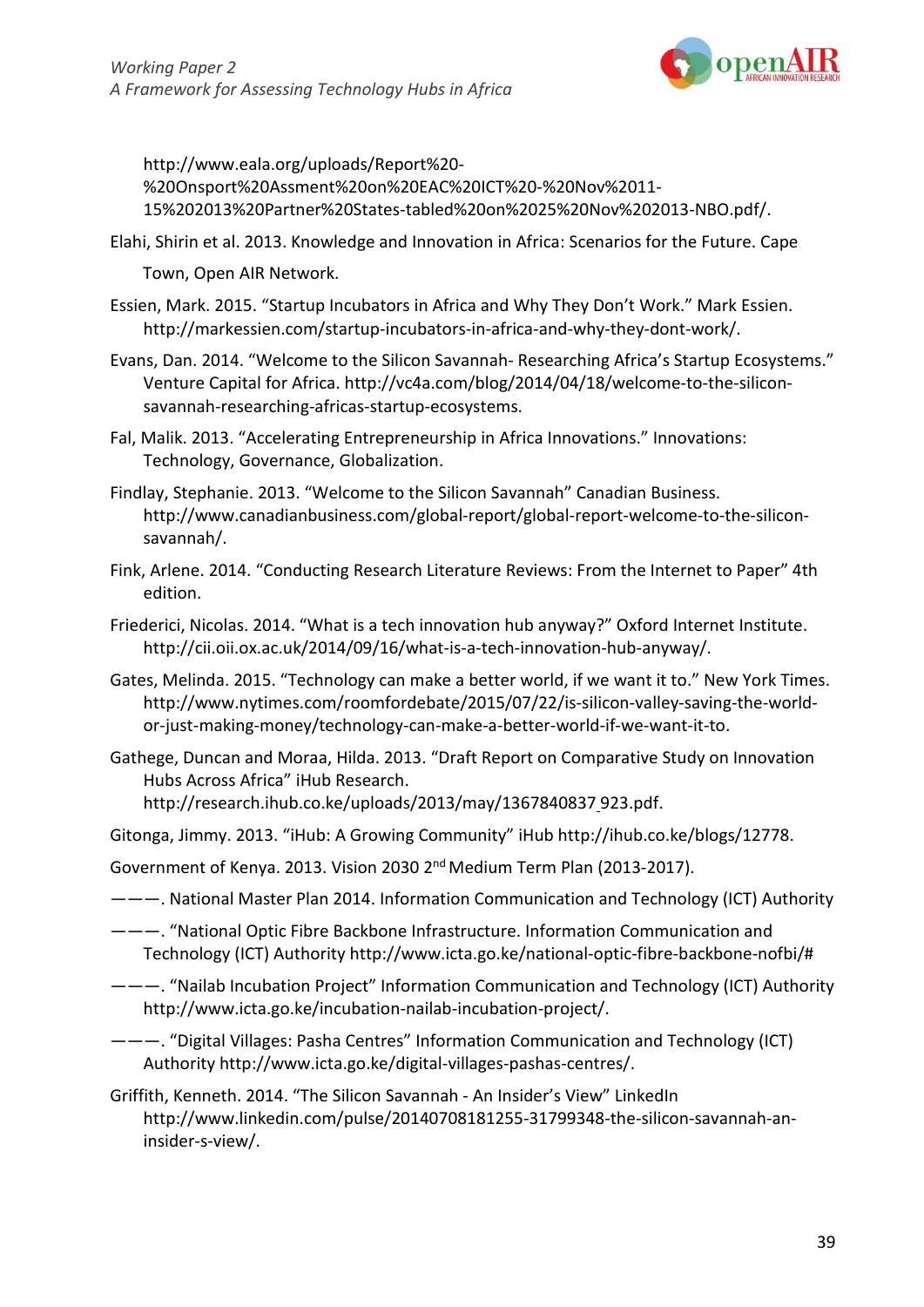http://www.eala.org/uploads/Report%20-%20Onsport%20Assment%20on%20EAC%20ICT%20-%20Nov%2011-15%202013%20Partner%20States-tabled%20on%2025%20Nov%202013-NBO.pdf/.

Elahi, Shirin et al. 2013. Knowledge and Innovation in Africa: Scenarios for the Future. Cape Town, Open AIR Network.

Essien, Mark. 2015. "Startup Incubators in Africa and Why They Don't Work." Mark Essien. http://markessien.com/startup-incubators-in-africa-and-why-they-dont-work/.

Evans, Dan. 2014. "Welcome to the Silicon Savannah- Researching Africa's Startup Ecosystems." Venture Capital for Africa. http://vc4a.com/blog/2014/04/18/welcome-to-the-silicon-savannah-researching-africas-startup-ecosystems.

Fal, Malik. 2013. "Accelerating Entrepreneurship in Africa Innovations." Innovations: Technology, Governance, Globalization.

Findlay, Stephanie. 2013. "Welcome to the Silicon Savannah" Canadian Business. http://www.canadianbusiness.com/global-report/global-report-welcome-to-the-silicon-savannah/.

Fink, Arlene. 2014. "Conducting Research Literature Reviews: From the Internet to Paper" 4th edition.

Friederici, Nicolas. 2014. "What is a tech innovation hub anyway?" Oxford Internet Institute. http://cii.oii.ox.ac.uk/2014/09/16/what-is-a-tech-innovation-hub-anyway/.

Gates, Melinda. 2015. "Technology can make a better world, if we want it to." New York Times. http://www.nytimes.com/roomfordebate/2015/07/22/is-silicon-valley-saving-the-world-or-just-making-money/technology-can-make-a-better-world-if-we-want-it-to.

Gathege, Duncan and Moraa, Hilda. 2013. "Draft Report on Comparative Study on Innovation Hubs Across Africa" iHub Research. http://research.ihub.co.ke/uploads/2013/may/1367840837_923.pdf.

Gitonga, Jimmy. 2013. "iHub: A Growing Community" iHub http://ihub.co.ke/blogs/12778.

Government of Kenya. 2013. Vision 2030 2nd Medium Term Plan (2013-2017).

———. National Master Plan 2014. Information Communication and Technology (ICT) Authority

———. "National Optic Fibre Backbone Infrastructure. Information Communication and Technology (ICT) Authority http://www.icta.go.ke/national-optic-fibre-backbone-nofbi/#

———. "Nailab Incubation Project" Information Communication and Technology (ICT) Authority http://www.icta.go.ke/incubation-nailab-incubation-project/.

———. "Digital Villages: Pasha Centres" Information Communication and Technology (ICT) Authority http://www.icta.go.ke/digital-villages-pashas-centres/.

Griffith, Kenneth. 2014. "The Silicon Savannah - An Insider's View" LinkedIn http://www.linkedin.com/pulse/20140708181255-31799348-the-silicon-savannah-an-insider-s-view/.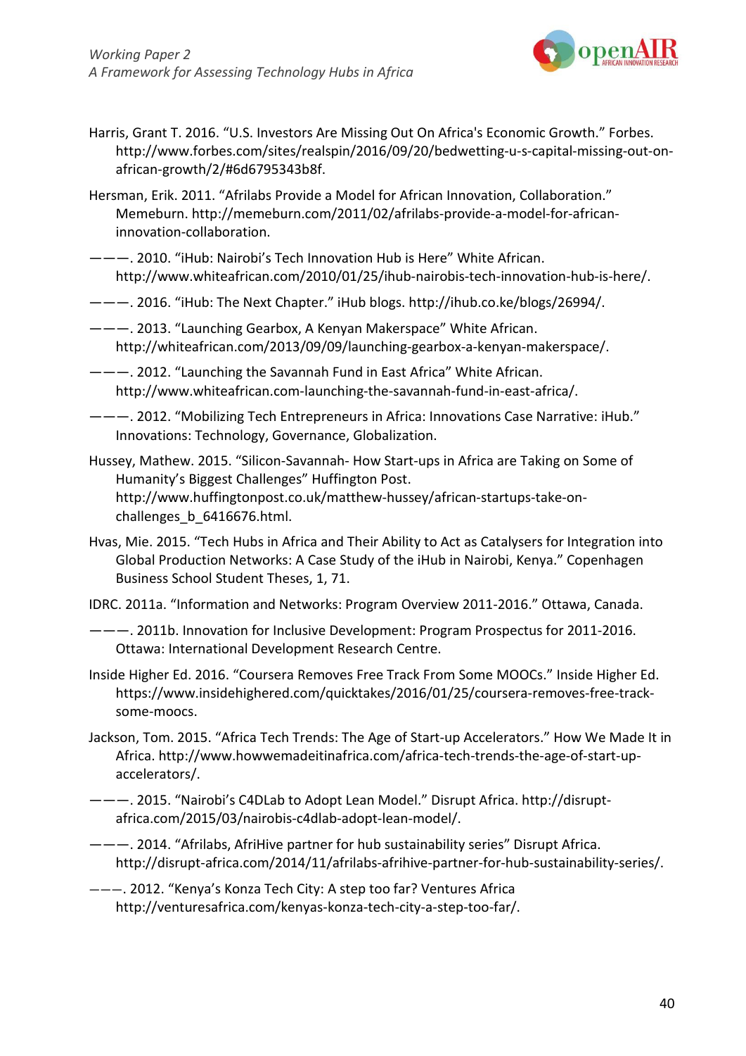Harris, Grant T. 2016. “U.S. Investors Are Missing Out On Africa's Economic Growth.” Forbes. http://www.forbes.com/sites/realspin/2016/09/20/bedwetting-u-s-capital-missing-out-on-african-growth/2/#6d6795343b8f.

Hersman, Erik. 2011. “Afrilabs Provide a Model for African Innovation, Collaboration.” Memeburn. http://memeburn.com/2011/02/afrilabs-provide-a-model-for-african-innovation-collaboration.

———. 2010. “iHub: Nairobi’s Tech Innovation Hub is Here” White African. http://www.whiteafrican.com/2010/01/25/ihub-nairobis-tech-innovation-hub-is-here/.

———. 2016. “iHub: The Next Chapter.” iHub blogs. http://ihub.co.ke/blogs/26994/.

———. 2013. “Launching Gearbox, A Kenyan Makerspace” White African. http://whiteafrican.com/2013/09/09/launching-gearbox-a-kenyan-makerspace/.

———. 2012. “Launching the Savannah Fund in East Africa” White African. http://www.whiteafrican.com-launching-the-savannah-fund-in-east-africa/.

———. 2012. “Mobilizing Tech Entrepreneurs in Africa: Innovations Case Narrative: iHub.” Innovations: Technology, Governance, Globalization.

Hussey, Mathew. 2015. “Silicon-Savannah- How Start-ups in Africa are Taking on Some of Humanity’s Biggest Challenges” Huffington Post. http://www.huffingtonpost.co.uk/matthew-hussey/african-startups-take-on-challenges_b_6416676.html.

Hvas, Mie. 2015. “Tech Hubs in Africa and Their Ability to Act as Catalysers for Integration into Global Production Networks: A Case Study of the iHub in Nairobi, Kenya.” Copenhagen Business School Student Theses, 1, 71.

IDRC. 2011a. “Information and Networks: Program Overview 2011-2016.” Ottawa, Canada.

———. 2011b. Innovation for Inclusive Development: Program Prospectus for 2011-2016. Ottawa: International Development Research Centre.

Inside Higher Ed. 2016. “Coursera Removes Free Track From Some MOOCs.” Inside Higher Ed. https://www.insidehighered.com/quicktakes/2016/01/25/coursera-removes-free-track-some-moocs.

Jackson, Tom. 2015. “Africa Tech Trends: The Age of Start-up Accelerators.” How We Made It in Africa. http://www.howwemadeitinafrica.com/africa-tech-trends-the-age-of-start-up-accelerators/.

———. 2015. “Nairobi’s C4DLab to Adopt Lean Model.” Disrupt Africa. http://disrupt-africa.com/2015/03/nairobis-c4dlab-adopt-lean-model/.

———. 2014. “Afrilabs, AfriHive partner for hub sustainability series” Disrupt Africa. http://disrupt-africa.com/2014/11/afrilabs-afrihive-partner-for-hub-sustainability-series/.

———. 2012. “Kenya’s Konza Tech City: A step too far? Ventures Africa http://venturesafrica.com/kenyas-konza-tech-city-a-step-too-far/.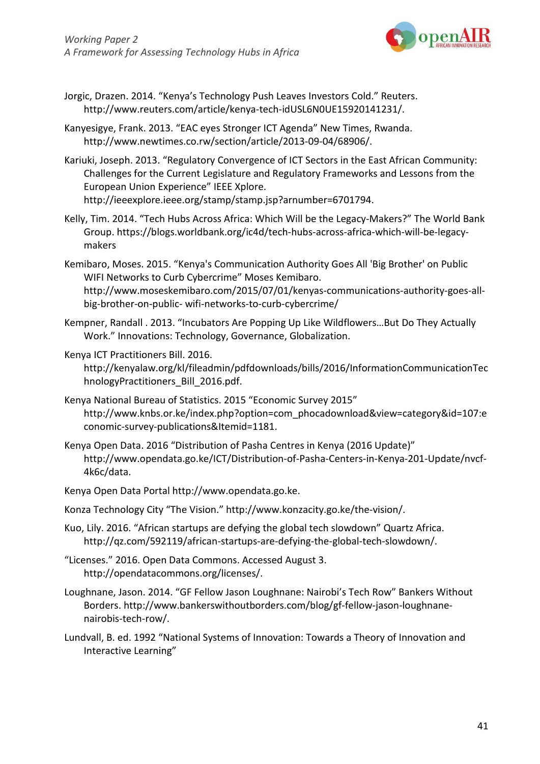Jorgic, Drazen. 2014. “Kenya’s Technology Push Leaves Investors Cold.” Reuters. http://www.reuters.com/article/kenya-tech-idUSL6N0UE15920141231/.

Kanyesigye, Frank. 2013. “EAC eyes Stronger ICT Agenda” New Times, Rwanda. http://www.newtimes.co.rw/section/article/2013-09-04/68906/.

Kariuki, Joseph. 2013. “Regulatory Convergence of ICT Sectors in the East African Community: Challenges for the Current Legislature and Regulatory Frameworks and Lessons from the European Union Experience” IEEE Xplore. http://ieeexplore.ieee.org/stamp/stamp.jsp?arnumber=6701794.

Kelly, Tim. 2014. “Tech Hubs Across Africa: Which Will be the Legacy-Makers?” The World Bank Group. https://blogs.worldbank.org/ic4d/tech-hubs-across-africa-which-will-be-legacy-makers

Kemibaro, Moses. 2015. “Kenya's Communication Authority Goes All 'Big Brother' on Public WIFI Networks to Curb Cybercrime” Moses Kemibaro. http://www.moseskemibaro.com/2015/07/01/kenyas-communications-authority-goes-all-big-brother-on-public- wifi-networks-to-curb-cybercrime/

Kempner, Randall . 2013. “Incubators Are Popping Up Like Wildflowers…But Do They Actually Work.” Innovations: Technology, Governance, Globalization.

Kenya ICT Practitioners Bill. 2016. http://kenyalaw.org/kl/fileadmin/pdfdownloads/bills/2016/InformationCommunicationTechnologyPractitioners_Bill_2016.pdf.

Kenya National Bureau of Statistics. 2015 “Economic Survey 2015” http://www.knbs.or.ke/index.php?option=com_phocadownload&view=category&id=107:economic-survey-publications&Itemid=1181.

Kenya Open Data. 2016 “Distribution of Pasha Centres in Kenya (2016 Update)” http://www.opendata.go.ke/ICT/Distribution-of-Pasha-Centers-in-Kenya-201-Update/nvcf-4k6c/data.

Kenya Open Data Portal http://www.opendata.go.ke.

Konza Technology City “The Vision.” http://www.konzacity.go.ke/the-vision/.

Kuo, Lily. 2016. “African startups are defying the global tech slowdown” Quartz Africa. http://qz.com/592119/african-startups-are-defying-the-global-tech-slowdown/.

“Licenses.” 2016. Open Data Commons. Accessed August 3. http://opendatacommons.org/licenses/.

Loughnane, Jason. 2014. “GF Fellow Jason Loughnane: Nairobi’s Tech Row” Bankers Without Borders. http://www.bankerswithoutborders.com/blog/gf-fellow-jason-loughnane-nairobis-tech-row/.

Lundvall, B. ed. 1992 “National Systems of Innovation: Towards a Theory of Innovation and Interactive Learning”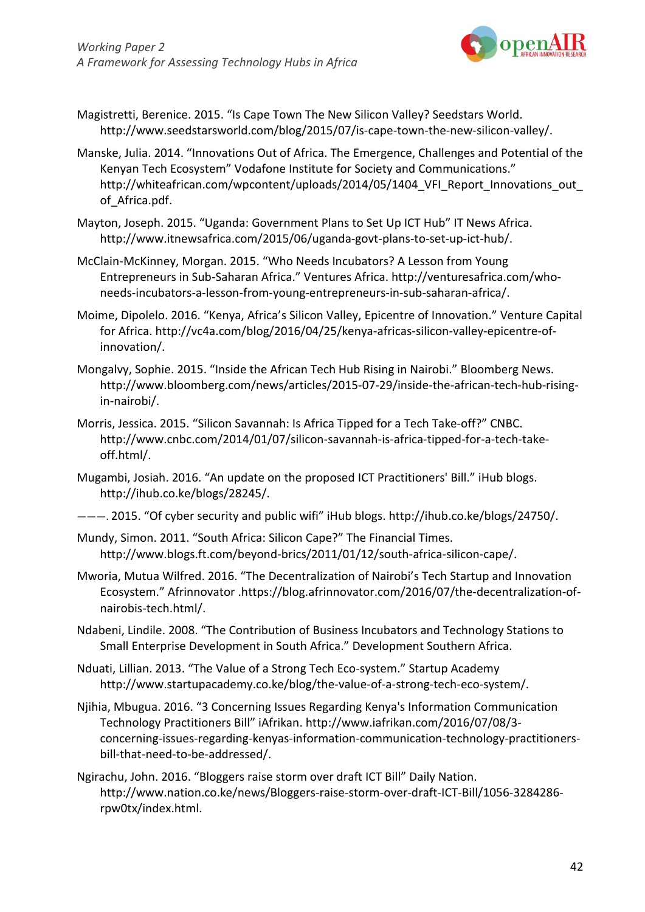Magistretti, Berenice. 2015. "Is Cape Town The New Silicon Valley? Seedstars World. http://www.seedstarsworld.com/blog/2015/07/is-cape-town-the-new-silicon-valley/.

Manske, Julia. 2014. "Innovations Out of Africa. The Emergence, Challenges and Potential of the Kenyan Tech Ecosystem" Vodafone Institute for Society and Communications." http://whiteafrican.com/wpcontent/uploads/2014/05/1404_VFI_Report_Innovations_out_of_Africa.pdf.

Mayton, Joseph. 2015. "Uganda: Government Plans to Set Up ICT Hub" IT News Africa. http://www.itnewsafrica.com/2015/06/uganda-govt-plans-to-set-up-ict-hub/.

McClain-McKinney, Morgan. 2015. "Who Needs Incubators? A Lesson from Young Entrepreneurs in Sub-Saharan Africa." Ventures Africa. http://venturesafrica.com/who-needs-incubators-a-lesson-from-young-entrepreneurs-in-sub-saharan-africa/.

Moime, Dipolelo. 2016. "Kenya, Africa's Silicon Valley, Epicentre of Innovation." Venture Capital for Africa. http://vc4a.com/blog/2016/04/25/kenya-africas-silicon-valley-epicentre-of-innovation/.

Mongalvy, Sophie. 2015. "Inside the African Tech Hub Rising in Nairobi." Bloomberg News. http://www.bloomberg.com/news/articles/2015-07-29/inside-the-african-tech-hub-rising-in-nairobi/.

Morris, Jessica. 2015. "Silicon Savannah: Is Africa Tipped for a Tech Take-off?" CNBC. http://www.cnbc.com/2014/01/07/silicon-savannah-is-africa-tipped-for-a-tech-take-off.html/.

Mugambi, Josiah. 2016. "An update on the proposed ICT Practitioners' Bill." iHub blogs. http://ihub.co.ke/blogs/28245/.

———. 2015. "Of cyber security and public wifi" iHub blogs. http://ihub.co.ke/blogs/24750/.

Mundy, Simon. 2011. "South Africa: Silicon Cape?" The Financial Times. http://www.blogs.ft.com/beyond-brics/2011/01/12/south-africa-silicon-cape/.

Mworia, Mutua Wilfred. 2016. "The Decentralization of Nairobi's Tech Startup and Innovation Ecosystem." Afrinnovator .https://blog.afrinnovator.com/2016/07/the-decentralization-of-nairobis-tech.html/.

Ndabeni, Lindile. 2008. "The Contribution of Business Incubators and Technology Stations to Small Enterprise Development in South Africa." Development Southern Africa.

Nduati, Lillian. 2013. "The Value of a Strong Tech Eco-system." Startup Academy http://www.startupacademy.co.ke/blog/the-value-of-a-strong-tech-eco-system/.

Njihia, Mbugua. 2016. "3 Concerning Issues Regarding Kenya's Information Communication Technology Practitioners Bill" iAfrikan. http://www.iafrikan.com/2016/07/08/3-concerning-issues-regarding-kenyas-information-communication-technology-practitioners-bill-that-need-to-be-addressed/.

Ngirachu, John. 2016. "Bloggers raise storm over draft ICT Bill" Daily Nation. http://www.nation.co.ke/news/Bloggers-raise-storm-over-draft-ICT-Bill/1056-3284286-rpw0tx/index.html.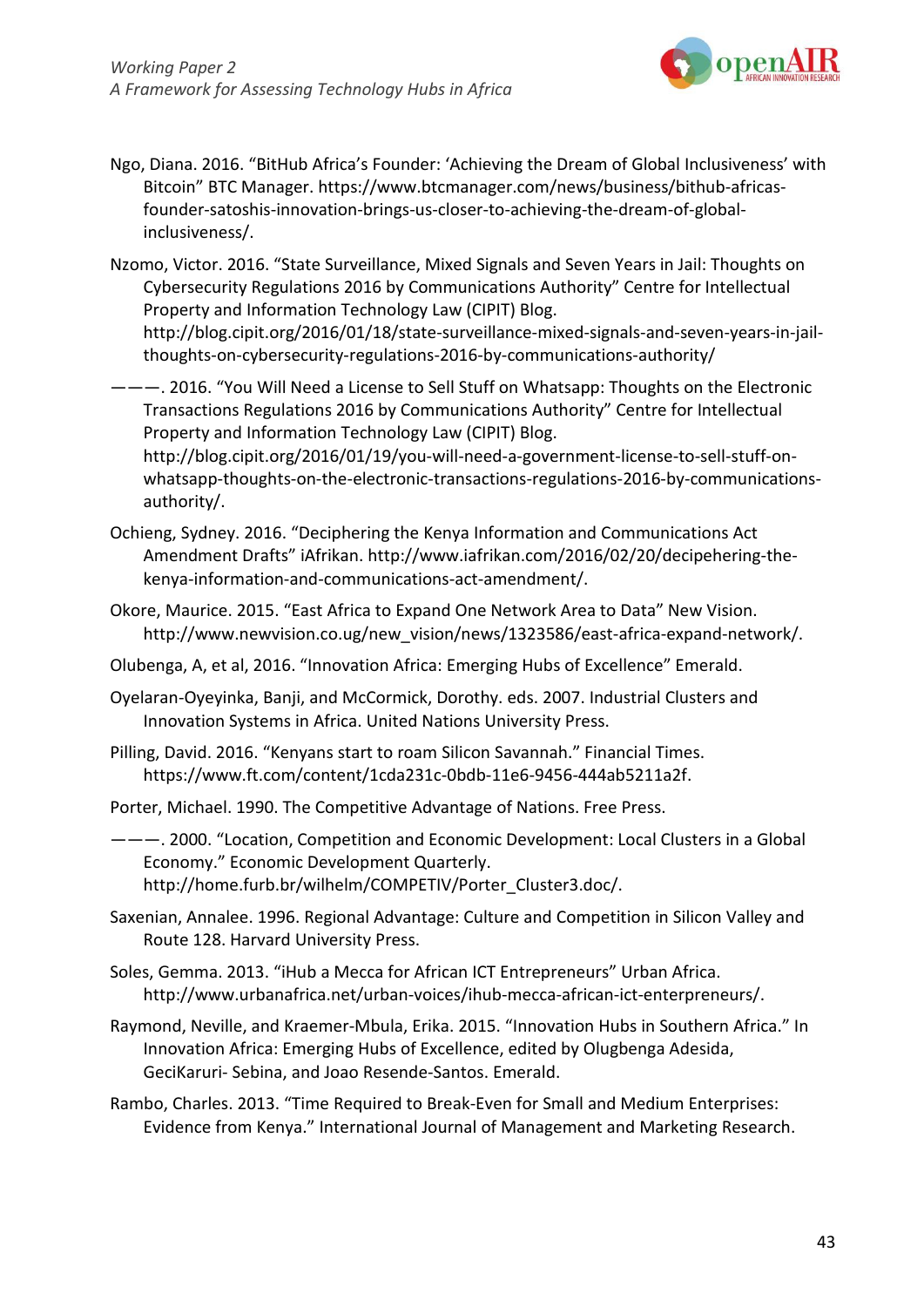Ngo, Diana. 2016. “BitHub Africa’s Founder: ‘Achieving the Dream of Global Inclusiveness’ with Bitcoin” BTC Manager. https://www.btcmanager.com/news/business/bithub-africas-founder-satoshis-innovation-brings-us-closer-to-achieving-the-dream-of-global-inclusiveness/.

Nzomo, Victor. 2016. “State Surveillance, Mixed Signals and Seven Years in Jail: Thoughts on Cybersecurity Regulations 2016 by Communications Authority” Centre for Intellectual Property and Information Technology Law (CIPIT) Blog. http://blog.cipit.org/2016/01/18/state-surveillance-mixed-signals-and-seven-years-in-jail-thoughts-on-cybersecurity-regulations-2016-by-communications-authority/

———. 2016. “You Will Need a License to Sell Stuff on Whatsapp: Thoughts on the Electronic Transactions Regulations 2016 by Communications Authority” Centre for Intellectual Property and Information Technology Law (CIPIT) Blog. http://blog.cipit.org/2016/01/19/you-will-need-a-government-license-to-sell-stuff-on-whatsapp-thoughts-on-the-electronic-transactions-regulations-2016-by-communications-authority/.

Ochieng, Sydney. 2016. “Deciphering the Kenya Information and Communications Act Amendment Drafts” iAfrikan. http://www.iafrikan.com/2016/02/20/decipehering-the-kenya-information-and-communications-act-amendment/.

Okore, Maurice. 2015. “East Africa to Expand One Network Area to Data” New Vision. http://www.newvision.co.ug/new_vision/news/1323586/east-africa-expand-network/.

Olubenga, A, et al, 2016. “Innovation Africa: Emerging Hubs of Excellence” Emerald.

Oyelaran-Oyeyinka, Banji, and McCormick, Dorothy. eds. 2007. Industrial Clusters and Innovation Systems in Africa. United Nations University Press.

Pilling, David. 2016. “Kenyans start to roam Silicon Savannah.” Financial Times. https://www.ft.com/content/1cda231c-0bdb-11e6-9456-444ab5211a2f.

Porter, Michael. 1990. The Competitive Advantage of Nations. Free Press.

———. 2000. “Location, Competition and Economic Development: Local Clusters in a Global Economy.” Economic Development Quarterly. http://home.furb.br/wilhelm/COMPETIV/Porter_Cluster3.doc/.

Saxenian, Annalee. 1996. Regional Advantage: Culture and Competition in Silicon Valley and Route 128. Harvard University Press.

Soles, Gemma. 2013. “iHub a Mecca for African ICT Entrepreneurs” Urban Africa. http://www.urbanafrica.net/urban-voices/ihub-mecca-african-ict-enterpreneurs/.

Raymond, Neville, and Kraemer-Mbula, Erika. 2015. “Innovation Hubs in Southern Africa.” In Innovation Africa: Emerging Hubs of Excellence, edited by Olugbenga Adesida, GeciKaruri- Sebina, and Joao Resende-Santos. Emerald.

Rambo, Charles. 2013. “Time Required to Break-Even for Small and Medium Enterprises: Evidence from Kenya.” International Journal of Management and Marketing Research.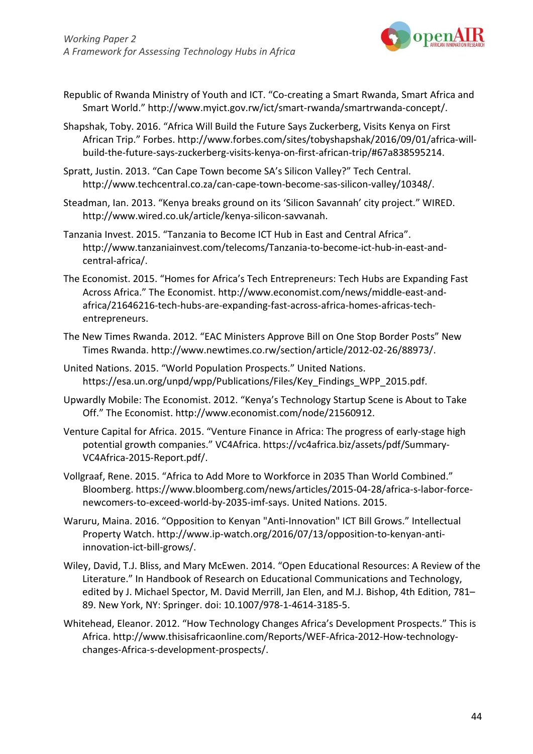Republic of Rwanda Ministry of Youth and ICT. "Co-creating a Smart Rwanda, Smart Africa and Smart World." http://www.myict.gov.rw/ict/smart-rwanda/smartrwanda-concept/.

Shapshak, Toby. 2016. "Africa Will Build the Future Says Zuckerberg, Visits Kenya on First African Trip." Forbes. http://www.forbes.com/sites/tobyshapshak/2016/09/01/africa-will-build-the-future-says-zuckerberg-visits-kenya-on-first-african-trip/#67a838595214.

Spratt, Justin. 2013. "Can Cape Town become SA's Silicon Valley?" Tech Central. http://www.techcentral.co.za/can-cape-town-become-sas-silicon-valley/10348/.

Steadman, Ian. 2013. "Kenya breaks ground on its 'Silicon Savannah' city project." WIRED. http://www.wired.co.uk/article/kenya-silicon-savvanah.

Tanzania Invest. 2015. "Tanzania to Become ICT Hub in East and Central Africa". http://www.tanzaniainvest.com/telecoms/Tanzania-to-become-ict-hub-in-east-and-central-africa/.

The Economist. 2015. "Homes for Africa's Tech Entrepreneurs: Tech Hubs are Expanding Fast Across Africa." The Economist. http://www.economist.com/news/middle-east-and-africa/21646216-tech-hubs-are-expanding-fast-across-africa-homes-africas-tech-entrepreneurs.

The New Times Rwanda. 2012. "EAC Ministers Approve Bill on One Stop Border Posts" New Times Rwanda. http://www.newtimes.co.rw/section/article/2012-02-26/88973/.

United Nations. 2015. "World Population Prospects." United Nations. https://esa.un.org/unpd/wpp/Publications/Files/Key_Findings_WPP_2015.pdf.

Upwardly Mobile: The Economist. 2012. "Kenya's Technology Startup Scene is About to Take Off." The Economist. http://www.economist.com/node/21560912.

Venture Capital for Africa. 2015. "Venture Finance in Africa: The progress of early-stage high potential growth companies." VC4Africa. https://vc4africa.biz/assets/pdf/Summary-VC4Africa-2015-Report.pdf/.

Vollgraaf, Rene. 2015. "Africa to Add More to Workforce in 2035 Than World Combined." Bloomberg. https://www.bloomberg.com/news/articles/2015-04-28/africa-s-labor-force-newcomers-to-exceed-world-by-2035-imf-says. United Nations. 2015.

Waruru, Maina. 2016. "Opposition to Kenyan "Anti-Innovation" ICT Bill Grows." Intellectual Property Watch. http://www.ip-watch.org/2016/07/13/opposition-to-kenyan-anti-innovation-ict-bill-grows/.

Wiley, David, T.J. Bliss, and Mary McEwen. 2014. "Open Educational Resources: A Review of the Literature." In Handbook of Research on Educational Communications and Technology, edited by J. Michael Spector, M. David Merrill, Jan Elen, and M.J. Bishop, 4th Edition, 781–89. New York, NY: Springer. doi: 10.1007/978-1-4614-3185-5.

Whitehead, Eleanor. 2012. "How Technology Changes Africa's Development Prospects." This is Africa. http://www.thisisafricaonline.com/Reports/WEF-Africa-2012-How-technology-changes-Africa-s-development-prospects/.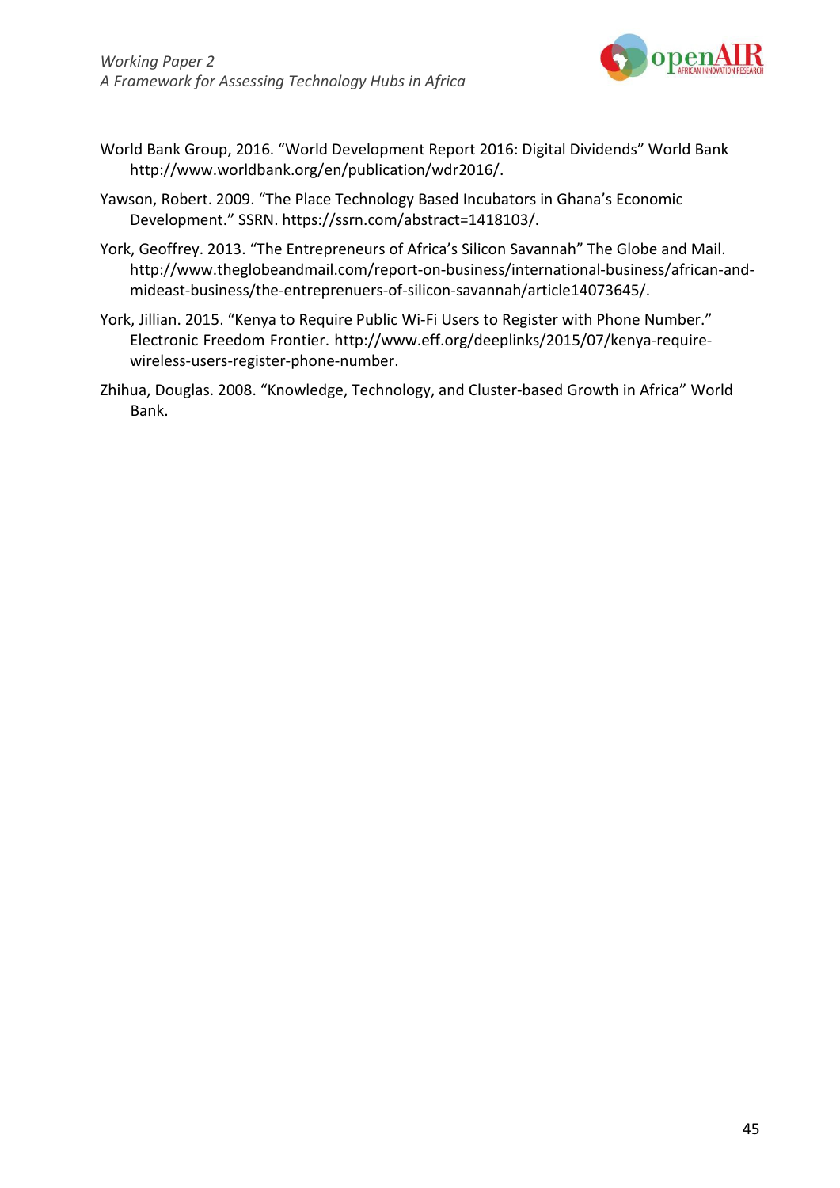World Bank Group, 2016. “World Development Report 2016: Digital Dividends” World Bank http://www.worldbank.org/en/publication/wdr2016/.

Yawson, Robert. 2009. “The Place Technology Based Incubators in Ghana’s Economic Development.” SSRN. https://ssrn.com/abstract=1418103/.

York, Geoffrey. 2013. “The Entrepreneurs of Africa’s Silicon Savannah” The Globe and Mail. http://www.theglobeandmail.com/report-on-business/international-business/african-and-mideast-business/the-entreprenuers-of-silicon-savannah/article14073645/.

York, Jillian. 2015. “Kenya to Require Public Wi-Fi Users to Register with Phone Number.” Electronic Freedom Frontier. http://www.eff.org/deeplinks/2015/07/kenya-require-wireless-users-register-phone-number.

Zhihua, Douglas. 2008. “Knowledge, Technology, and Cluster-based Growth in Africa” World Bank.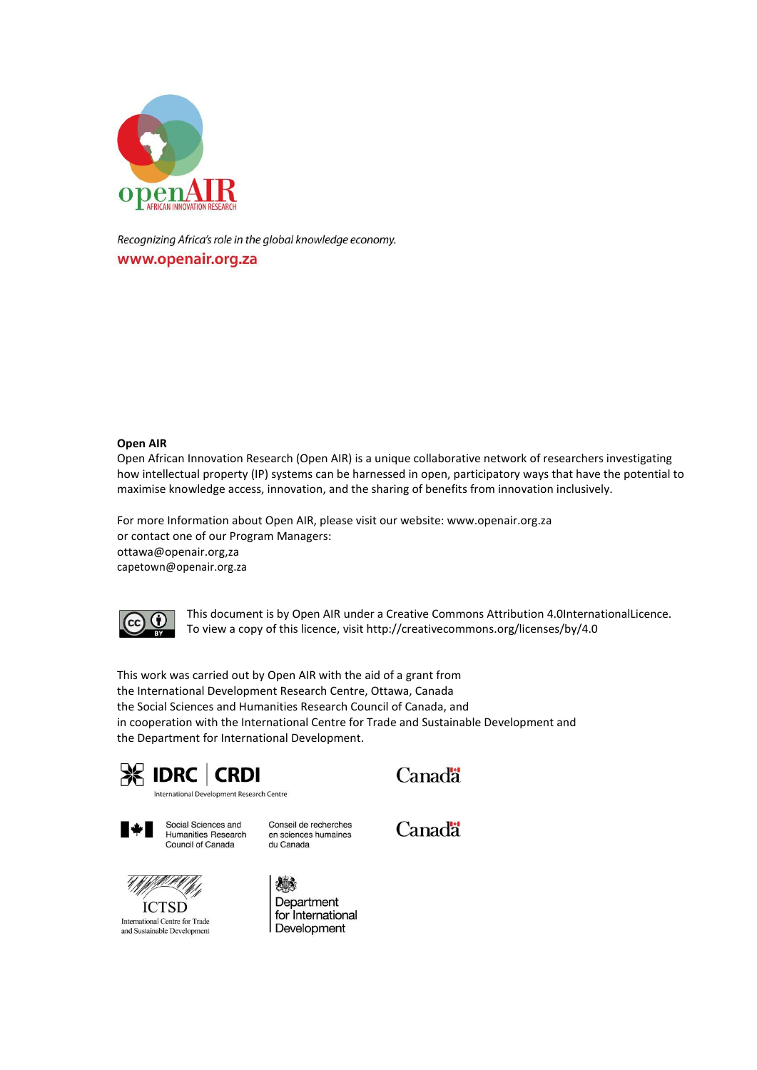openAIR
AFRICAN INNOVATION RESEARCH

*Recognizing Africa's role in the global knowledge economy.*

**www.openair.org.za**

**Open AIR**

Open African Innovation Research (Open AIR) is a unique collaborative network of researchers investigating how intellectual property (IP) systems can be harnessed in open, participatory ways that have the potential to maximise knowledge access, innovation, and the sharing of benefits from innovation inclusively.

For more Information about Open AIR, please visit our website: www.openair.org.za
or contact one of our Program Managers:
ottawa@openair.org,za
capetown@openair.org.za

This document is by Open AIR under a Creative Commons Attribution 4.0InternationalLicence.
To view a copy of this licence, visit http://creativecommons.org/licenses/by/4.0

This work was carried out by Open AIR with the aid of a grant from
the International Development Research Centre, Ottawa, Canada
the Social Sciences and Humanities Research Council of Canada, and
in cooperation with the International Centre for Trade and Sustainable Development and
the Department for International Development.

IDRC | CRDI
International Development Research Centre

Canada

Social Sciences and Humanities Research Council of Canada

Conseil de recherches en sciences humaines du Canada

Canada

ICTSD
International Centre for Trade and Sustainable Development

Department for International Development